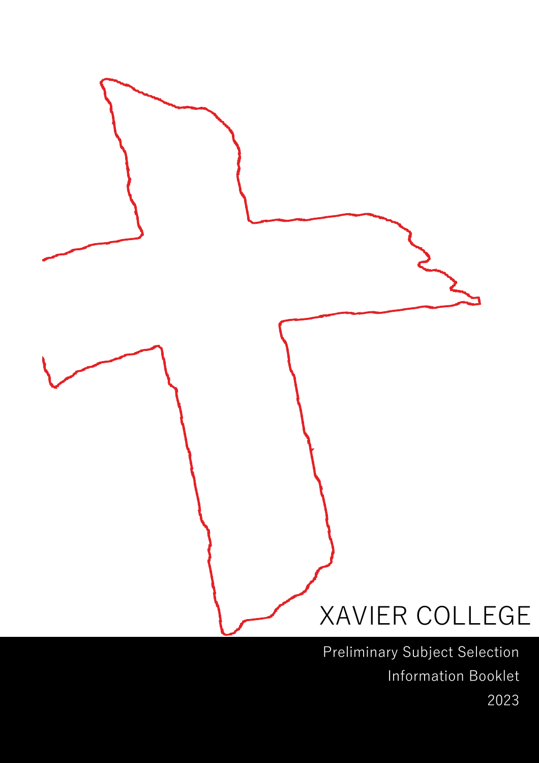# XAVIER COLLEGE

Preliminary Subject Selection

Information Booklet

2023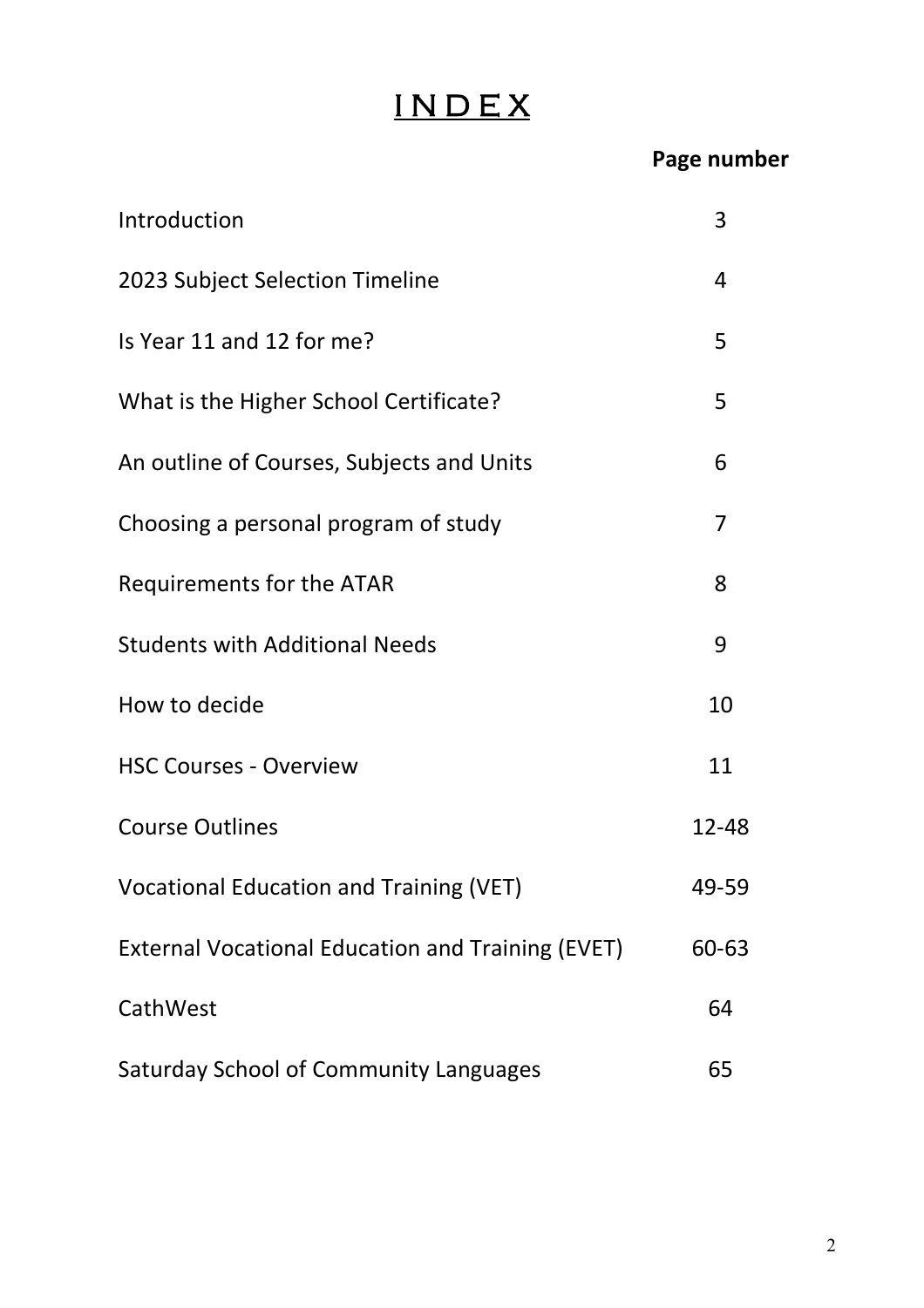# INDEX

| | Page number |
|---|---|
| Introduction | 3 |
| 2023 Subject Selection Timeline | 4 |
| Is Year 11 and 12 for me? | 5 |
| What is the Higher School Certificate? | 5 |
| An outline of Courses, Subjects and Units | 6 |
| Choosing a personal program of study | 7 |
| Requirements for the ATAR | 8 |
| Students with Additional Needs | 9 |
| How to decide | 10 |
| HSC Courses - Overview | 11 |
| Course Outlines | 12-48 |
| Vocational Education and Training (VET) | 49-59 |
| External Vocational Education and Training (EVET) | 60-63 |
| CathWest | 64 |
| Saturday School of Community Languages | 65 |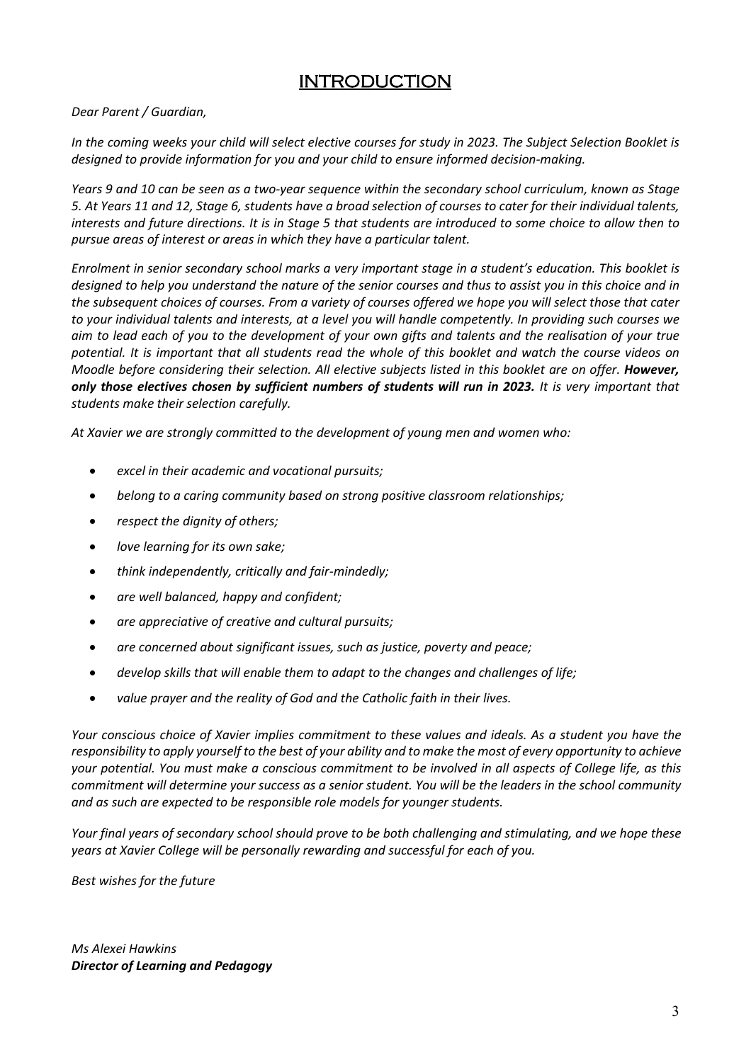# INTRODUCTION

*Dear Parent / Guardian,*

*In the coming weeks your child will select elective courses for study in 2023. The Subject Selection Booklet is designed to provide information for you and your child to ensure informed decision-making.*

*Years 9 and 10 can be seen as a two-year sequence within the secondary school curriculum, known as Stage 5. At Years 11 and 12, Stage 6, students have a broad selection of courses to cater for their individual talents, interests and future directions. It is in Stage 5 that students are introduced to some choice to allow then to pursue areas of interest or areas in which they have a particular talent.*

*Enrolment in senior secondary school marks a very important stage in a student's education. This booklet is designed to help you understand the nature of the senior courses and thus to assist you in this choice and in the subsequent choices of courses. From a variety of courses offered we hope you will select those that cater to your individual talents and interests, at a level you will handle competently. In providing such courses we aim to lead each of you to the development of your own gifts and talents and the realisation of your true potential. It is important that all students read the whole of this booklet and watch the course videos on Moodle before considering their selection. All elective subjects listed in this booklet are on offer.* ***However, only those electives chosen by sufficient numbers of students will run in 2023.*** *It is very important that students make their selection carefully.*

*At Xavier we are strongly committed to the development of young men and women who:*

- *excel in their academic and vocational pursuits;*
- *belong to a caring community based on strong positive classroom relationships;*
- *respect the dignity of others;*
- *love learning for its own sake;*
- *think independently, critically and fair-mindedly;*
- *are well balanced, happy and confident;*
- *are appreciative of creative and cultural pursuits;*
- *are concerned about significant issues, such as justice, poverty and peace;*
- *develop skills that will enable them to adapt to the changes and challenges of life;*
- *value prayer and the reality of God and the Catholic faith in their lives.*

*Your conscious choice of Xavier implies commitment to these values and ideals. As a student you have the responsibility to apply yourself to the best of your ability and to make the most of every opportunity to achieve your potential. You must make a conscious commitment to be involved in all aspects of College life, as this commitment will determine your success as a senior student. You will be the leaders in the school community and as such are expected to be responsible role models for younger students.*

*Your final years of secondary school should prove to be both challenging and stimulating, and we hope these years at Xavier College will be personally rewarding and successful for each of you.*

*Best wishes for the future*

*Ms Alexei Hawkins*
***Director of Learning and Pedagogy***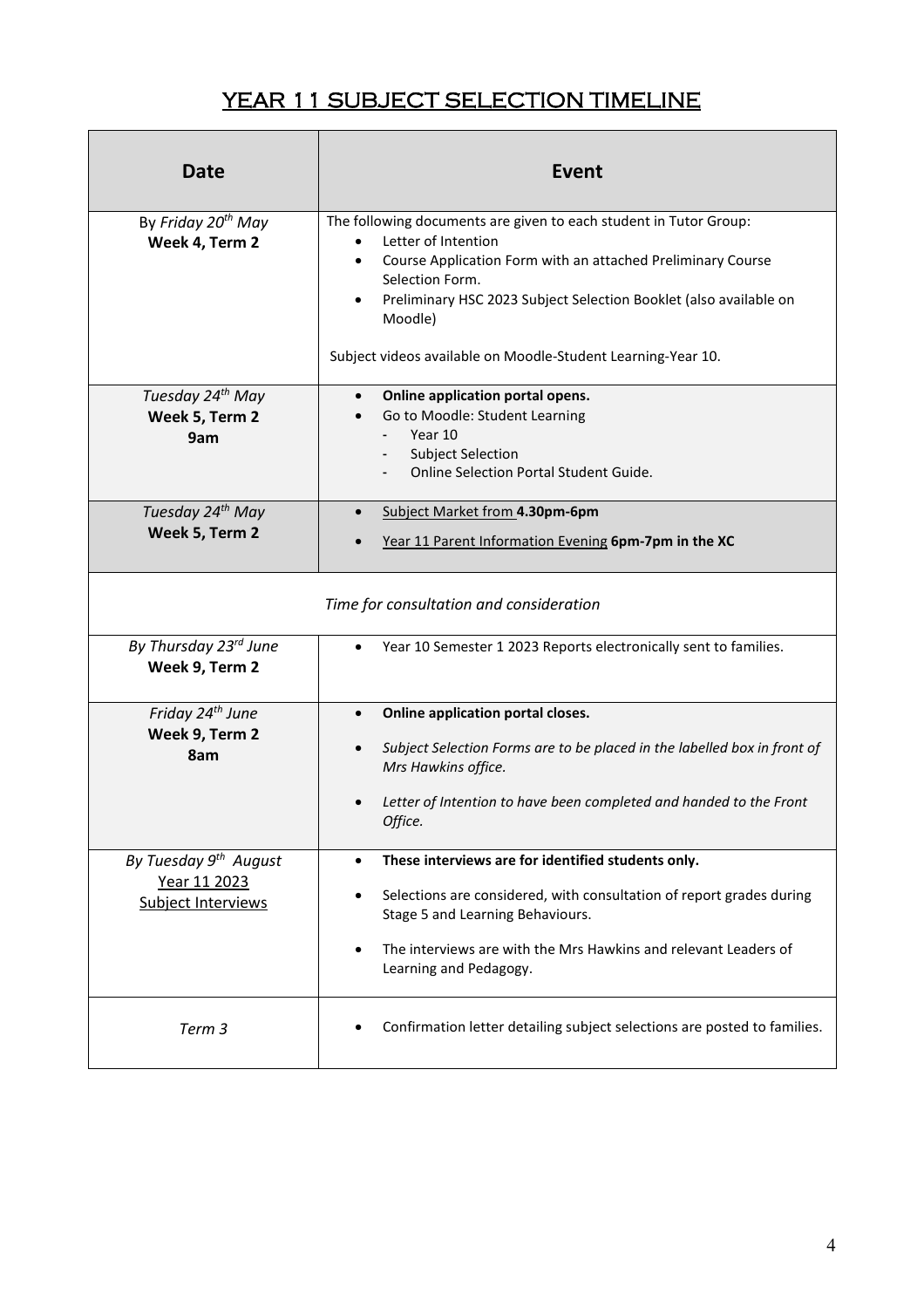# YEAR 11 SUBJECT SELECTION TIMELINE

| Date | Event |
|---|---|
| By *Friday 20th May*<br>**Week 4, Term 2** | The following documents are given to each student in Tutor Group:<br>• Letter of Intention<br>• Course Application Form with an attached Preliminary Course Selection Form.<br>• Preliminary HSC 2023 Subject Selection Booklet (also available on Moodle)<br><br>Subject videos available on Moodle-Student Learning-Year 10. |
| *Tuesday 24th May*<br>**Week 5, Term 2**<br>**9am** | • **Online application portal opens.**<br>• Go to Moodle: Student Learning<br>  - Year 10<br>  - Subject Selection<br>  - Online Selection Portal Student Guide. |
| *Tuesday 24th May*<br>**Week 5, Term 2** | • Subject Market from **4.30pm-6pm**<br>• Year 11 Parent Information Evening **6pm-7pm in the XC** |
| *Time for consultation and consideration* | |
| *By Thursday 23rd June*<br>**Week 9, Term 2** | • Year 10 Semester 1 2023 Reports electronically sent to families. |
| *Friday 24th June*<br>**Week 9, Term 2**<br>**8am** | • **Online application portal closes.**<br>• *Subject Selection Forms are to be placed in the labelled box in front of Mrs Hawkins office.*<br>• *Letter of Intention to have been completed and handed to the Front Office.* |
| *By Tuesday 9th August*<br>Year 11 2023<br>Subject Interviews | • **These interviews are for identified students only.**<br>• Selections are considered, with consultation of report grades during Stage 5 and Learning Behaviours.<br>• The interviews are with the Mrs Hawkins and relevant Leaders of Learning and Pedagogy. |
| *Term 3* | • Confirmation letter detailing subject selections are posted to families. |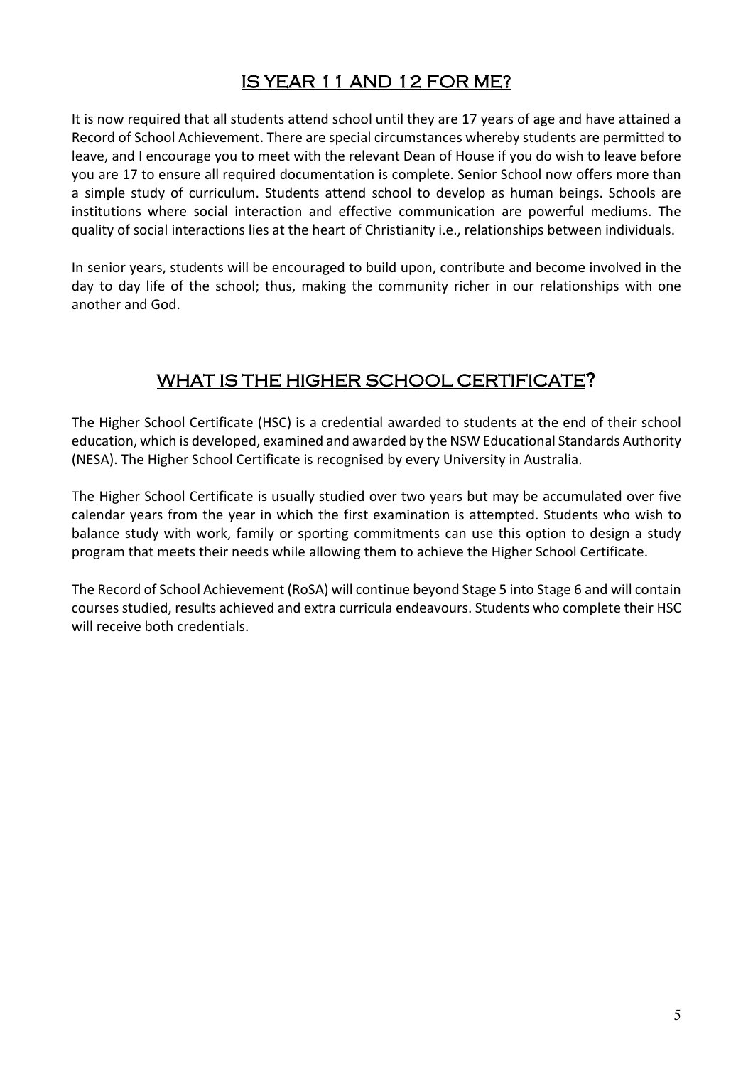## IS YEAR 11 AND 12 FOR ME?

It is now required that all students attend school until they are 17 years of age and have attained a Record of School Achievement. There are special circumstances whereby students are permitted to leave, and I encourage you to meet with the relevant Dean of House if you do wish to leave before you are 17 to ensure all required documentation is complete. Senior School now offers more than a simple study of curriculum. Students attend school to develop as human beings. Schools are institutions where social interaction and effective communication are powerful mediums. The quality of social interactions lies at the heart of Christianity i.e., relationships between individuals.

In senior years, students will be encouraged to build upon, contribute and become involved in the day to day life of the school; thus, making the community richer in our relationships with one another and God.

## WHAT IS THE HIGHER SCHOOL CERTIFICATE?

The Higher School Certificate (HSC) is a credential awarded to students at the end of their school education, which is developed, examined and awarded by the NSW Educational Standards Authority (NESA). The Higher School Certificate is recognised by every University in Australia.

The Higher School Certificate is usually studied over two years but may be accumulated over five calendar years from the year in which the first examination is attempted. Students who wish to balance study with work, family or sporting commitments can use this option to design a study program that meets their needs while allowing them to achieve the Higher School Certificate.

The Record of School Achievement (RoSA) will continue beyond Stage 5 into Stage 6 and will contain courses studied, results achieved and extra curricula endeavours. Students who complete their HSC will receive both credentials.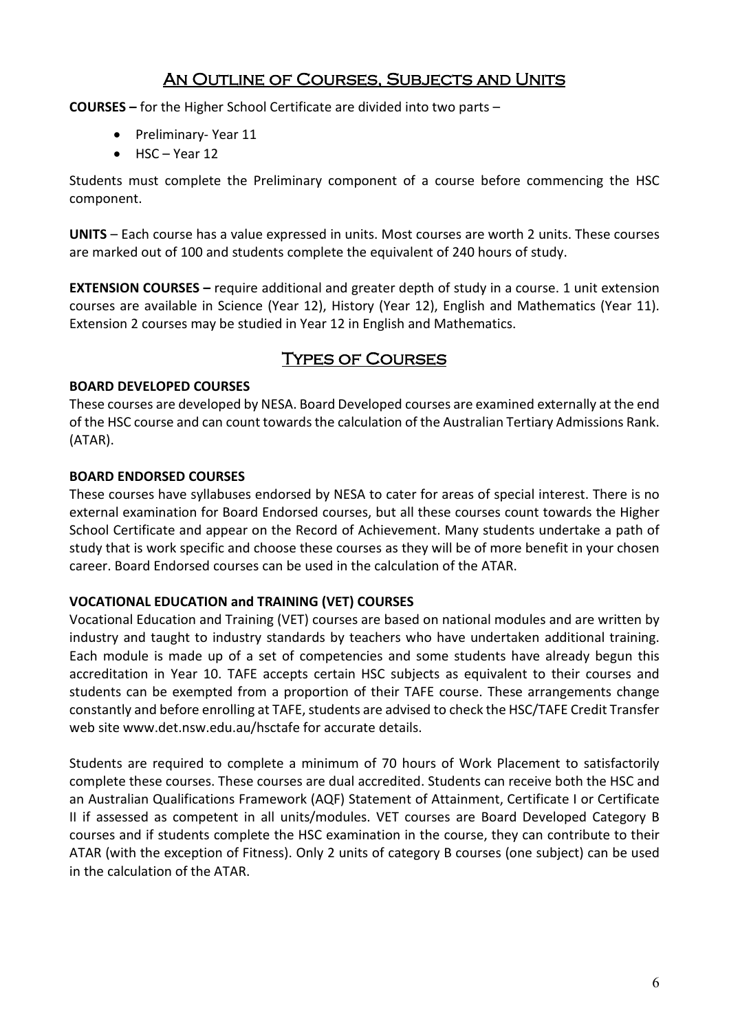## An Outline of Courses, Subjects and Units

**COURSES –** for the Higher School Certificate are divided into two parts –

- Preliminary- Year 11
- HSC – Year 12

Students must complete the Preliminary component of a course before commencing the HSC component.

**UNITS** – Each course has a value expressed in units. Most courses are worth 2 units. These courses are marked out of 100 and students complete the equivalent of 240 hours of study.

**EXTENSION COURSES –** require additional and greater depth of study in a course. 1 unit extension courses are available in Science (Year 12), History (Year 12), English and Mathematics (Year 11). Extension 2 courses may be studied in Year 12 in English and Mathematics.

## Types of Courses

### BOARD DEVELOPED COURSES

These courses are developed by NESA. Board Developed courses are examined externally at the end of the HSC course and can count towards the calculation of the Australian Tertiary Admissions Rank. (ATAR).

### BOARD ENDORSED COURSES

These courses have syllabuses endorsed by NESA to cater for areas of special interest. There is no external examination for Board Endorsed courses, but all these courses count towards the Higher School Certificate and appear on the Record of Achievement. Many students undertake a path of study that is work specific and choose these courses as they will be of more benefit in your chosen career. Board Endorsed courses can be used in the calculation of the ATAR.

### VOCATIONAL EDUCATION and TRAINING (VET) COURSES

Vocational Education and Training (VET) courses are based on national modules and are written by industry and taught to industry standards by teachers who have undertaken additional training. Each module is made up of a set of competencies and some students have already begun this accreditation in Year 10. TAFE accepts certain HSC subjects as equivalent to their courses and students can be exempted from a proportion of their TAFE course. These arrangements change constantly and before enrolling at TAFE, students are advised to check the HSC/TAFE Credit Transfer web site www.det.nsw.edu.au/hsctafe for accurate details.

Students are required to complete a minimum of 70 hours of Work Placement to satisfactorily complete these courses. These courses are dual accredited. Students can receive both the HSC and an Australian Qualifications Framework (AQF) Statement of Attainment, Certificate I or Certificate II if assessed as competent in all units/modules. VET courses are Board Developed Category B courses and if students complete the HSC examination in the course, they can contribute to their ATAR (with the exception of Fitness). Only 2 units of category B courses (one subject) can be used in the calculation of the ATAR.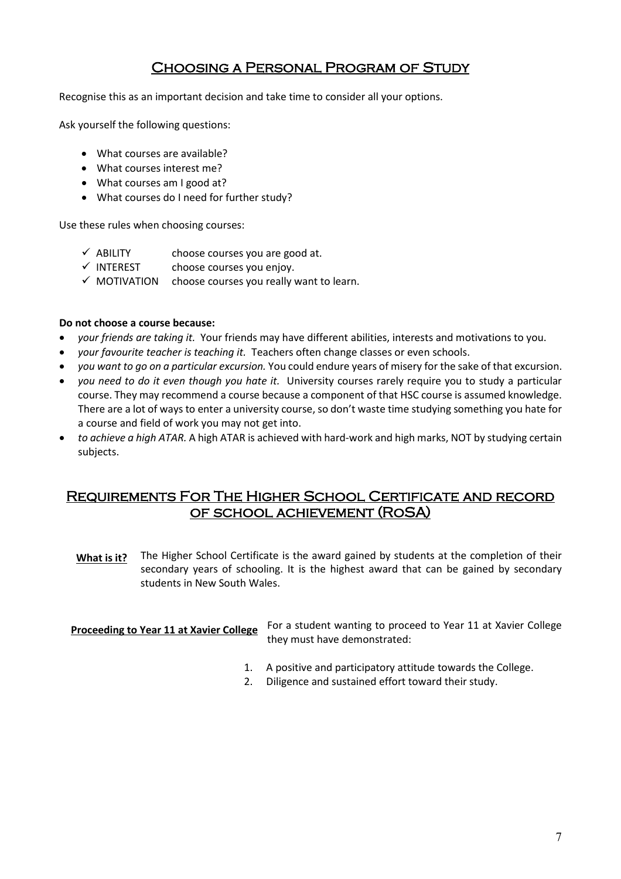## Choosing a Personal Program of Study

Recognise this as an important decision and take time to consider all your options.

Ask yourself the following questions:

- What courses are available?
- What courses interest me?
- What courses am I good at?
- What courses do I need for further study?

Use these rules when choosing courses:

- ✓ ABILITY choose courses you are good at.
- ✓ INTEREST choose courses you enjoy.
- ✓ MOTIVATION choose courses you really want to learn.

**Do not choose a course because:**

- *your friends are taking it.* Your friends may have different abilities, interests and motivations to you.
- *your favourite teacher is teaching it.* Teachers often change classes or even schools.
- *you want to go on a particular excursion.* You could endure years of misery for the sake of that excursion.
- *you need to do it even though you hate it.* University courses rarely require you to study a particular course. They may recommend a course because a component of that HSC course is assumed knowledge. There are a lot of ways to enter a university course, so don't waste time studying something you hate for a course and field of work you may not get into.
- *to achieve a high ATAR.* A high ATAR is achieved with hard-work and high marks, NOT by studying certain subjects.

## Requirements For The Higher School Certificate and record of school achievement (RoSA)

**What is it?** The Higher School Certificate is the award gained by students at the completion of their secondary years of schooling. It is the highest award that can be gained by secondary students in New South Wales.

**Proceeding to Year 11 at Xavier College** For a student wanting to proceed to Year 11 at Xavier College they must have demonstrated:

1. A positive and participatory attitude towards the College.
2. Diligence and sustained effort toward their study.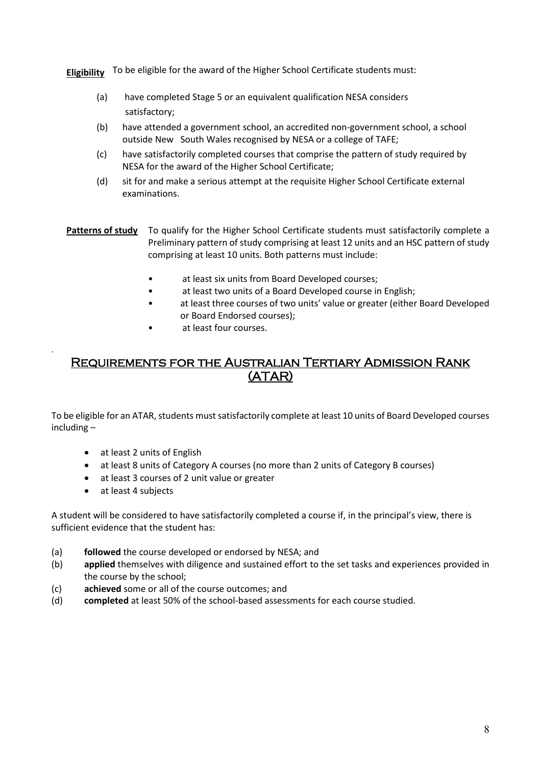**Eligibility** To be eligible for the award of the Higher School Certificate students must:

(a) have completed Stage 5 or an equivalent qualification NESA considers satisfactory;

(b) have attended a government school, an accredited non-government school, a school outside New South Wales recognised by NESA or a college of TAFE;

(c) have satisfactorily completed courses that comprise the pattern of study required by NESA for the award of the Higher School Certificate;

(d) sit for and make a serious attempt at the requisite Higher School Certificate external examinations.

**Patterns of study** To qualify for the Higher School Certificate students must satisfactorily complete a Preliminary pattern of study comprising at least 12 units and an HSC pattern of study comprising at least 10 units. Both patterns must include:

- at least six units from Board Developed courses;
- at least two units of a Board Developed course in English;
- at least three courses of two units' value or greater (either Board Developed or Board Endorsed courses);
- at least four courses.

## Requirements for the Australian Tertiary Admission Rank (ATAR)

To be eligible for an ATAR, students must satisfactorily complete at least 10 units of Board Developed courses including –

- at least 2 units of English
- at least 8 units of Category A courses (no more than 2 units of Category B courses)
- at least 3 courses of 2 unit value or greater
- at least 4 subjects

A student will be considered to have satisfactorily completed a course if, in the principal's view, there is sufficient evidence that the student has:

(a) **followed** the course developed or endorsed by NESA; and
(b) **applied** themselves with diligence and sustained effort to the set tasks and experiences provided in the course by the school;
(c) **achieved** some or all of the course outcomes; and
(d) **completed** at least 50% of the school-based assessments for each course studied.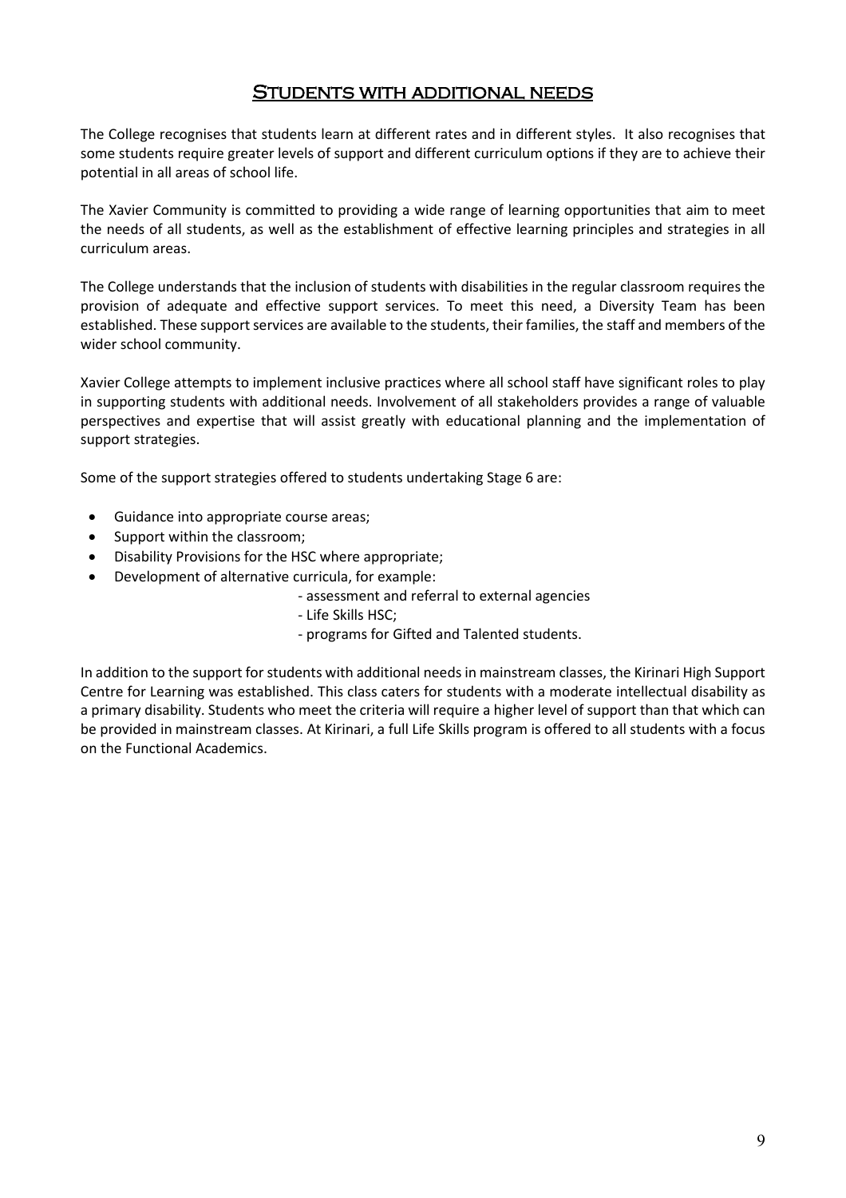# Students with additional needs

The College recognises that students learn at different rates and in different styles. It also recognises that some students require greater levels of support and different curriculum options if they are to achieve their potential in all areas of school life.

The Xavier Community is committed to providing a wide range of learning opportunities that aim to meet the needs of all students, as well as the establishment of effective learning principles and strategies in all curriculum areas.

The College understands that the inclusion of students with disabilities in the regular classroom requires the provision of adequate and effective support services. To meet this need, a Diversity Team has been established. These support services are available to the students, their families, the staff and members of the wider school community.

Xavier College attempts to implement inclusive practices where all school staff have significant roles to play in supporting students with additional needs. Involvement of all stakeholders provides a range of valuable perspectives and expertise that will assist greatly with educational planning and the implementation of support strategies.

Some of the support strategies offered to students undertaking Stage 6 are:

- Guidance into appropriate course areas;
- Support within the classroom;
- Disability Provisions for the HSC where appropriate;
- Development of alternative curricula, for example:
  - assessment and referral to external agencies
  - Life Skills HSC;
  - programs for Gifted and Talented students.

In addition to the support for students with additional needs in mainstream classes, the Kirinari High Support Centre for Learning was established. This class caters for students with a moderate intellectual disability as a primary disability. Students who meet the criteria will require a higher level of support than that which can be provided in mainstream classes. At Kirinari, a full Life Skills program is offered to all students with a focus on the Functional Academics.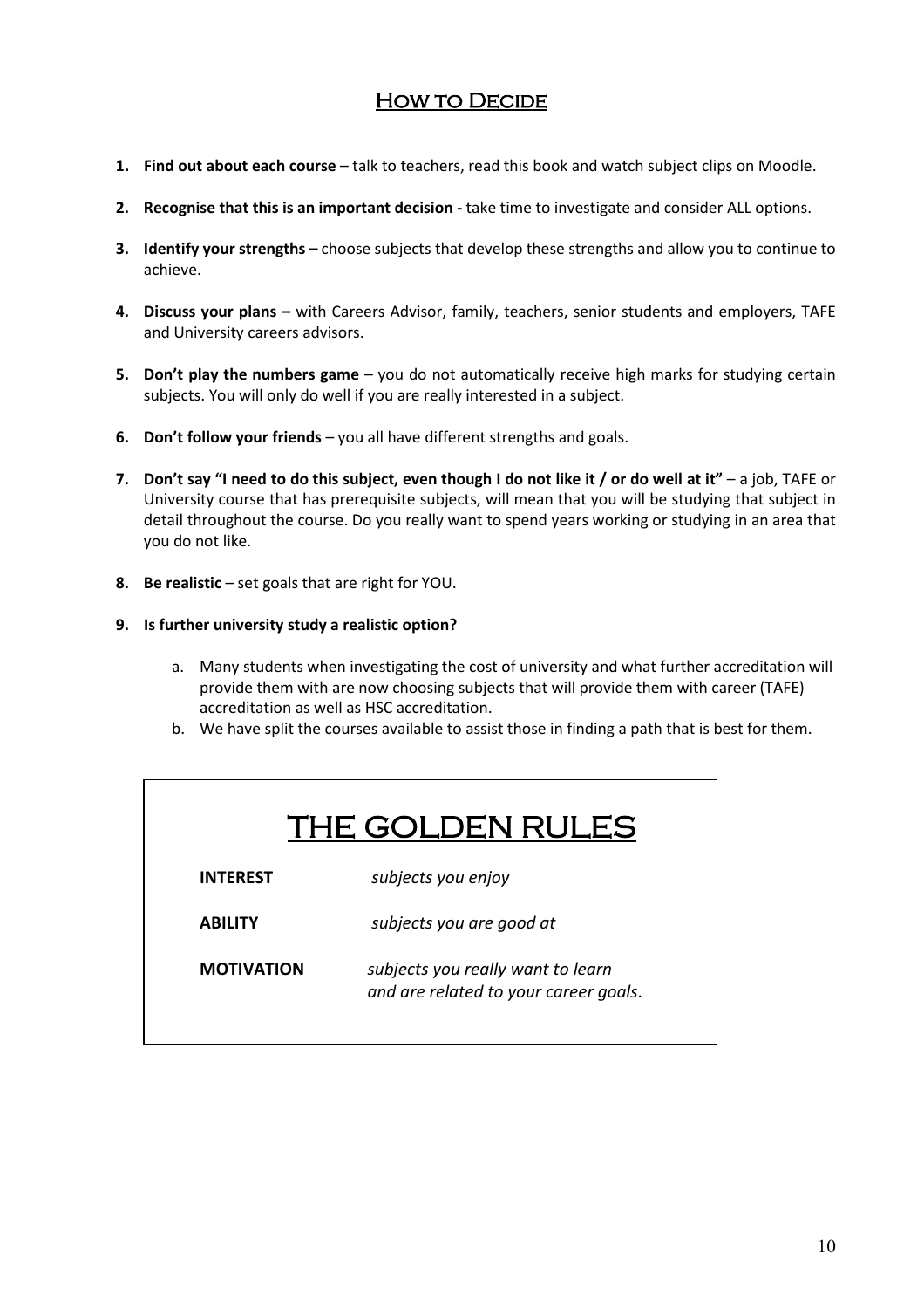# How to Decide

1. **Find out about each course** – talk to teachers, read this book and watch subject clips on Moodle.

2. **Recognise that this is an important decision -** take time to investigate and consider ALL options.

3. **Identify your strengths –** choose subjects that develop these strengths and allow you to continue to achieve.

4. **Discuss your plans –** with Careers Advisor, family, teachers, senior students and employers, TAFE and University careers advisors.

5. **Don't play the numbers game** – you do not automatically receive high marks for studying certain subjects. You will only do well if you are really interested in a subject.

6. **Don't follow your friends** – you all have different strengths and goals.

7. **Don't say "I need to do this subject, even though I do not like it / or do well at it"** – a job, TAFE or University course that has prerequisite subjects, will mean that you will be studying that subject in detail throughout the course. Do you really want to spend years working or studying in an area that you do not like.

8. **Be realistic** – set goals that are right for YOU.

9. **Is further university study a realistic option?**

   a. Many students when investigating the cost of university and what further accreditation will provide them with are now choosing subjects that will provide them with career (TAFE) accreditation as well as HSC accreditation.
   
   b. We have split the courses available to assist those in finding a path that is best for them.

## THE GOLDEN RULES

**INTEREST** *subjects you enjoy*

**ABILITY** *subjects you are good at*

**MOTIVATION** *subjects you really want to learn and are related to your career goals*.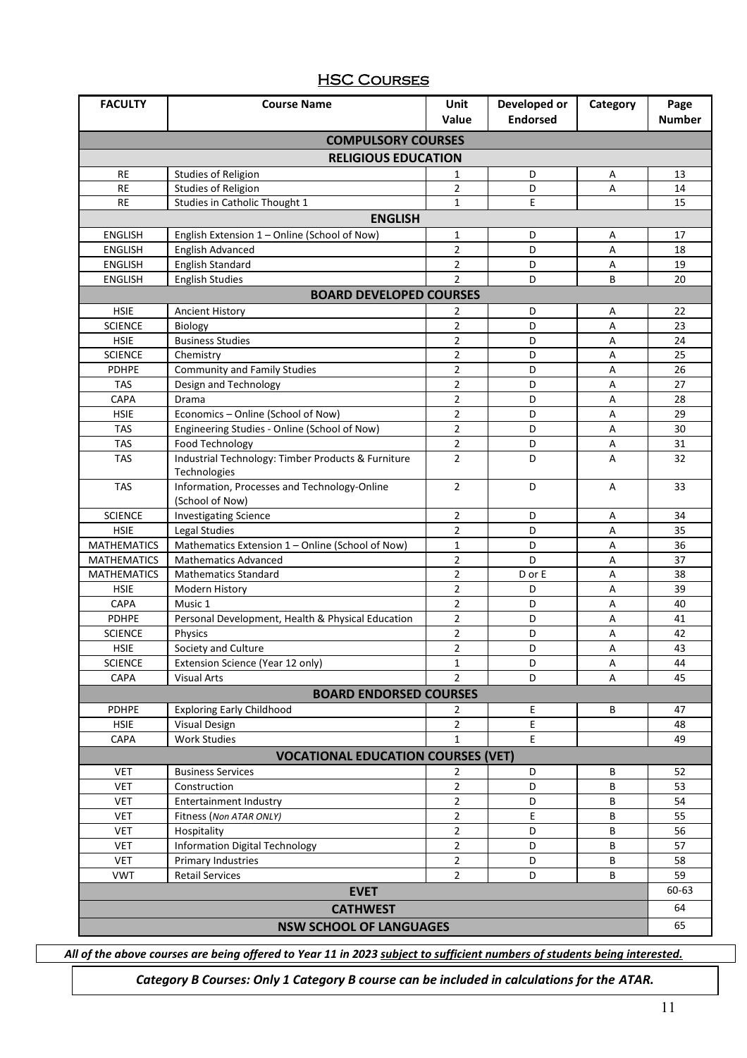# HSC Courses

| FACULTY | Course Name | Unit Value | Developed or Endorsed | Category | Page Number |
|---|---|---|---|---|---|
| **COMPULSORY COURSES** | | | | | |
| **RELIGIOUS EDUCATION** | | | | | |
| RE | Studies of Religion | 1 | D | A | 13 |
| RE | Studies of Religion | 2 | D | A | 14 |
| RE | Studies in Catholic Thought 1 | 1 | E | | 15 |
| **ENGLISH** | | | | | |
| ENGLISH | English Extension 1 – Online (School of Now) | 1 | D | A | 17 |
| ENGLISH | English Advanced | 2 | D | A | 18 |
| ENGLISH | English Standard | 2 | D | A | 19 |
| ENGLISH | English Studies | 2 | D | B | 20 |
| **BOARD DEVELOPED COURSES** | | | | | |
| HSIE | Ancient History | 2 | D | A | 22 |
| SCIENCE | Biology | 2 | D | A | 23 |
| HSIE | Business Studies | 2 | D | A | 24 |
| SCIENCE | Chemistry | 2 | D | A | 25 |
| PDHPE | Community and Family Studies | 2 | D | A | 26 |
| TAS | Design and Technology | 2 | D | A | 27 |
| CAPA | Drama | 2 | D | A | 28 |
| HSIE | Economics – Online (School of Now) | 2 | D | A | 29 |
| TAS | Engineering Studies - Online (School of Now) | 2 | D | A | 30 |
| TAS | Food Technology | 2 | D | A | 31 |
| TAS | Industrial Technology: Timber Products & Furniture Technologies | 2 | D | A | 32 |
| TAS | Information, Processes and Technology-Online (School of Now) | 2 | D | A | 33 |
| SCIENCE | Investigating Science | 2 | D | A | 34 |
| HSIE | Legal Studies | 2 | D | A | 35 |
| MATHEMATICS | Mathematics Extension 1 – Online (School of Now) | 1 | D | A | 36 |
| MATHEMATICS | Mathematics Advanced | 2 | D | A | 37 |
| MATHEMATICS | Mathematics Standard | 2 | D or E | A | 38 |
| HSIE | Modern History | 2 | D | A | 39 |
| CAPA | Music 1 | 2 | D | A | 40 |
| PDHPE | Personal Development, Health & Physical Education | 2 | D | A | 41 |
| SCIENCE | Physics | 2 | D | A | 42 |
| HSIE | Society and Culture | 2 | D | A | 43 |
| SCIENCE | Extension Science (Year 12 only) | 1 | D | A | 44 |
| CAPA | Visual Arts | 2 | D | A | 45 |
| **BOARD ENDORSED COURSES** | | | | | |
| PDHPE | Exploring Early Childhood | 2 | E | B | 47 |
| HSIE | Visual Design | 2 | E | | 48 |
| CAPA | Work Studies | 1 | E | | 49 |
| **VOCATIONAL EDUCATION COURSES (VET)** | | | | | |
| VET | Business Services | 2 | D | B | 52 |
| VET | Construction | 2 | D | B | 53 |
| VET | Entertainment Industry | 2 | D | B | 54 |
| VET | Fitness (*Non ATAR ONLY)* | 2 | E | B | 55 |
| VET | Hospitality | 2 | D | B | 56 |
| VET | Information Digital Technology | 2 | D | B | 57 |
| VET | Primary Industries | 2 | D | B | 58 |
| VWT | Retail Services | 2 | D | B | 59 |
| **EVET** | | | | | 60-63 |
| **CATHWEST** | | | | | 64 |
| **NSW SCHOOL OF LANGUAGES** | | | | | 65 |

***All of the above courses are being offered to Year 11 in 2023 <u>subject to sufficient numbers of students being interested.</u>***

***Category B Courses: Only 1 Category B course can be included in calculations for the ATAR.***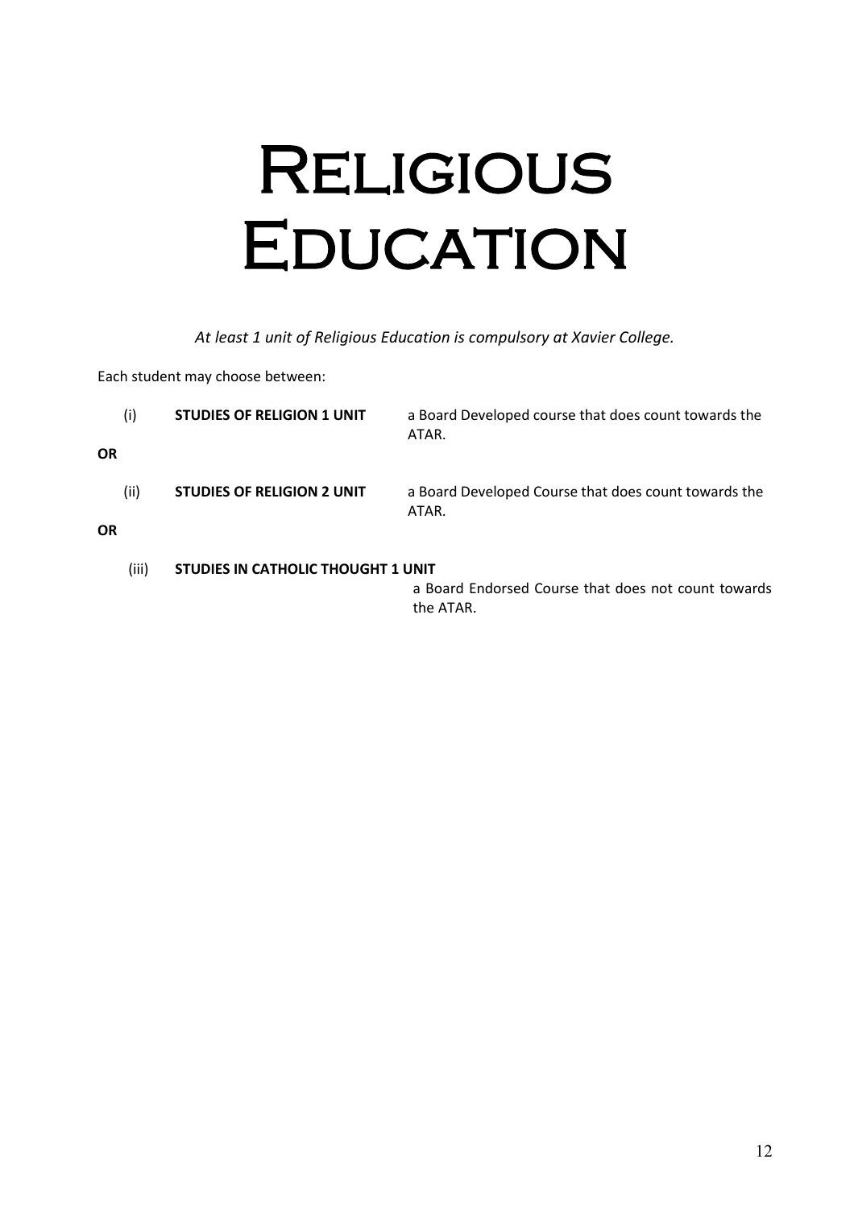# Religious Education

*At least 1 unit of Religious Education is compulsory at Xavier College.*

Each student may choose between:

(i) **STUDIES OF RELIGION 1 UNIT** — a Board Developed course that does count towards the ATAR.

**OR**

(ii) **STUDIES OF RELIGION 2 UNIT** — a Board Developed Course that does count towards the ATAR.

**OR**

(iii) **STUDIES IN CATHOLIC THOUGHT 1 UNIT** — a Board Endorsed Course that does not count towards the ATAR.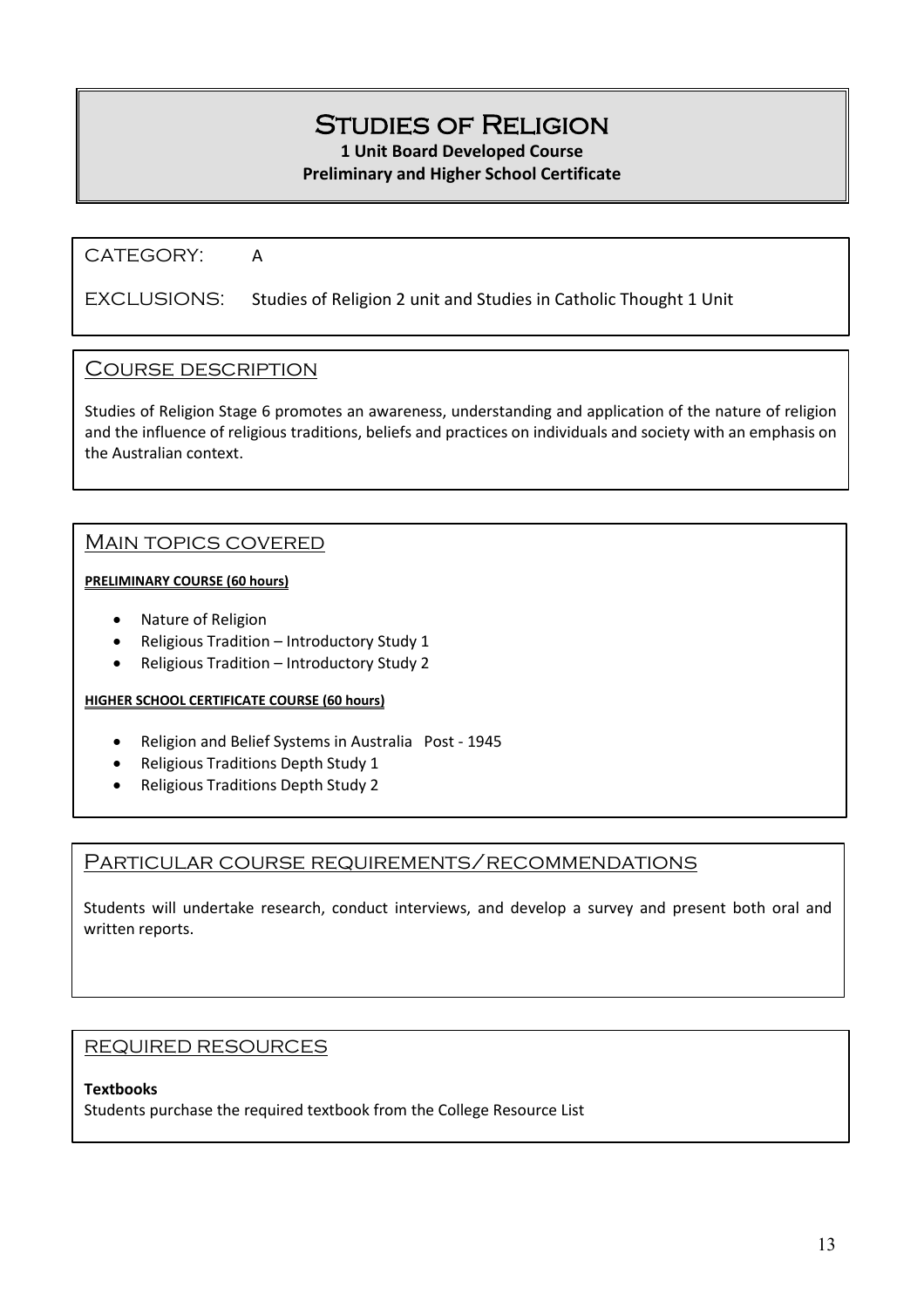# Studies of Religion

**1 Unit Board Developed Course**
**Preliminary and Higher School Certificate**

CATEGORY: A

EXCLUSIONS: Studies of Religion 2 unit and Studies in Catholic Thought 1 Unit

## Course description

Studies of Religion Stage 6 promotes an awareness, understanding and application of the nature of religion and the influence of religious traditions, beliefs and practices on individuals and society with an emphasis on the Australian context.

## Main topics covered

**PRELIMINARY COURSE (60 hours)**

- Nature of Religion
- Religious Tradition – Introductory Study 1
- Religious Tradition – Introductory Study 2

**HIGHER SCHOOL CERTIFICATE COURSE (60 hours)**

- Religion and Belief Systems in Australia Post - 1945
- Religious Traditions Depth Study 1
- Religious Traditions Depth Study 2

## Particular course requirements/recommendations

Students will undertake research, conduct interviews, and develop a survey and present both oral and written reports.

## Required resources

**Textbooks**
Students purchase the required textbook from the College Resource List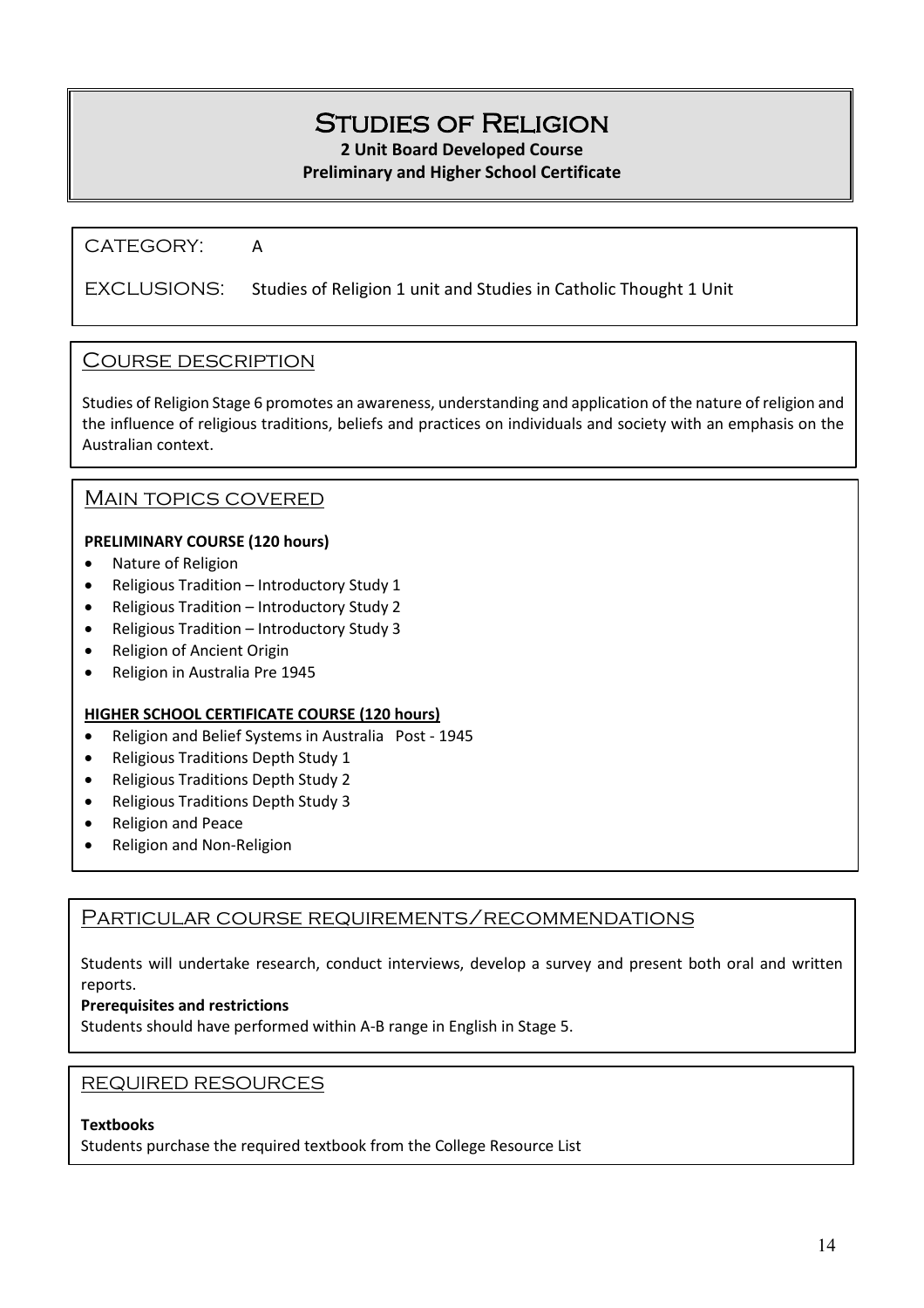# Studies of Religion

**2 Unit Board Developed Course**
**Preliminary and Higher School Certificate**

CATEGORY: A

EXCLUSIONS: Studies of Religion 1 unit and Studies in Catholic Thought 1 Unit

## Course description

Studies of Religion Stage 6 promotes an awareness, understanding and application of the nature of religion and the influence of religious traditions, beliefs and practices on individuals and society with an emphasis on the Australian context.

## Main topics covered

**PRELIMINARY COURSE (120 hours)**

- Nature of Religion
- Religious Tradition – Introductory Study 1
- Religious Tradition – Introductory Study 2
- Religious Tradition – Introductory Study 3
- Religion of Ancient Origin
- Religion in Australia Pre 1945

**HIGHER SCHOOL CERTIFICATE COURSE (120 hours)**

- Religion and Belief Systems in Australia Post - 1945
- Religious Traditions Depth Study 1
- Religious Traditions Depth Study 2
- Religious Traditions Depth Study 3
- Religion and Peace
- Religion and Non-Religion

## Particular course requirements/recommendations

Students will undertake research, conduct interviews, develop a survey and present both oral and written reports.

**Prerequisites and restrictions**

Students should have performed within A-B range in English in Stage 5.

## Required resources

**Textbooks**

Students purchase the required textbook from the College Resource List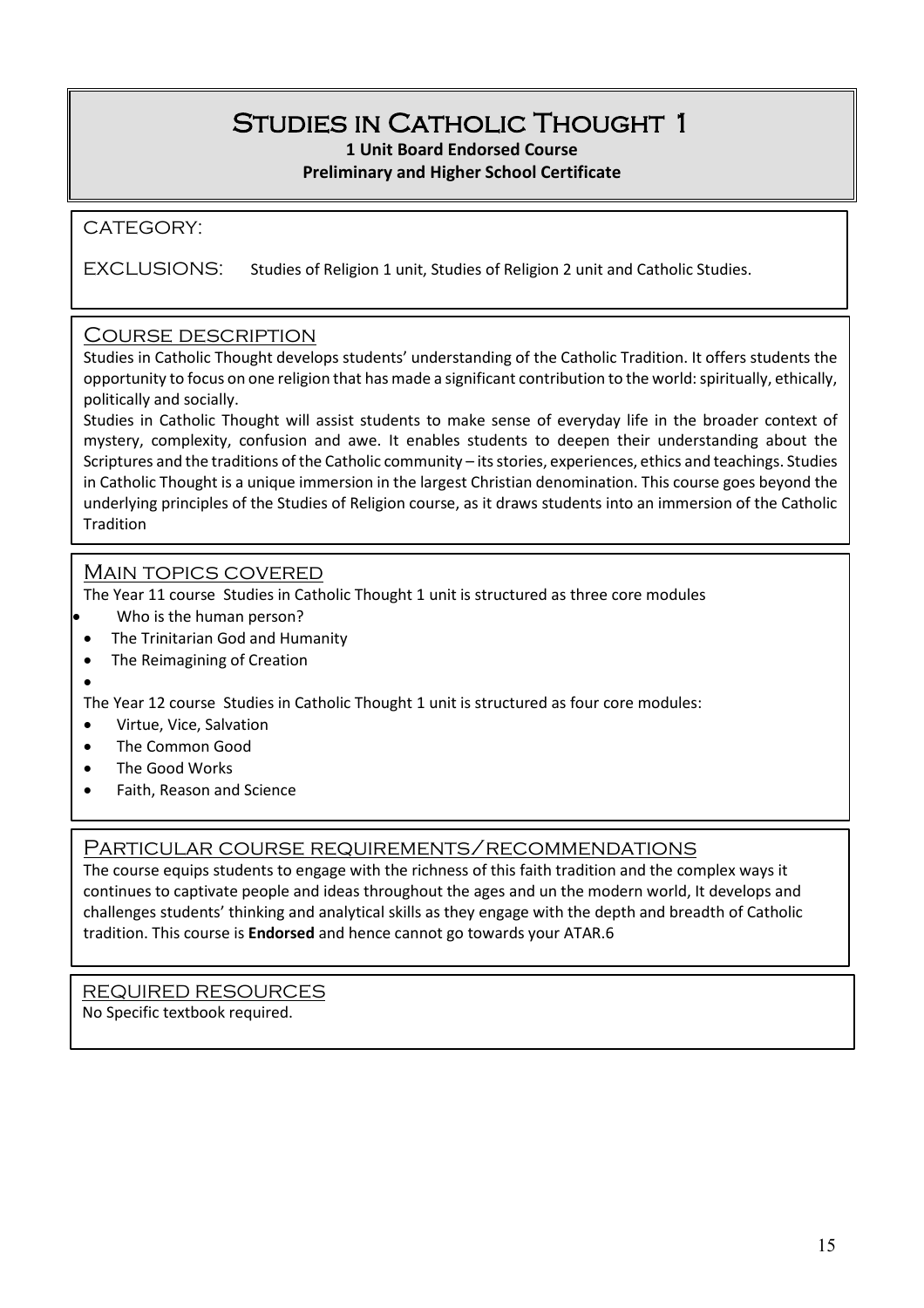# Studies in Catholic Thought 1

**1 Unit Board Endorsed Course**
**Preliminary and Higher School Certificate**

CATEGORY:

EXCLUSIONS: Studies of Religion 1 unit, Studies of Religion 2 unit and Catholic Studies.

## Course description

Studies in Catholic Thought develops students' understanding of the Catholic Tradition. It offers students the opportunity to focus on one religion that has made a significant contribution to the world: spiritually, ethically, politically and socially.

Studies in Catholic Thought will assist students to make sense of everyday life in the broader context of mystery, complexity, confusion and awe. It enables students to deepen their understanding about the Scriptures and the traditions of the Catholic community – its stories, experiences, ethics and teachings. Studies in Catholic Thought is a unique immersion in the largest Christian denomination. This course goes beyond the underlying principles of the Studies of Religion course, as it draws students into an immersion of the Catholic Tradition

## Main topics covered

The Year 11 course Studies in Catholic Thought 1 unit is structured as three core modules

- Who is the human person?
- The Trinitarian God and Humanity
- The Reimagining of Creation

The Year 12 course Studies in Catholic Thought 1 unit is structured as four core modules:

- Virtue, Vice, Salvation
- The Common Good
- The Good Works
- Faith, Reason and Science

## Particular course requirements/recommendations

The course equips students to engage with the richness of this faith tradition and the complex ways it continues to captivate people and ideas throughout the ages and un the modern world, It develops and challenges students' thinking and analytical skills as they engage with the depth and breadth of Catholic tradition. This course is **Endorsed** and hence cannot go towards your ATAR.6

## Required resources

No Specific textbook required.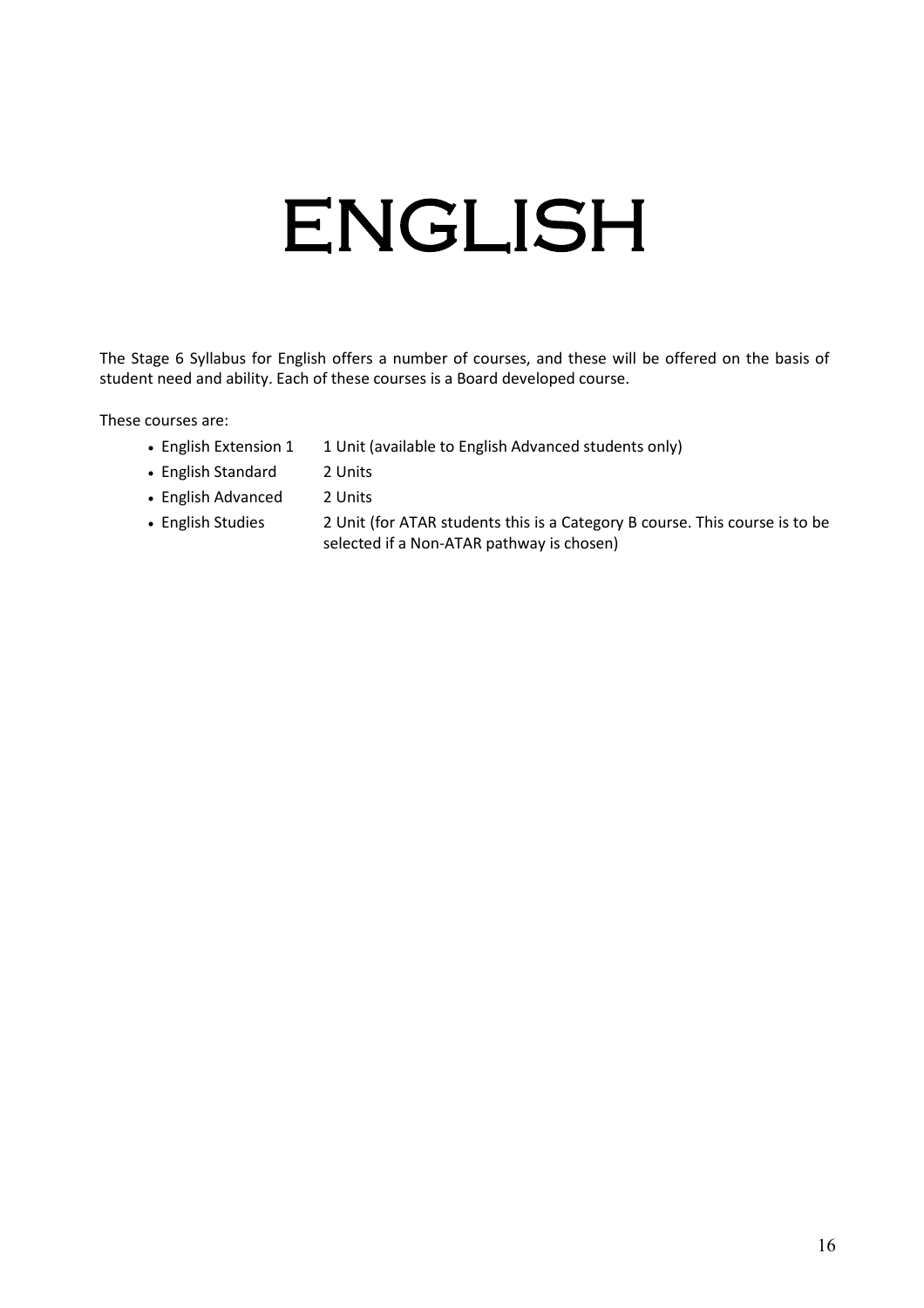# ENGLISH

The Stage 6 Syllabus for English offers a number of courses, and these will be offered on the basis of student need and ability. Each of these courses is a Board developed course.

These courses are:

- English Extension 1 — 1 Unit (available to English Advanced students only)
- English Standard — 2 Units
- English Advanced — 2 Units
- English Studies — 2 Unit (for ATAR students this is a Category B course. This course is to be selected if a Non-ATAR pathway is chosen)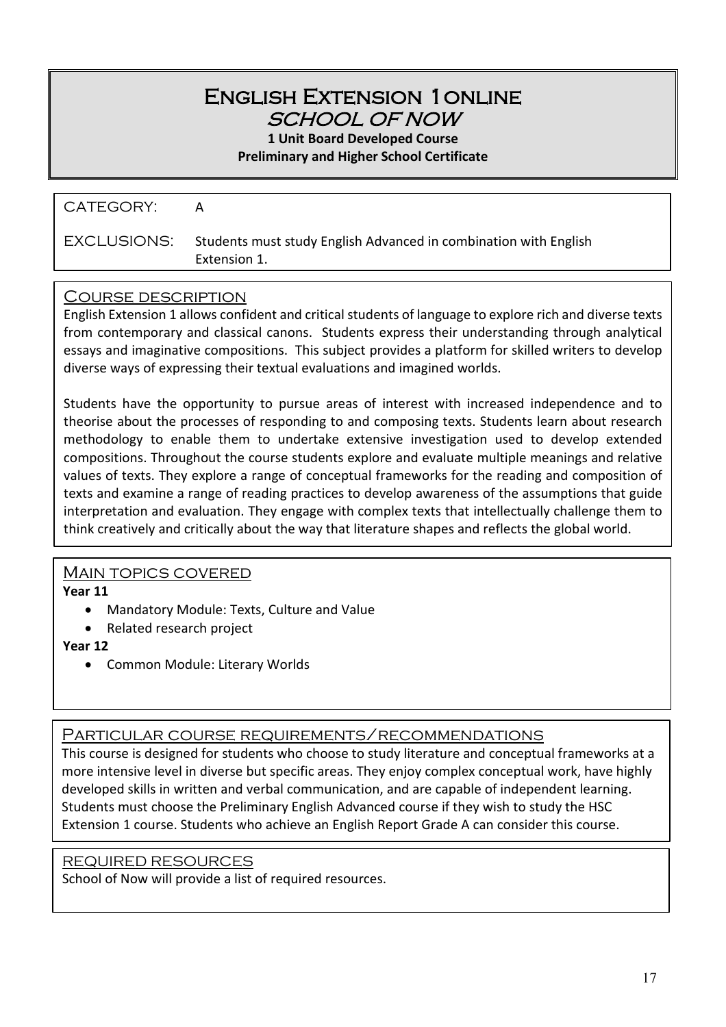# English Extension 1 online
## SCHOOL OF NOW

**1 Unit Board Developed Course**
**Preliminary and Higher School Certificate**

CATEGORY: A

EXCLUSIONS: Students must study English Advanced in combination with English Extension 1.

## Course description

English Extension 1 allows confident and critical students of language to explore rich and diverse texts from contemporary and classical canons. Students express their understanding through analytical essays and imaginative compositions. This subject provides a platform for skilled writers to develop diverse ways of expressing their textual evaluations and imagined worlds.

Students have the opportunity to pursue areas of interest with increased independence and to theorise about the processes of responding to and composing texts. Students learn about research methodology to enable them to undertake extensive investigation used to develop extended compositions. Throughout the course students explore and evaluate multiple meanings and relative values of texts. They explore a range of conceptual frameworks for the reading and composition of texts and examine a range of reading practices to develop awareness of the assumptions that guide interpretation and evaluation. They engage with complex texts that intellectually challenge them to think creatively and critically about the way that literature shapes and reflects the global world.

## Main topics covered

**Year 11**

- Mandatory Module: Texts, Culture and Value
- Related research project

**Year 12**

- Common Module: Literary Worlds

## Particular course requirements/recommendations

This course is designed for students who choose to study literature and conceptual frameworks at a more intensive level in diverse but specific areas. They enjoy complex conceptual work, have highly developed skills in written and verbal communication, and are capable of independent learning. Students must choose the Preliminary English Advanced course if they wish to study the HSC Extension 1 course. Students who achieve an English Report Grade A can consider this course.

## Required resources

School of Now will provide a list of required resources.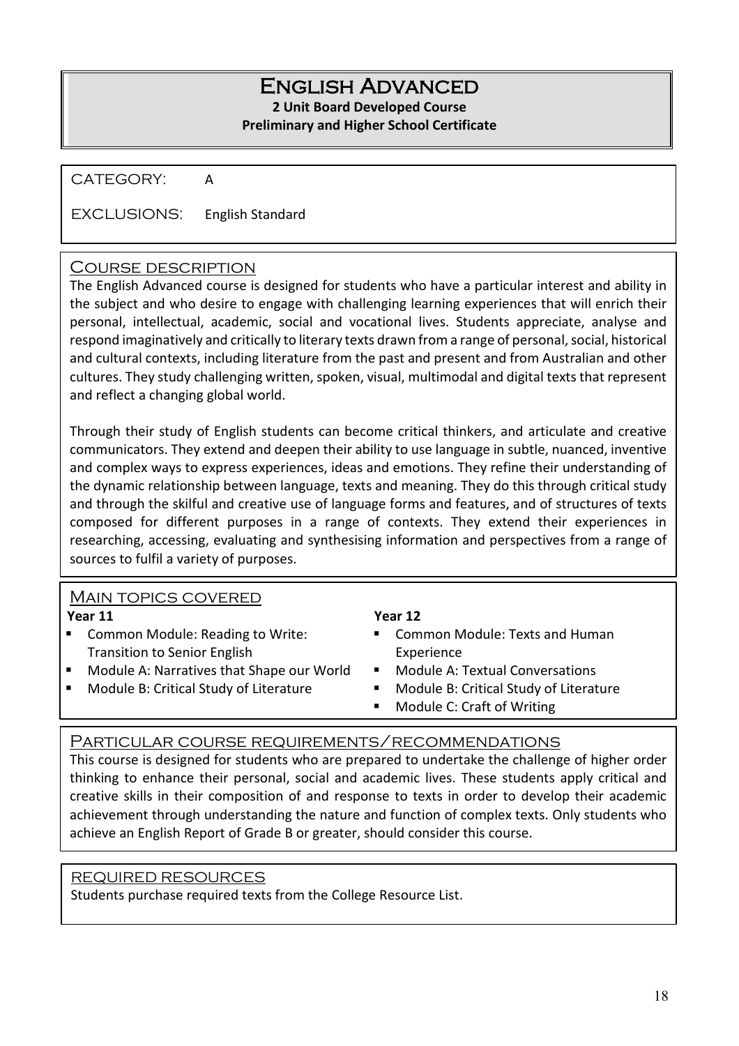# English Advanced

**2 Unit Board Developed Course**
**Preliminary and Higher School Certificate**

CATEGORY: A

EXCLUSIONS: English Standard

## Course description

The English Advanced course is designed for students who have a particular interest and ability in the subject and who desire to engage with challenging learning experiences that will enrich their personal, intellectual, academic, social and vocational lives. Students appreciate, analyse and respond imaginatively and critically to literary texts drawn from a range of personal, social, historical and cultural contexts, including literature from the past and present and from Australian and other cultures. They study challenging written, spoken, visual, multimodal and digital texts that represent and reflect a changing global world.

Through their study of English students can become critical thinkers, and articulate and creative communicators. They extend and deepen their ability to use language in subtle, nuanced, inventive and complex ways to express experiences, ideas and emotions. They refine their understanding of the dynamic relationship between language, texts and meaning. They do this through critical study and through the skilful and creative use of language forms and features, and of structures of texts composed for different purposes in a range of contexts. They extend their experiences in researching, accessing, evaluating and synthesising information and perspectives from a range of sources to fulfil a variety of purposes.

## Main topics covered

**Year 11**

- Common Module: Reading to Write: Transition to Senior English
- Module A: Narratives that Shape our World
- Module B: Critical Study of Literature

**Year 12**

- Common Module: Texts and Human Experience
- Module A: Textual Conversations
- Module B: Critical Study of Literature
- Module C: Craft of Writing

## Particular course requirements/recommendations

This course is designed for students who are prepared to undertake the challenge of higher order thinking to enhance their personal, social and academic lives. These students apply critical and creative skills in their composition of and response to texts in order to develop their academic achievement through understanding the nature and function of complex texts. Only students who achieve an English Report of Grade B or greater, should consider this course.

## Required resources

Students purchase required texts from the College Resource List.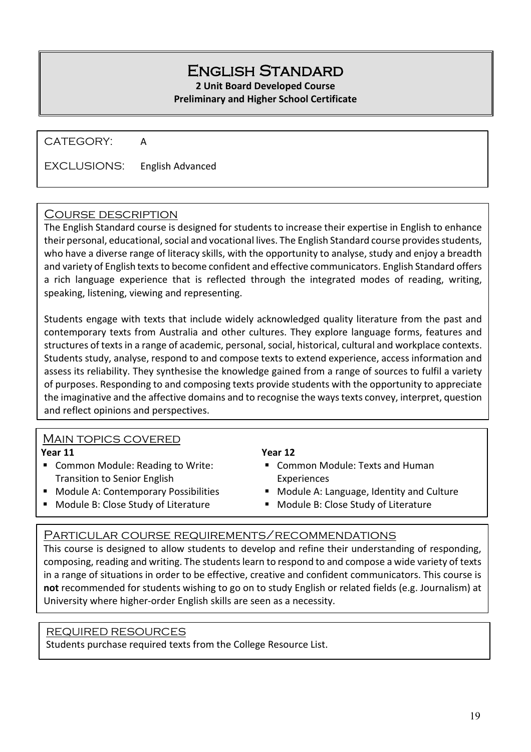# English Standard

**2 Unit Board Developed Course**
**Preliminary and Higher School Certificate**

CATEGORY: A

EXCLUSIONS: English Advanced

## Course description

The English Standard course is designed for students to increase their expertise in English to enhance their personal, educational, social and vocational lives. The English Standard course provides students, who have a diverse range of literacy skills, with the opportunity to analyse, study and enjoy a breadth and variety of English texts to become confident and effective communicators. English Standard offers a rich language experience that is reflected through the integrated modes of reading, writing, speaking, listening, viewing and representing.

Students engage with texts that include widely acknowledged quality literature from the past and contemporary texts from Australia and other cultures. They explore language forms, features and structures of texts in a range of academic, personal, social, historical, cultural and workplace contexts. Students study, analyse, respond to and compose texts to extend experience, access information and assess its reliability. They synthesise the knowledge gained from a range of sources to fulfil a variety of purposes. Responding to and composing texts provide students with the opportunity to appreciate the imaginative and the affective domains and to recognise the ways texts convey, interpret, question and reflect opinions and perspectives.

## Main topics covered

**Year 11**

- Common Module: Reading to Write: Transition to Senior English
- Module A: Contemporary Possibilities
- Module B: Close Study of Literature

**Year 12**

- Common Module: Texts and Human Experiences
- Module A: Language, Identity and Culture
- Module B: Close Study of Literature

## Particular course requirements/recommendations

This course is designed to allow students to develop and refine their understanding of responding, composing, reading and writing. The students learn to respond to and compose a wide variety of texts in a range of situations in order to be effective, creative and confident communicators. This course is **not** recommended for students wishing to go on to study English or related fields (e.g. Journalism) at University where higher-order English skills are seen as a necessity.

## Required resources

Students purchase required texts from the College Resource List.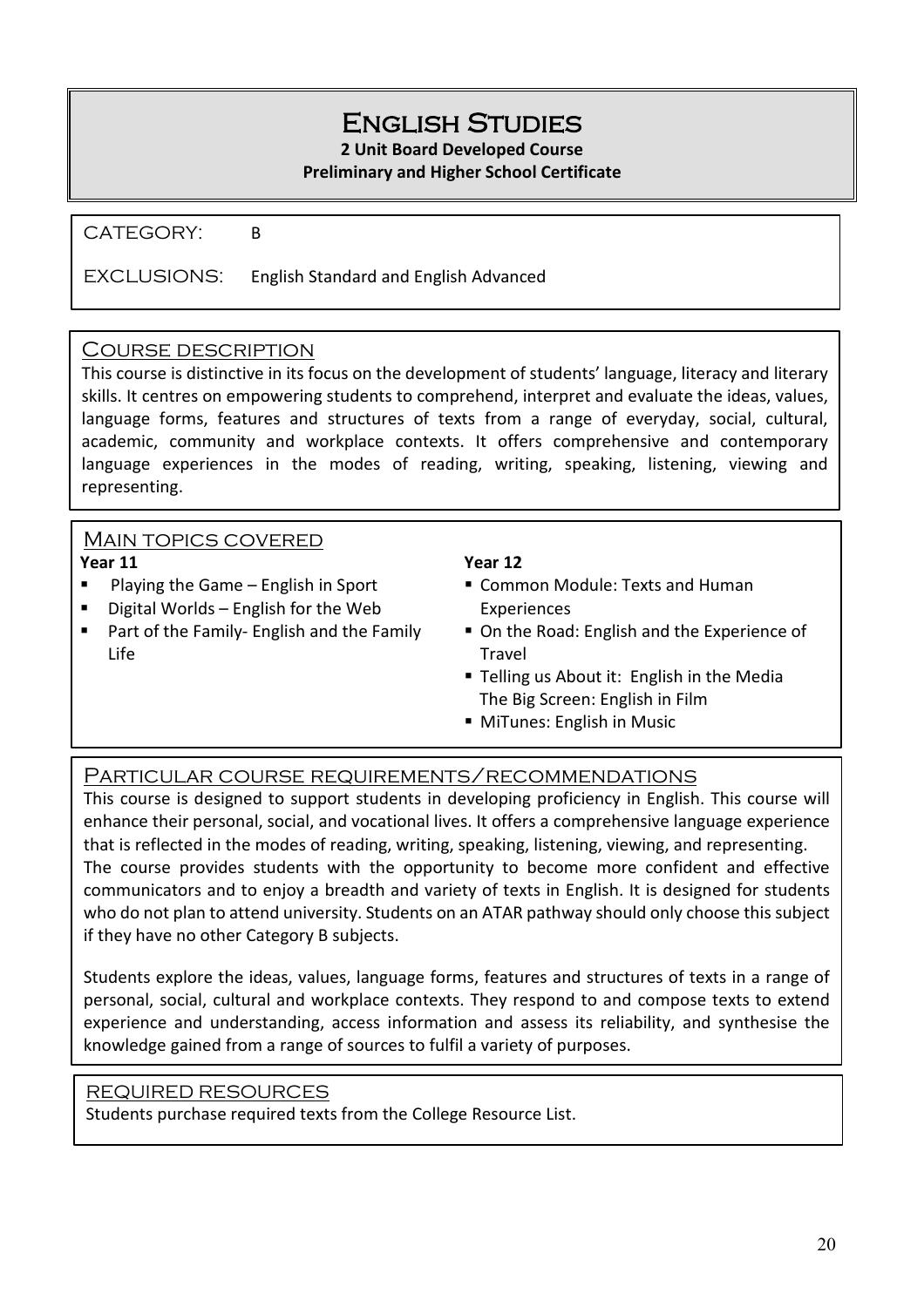# English Studies

**2 Unit Board Developed Course**

**Preliminary and Higher School Certificate**

CATEGORY: B

EXCLUSIONS: English Standard and English Advanced

## Course description

This course is distinctive in its focus on the development of students' language, literacy and literary skills. It centres on empowering students to comprehend, interpret and evaluate the ideas, values, language forms, features and structures of texts from a range of everyday, social, cultural, academic, community and workplace contexts. It offers comprehensive and contemporary language experiences in the modes of reading, writing, speaking, listening, viewing and representing.

## Main topics covered

**Year 11**

- Playing the Game – English in Sport
- Digital Worlds – English for the Web
- Part of the Family- English and the Family Life

**Year 12**

- Common Module: Texts and Human Experiences
- On the Road: English and the Experience of Travel
- Telling us About it: English in the Media The Big Screen: English in Film
- MiTunes: English in Music

## Particular course requirements/recommendations

This course is designed to support students in developing proficiency in English. This course will enhance their personal, social, and vocational lives. It offers a comprehensive language experience that is reflected in the modes of reading, writing, speaking, listening, viewing, and representing.
The course provides students with the opportunity to become more confident and effective communicators and to enjoy a breadth and variety of texts in English. It is designed for students who do not plan to attend university. Students on an ATAR pathway should only choose this subject if they have no other Category B subjects.

Students explore the ideas, values, language forms, features and structures of texts in a range of personal, social, cultural and workplace contexts. They respond to and compose texts to extend experience and understanding, access information and assess its reliability, and synthesise the knowledge gained from a range of sources to fulfil a variety of purposes.

## Required resources

Students purchase required texts from the College Resource List.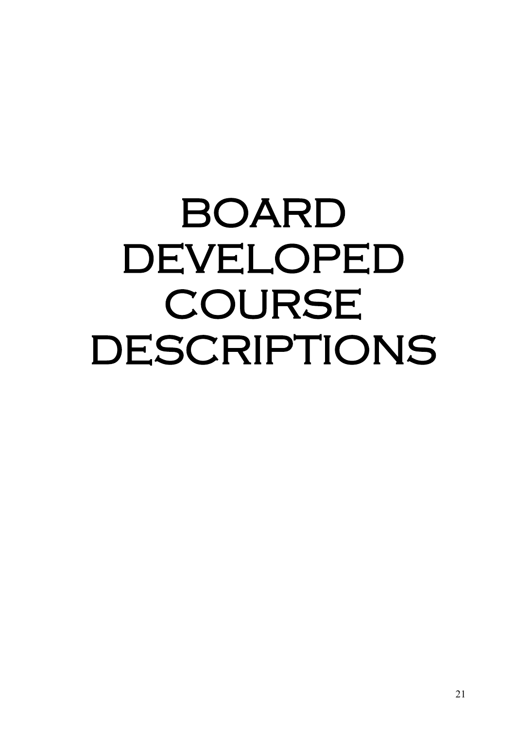# BOARD DEVELOPED COURSE DESCRIPTIONS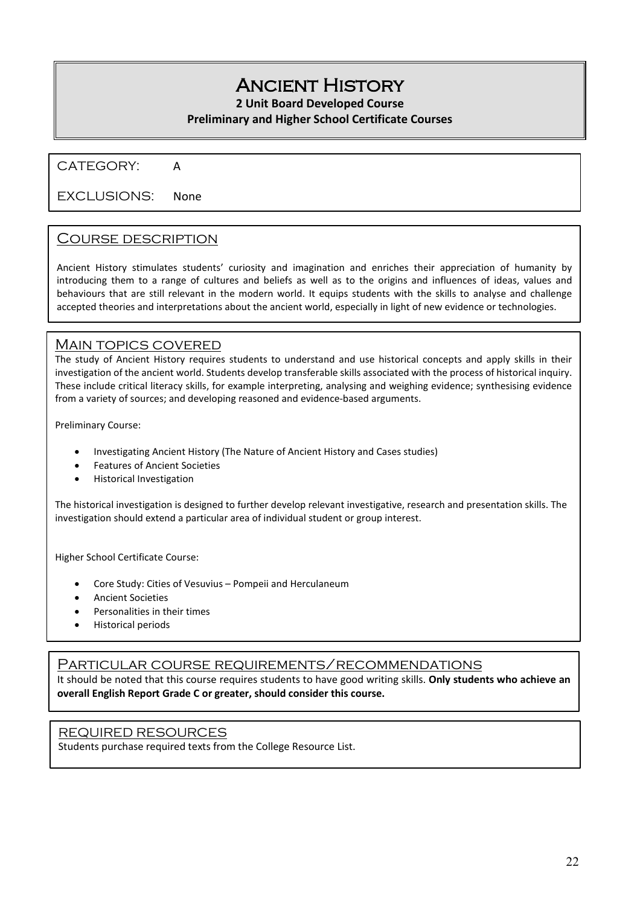# Ancient History

**2 Unit Board Developed Course**
**Preliminary and Higher School Certificate Courses**

CATEGORY: A

EXCLUSIONS: None

## Course description

Ancient History stimulates students' curiosity and imagination and enriches their appreciation of humanity by introducing them to a range of cultures and beliefs as well as to the origins and influences of ideas, values and behaviours that are still relevant in the modern world. It equips students with the skills to analyse and challenge accepted theories and interpretations about the ancient world, especially in light of new evidence or technologies.

## Main topics covered

The study of Ancient History requires students to understand and use historical concepts and apply skills in their investigation of the ancient world. Students develop transferable skills associated with the process of historical inquiry. These include critical literacy skills, for example interpreting, analysing and weighing evidence; synthesising evidence from a variety of sources; and developing reasoned and evidence-based arguments.

Preliminary Course:

- Investigating Ancient History (The Nature of Ancient History and Cases studies)
- Features of Ancient Societies
- Historical Investigation

The historical investigation is designed to further develop relevant investigative, research and presentation skills. The investigation should extend a particular area of individual student or group interest.

Higher School Certificate Course:

- Core Study: Cities of Vesuvius – Pompeii and Herculaneum
- Ancient Societies
- Personalities in their times
- Historical periods

## Particular course requirements/recommendations

It should be noted that this course requires students to have good writing skills. **Only students who achieve an overall English Report Grade C or greater, should consider this course.**

## Required resources

Students purchase required texts from the College Resource List.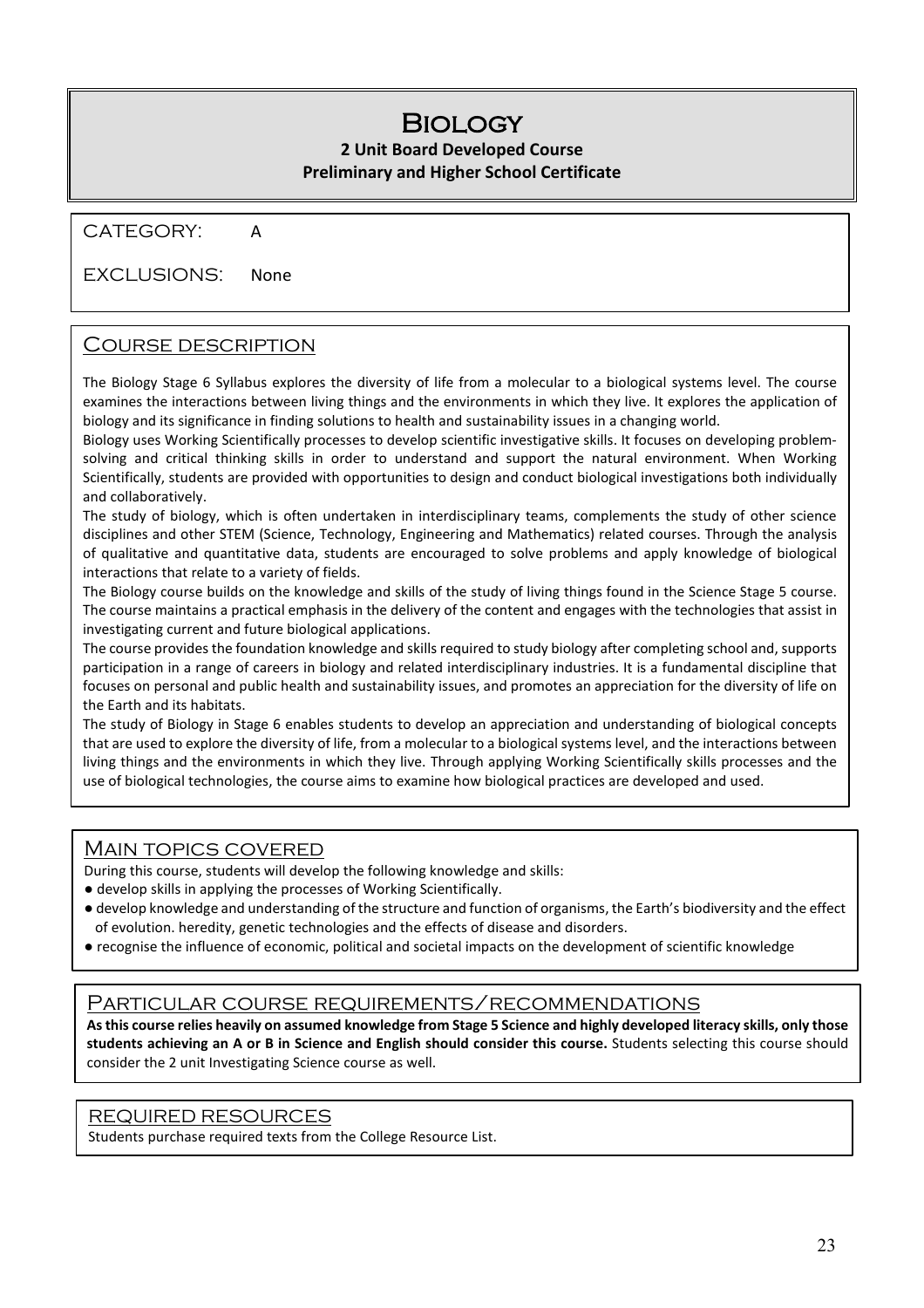# Biology

**2 Unit Board Developed Course**
**Preliminary and Higher School Certificate**

CATEGORY: A

EXCLUSIONS: None

## Course description

The Biology Stage 6 Syllabus explores the diversity of life from a molecular to a biological systems level. The course examines the interactions between living things and the environments in which they live. It explores the application of biology and its significance in finding solutions to health and sustainability issues in a changing world.

Biology uses Working Scientifically processes to develop scientific investigative skills. It focuses on developing problem-solving and critical thinking skills in order to understand and support the natural environment. When Working Scientifically, students are provided with opportunities to design and conduct biological investigations both individually and collaboratively.

The study of biology, which is often undertaken in interdisciplinary teams, complements the study of other science disciplines and other STEM (Science, Technology, Engineering and Mathematics) related courses. Through the analysis of qualitative and quantitative data, students are encouraged to solve problems and apply knowledge of biological interactions that relate to a variety of fields.

The Biology course builds on the knowledge and skills of the study of living things found in the Science Stage 5 course. The course maintains a practical emphasis in the delivery of the content and engages with the technologies that assist in investigating current and future biological applications.

The course provides the foundation knowledge and skills required to study biology after completing school and, supports participation in a range of careers in biology and related interdisciplinary industries. It is a fundamental discipline that focuses on personal and public health and sustainability issues, and promotes an appreciation for the diversity of life on the Earth and its habitats.

The study of Biology in Stage 6 enables students to develop an appreciation and understanding of biological concepts that are used to explore the diversity of life, from a molecular to a biological systems level, and the interactions between living things and the environments in which they live. Through applying Working Scientifically skills processes and the use of biological technologies, the course aims to examine how biological practices are developed and used.

## Main topics covered

During this course, students will develop the following knowledge and skills:

- develop skills in applying the processes of Working Scientifically.
- develop knowledge and understanding of the structure and function of organisms, the Earth's biodiversity and the effect of evolution. heredity, genetic technologies and the effects of disease and disorders.
- recognise the influence of economic, political and societal impacts on the development of scientific knowledge

## Particular course requirements/recommendations

**As this course relies heavily on assumed knowledge from Stage 5 Science and highly developed literacy skills, only those students achieving an A or B in Science and English should consider this course.** Students selecting this course should consider the 2 unit Investigating Science course as well.

## Required resources

Students purchase required texts from the College Resource List.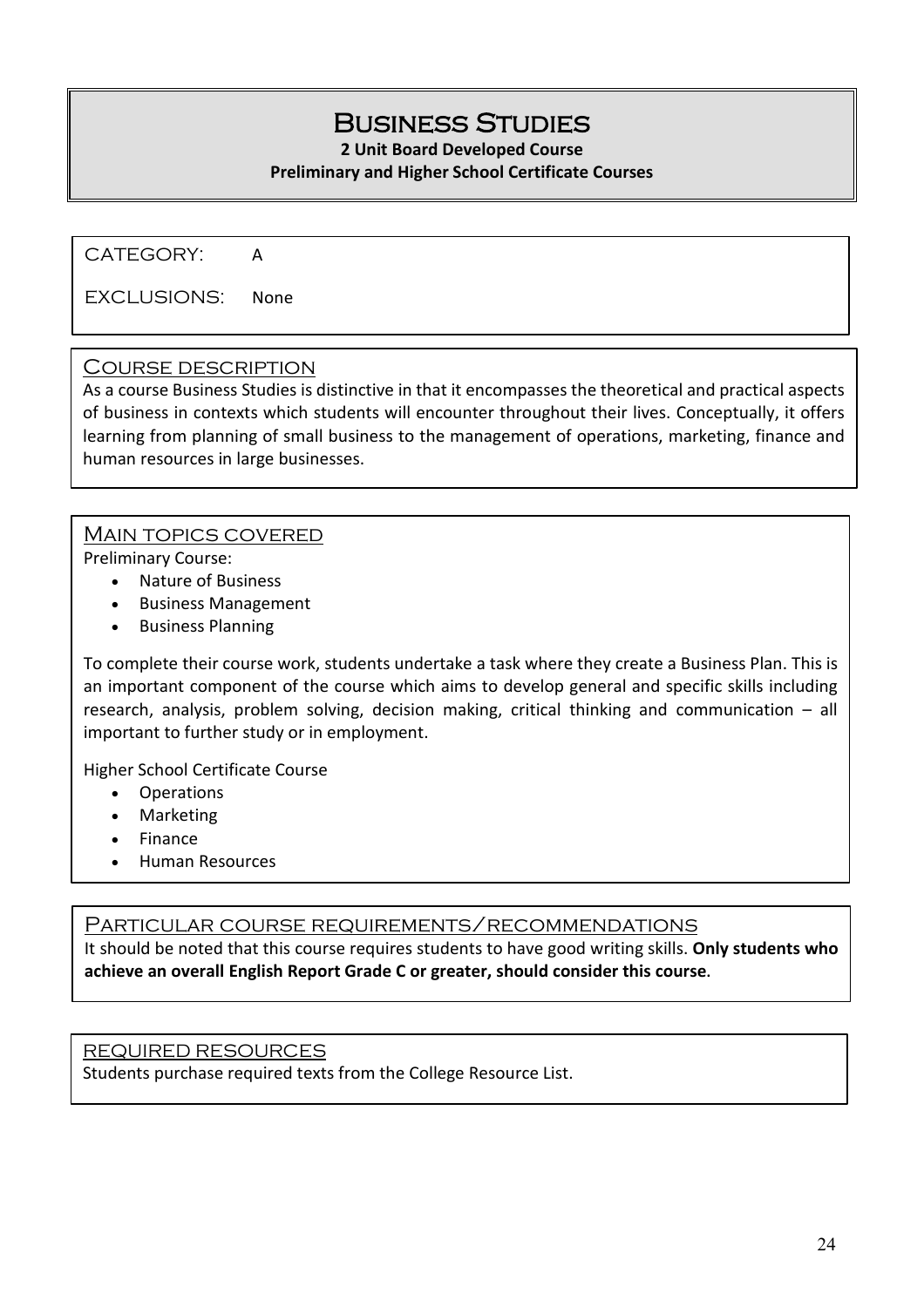# Business Studies

**2 Unit Board Developed Course**

**Preliminary and Higher School Certificate Courses**

CATEGORY: A

EXCLUSIONS: None

## Course description

As a course Business Studies is distinctive in that it encompasses the theoretical and practical aspects of business in contexts which students will encounter throughout their lives. Conceptually, it offers learning from planning of small business to the management of operations, marketing, finance and human resources in large businesses.

## Main topics covered

Preliminary Course:

- Nature of Business
- Business Management
- Business Planning

To complete their course work, students undertake a task where they create a Business Plan. This is an important component of the course which aims to develop general and specific skills including research, analysis, problem solving, decision making, critical thinking and communication – all important to further study or in employment.

Higher School Certificate Course

- Operations
- Marketing
- Finance
- Human Resources

## Particular course requirements/recommendations

It should be noted that this course requires students to have good writing skills. **Only students who achieve an overall English Report Grade C or greater, should consider this course**.

## Required resources

Students purchase required texts from the College Resource List.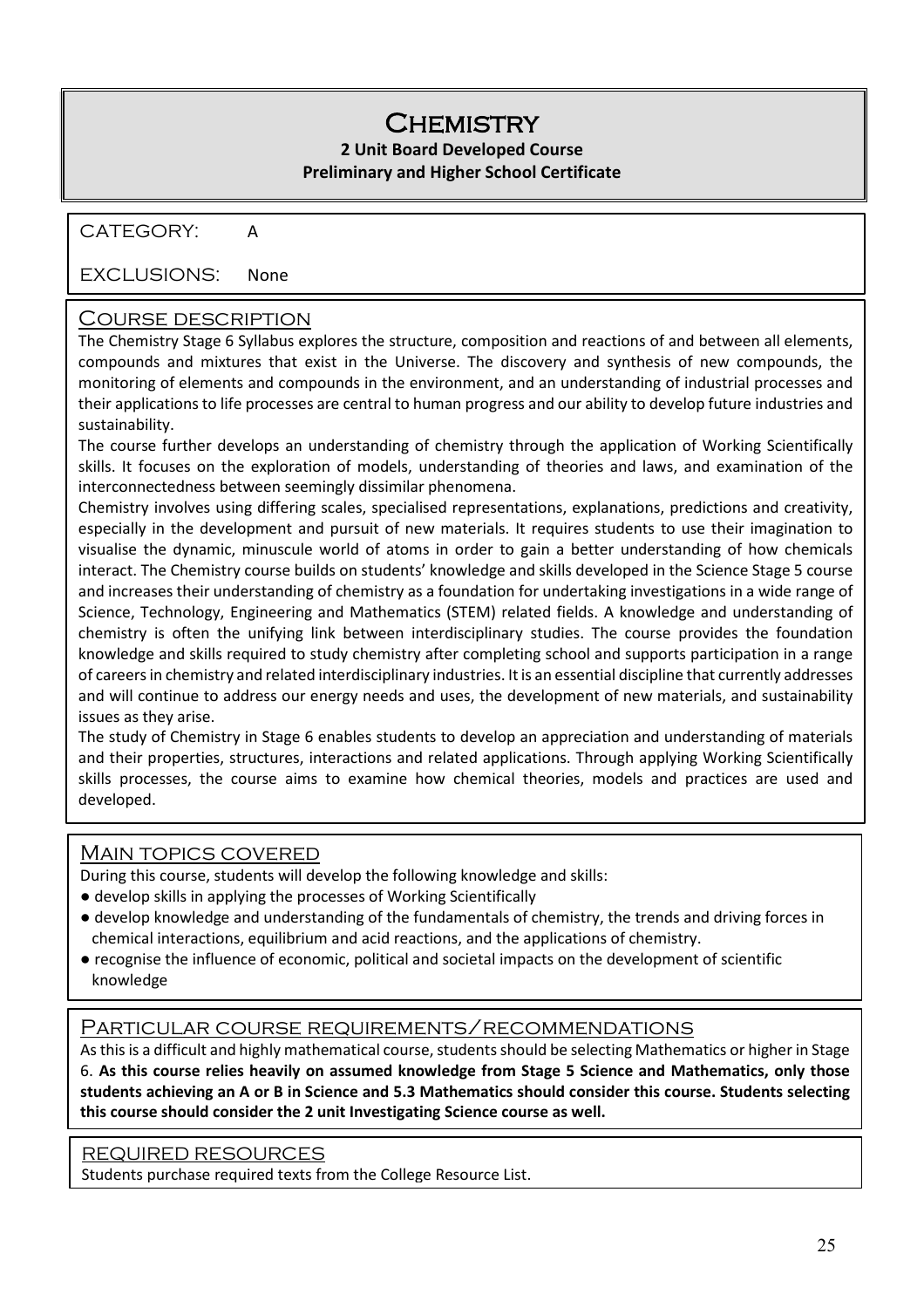# Chemistry

**2 Unit Board Developed Course**
**Preliminary and Higher School Certificate**

CATEGORY: A

EXCLUSIONS: None

## Course description

The Chemistry Stage 6 Syllabus explores the structure, composition and reactions of and between all elements, compounds and mixtures that exist in the Universe. The discovery and synthesis of new compounds, the monitoring of elements and compounds in the environment, and an understanding of industrial processes and their applications to life processes are central to human progress and our ability to develop future industries and sustainability.

The course further develops an understanding of chemistry through the application of Working Scientifically skills. It focuses on the exploration of models, understanding of theories and laws, and examination of the interconnectedness between seemingly dissimilar phenomena.

Chemistry involves using differing scales, specialised representations, explanations, predictions and creativity, especially in the development and pursuit of new materials. It requires students to use their imagination to visualise the dynamic, minuscule world of atoms in order to gain a better understanding of how chemicals interact. The Chemistry course builds on students' knowledge and skills developed in the Science Stage 5 course and increases their understanding of chemistry as a foundation for undertaking investigations in a wide range of Science, Technology, Engineering and Mathematics (STEM) related fields. A knowledge and understanding of chemistry is often the unifying link between interdisciplinary studies. The course provides the foundation knowledge and skills required to study chemistry after completing school and supports participation in a range of careers in chemistry and related interdisciplinary industries. It is an essential discipline that currently addresses and will continue to address our energy needs and uses, the development of new materials, and sustainability issues as they arise.

The study of Chemistry in Stage 6 enables students to develop an appreciation and understanding of materials and their properties, structures, interactions and related applications. Through applying Working Scientifically skills processes, the course aims to examine how chemical theories, models and practices are used and developed.

## Main topics covered

During this course, students will develop the following knowledge and skills:

- develop skills in applying the processes of Working Scientifically
- develop knowledge and understanding of the fundamentals of chemistry, the trends and driving forces in chemical interactions, equilibrium and acid reactions, and the applications of chemistry.
- recognise the influence of economic, political and societal impacts on the development of scientific knowledge

## Particular course requirements/recommendations

As this is a difficult and highly mathematical course, students should be selecting Mathematics or higher in Stage 6. **As this course relies heavily on assumed knowledge from Stage 5 Science and Mathematics, only those students achieving an A or B in Science and 5.3 Mathematics should consider this course. Students selecting this course should consider the 2 unit Investigating Science course as well.**

## Required resources

Students purchase required texts from the College Resource List.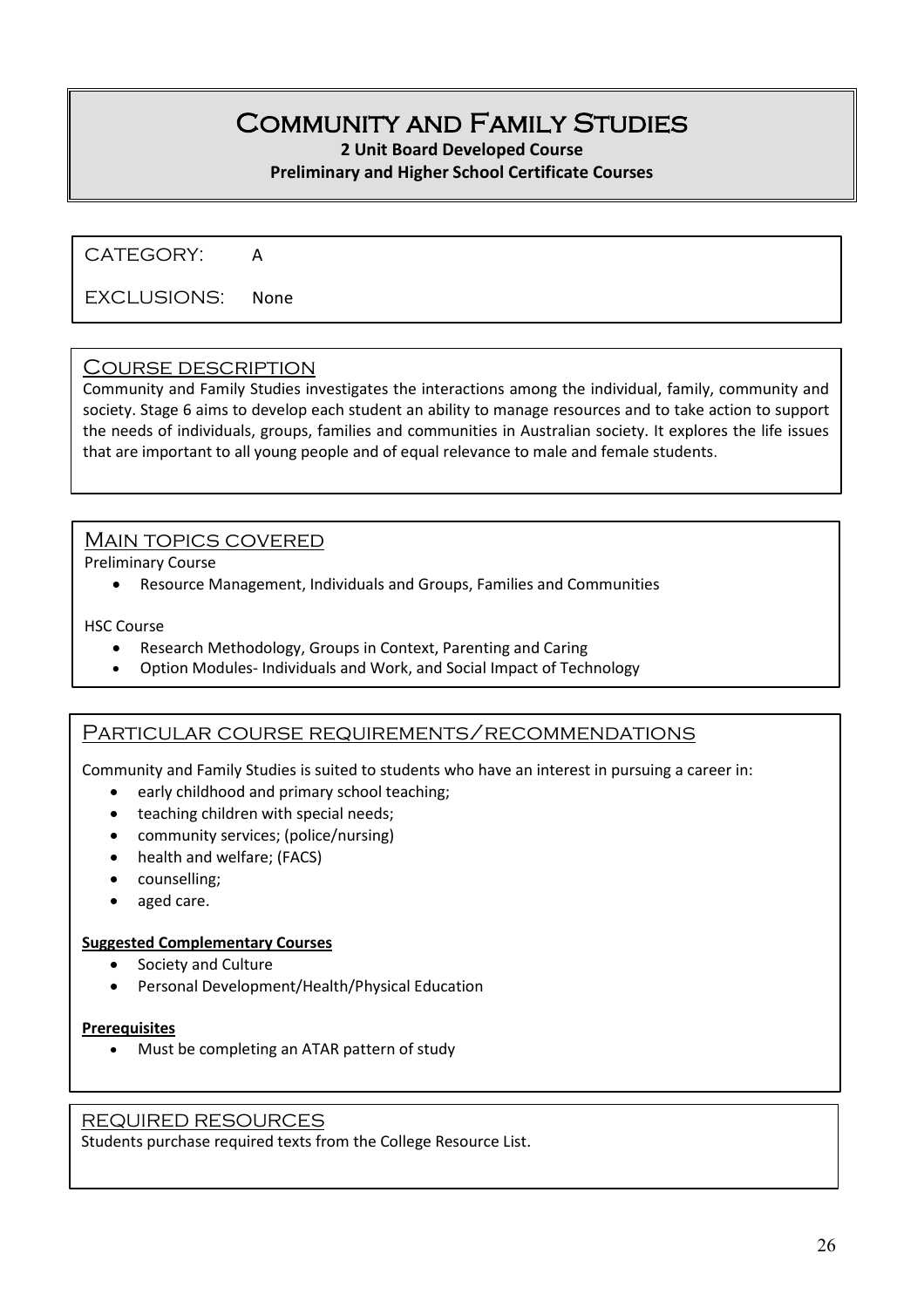# Community and Family Studies

**2 Unit Board Developed Course**

**Preliminary and Higher School Certificate Courses**

CATEGORY: A

EXCLUSIONS: None

## Course description

Community and Family Studies investigates the interactions among the individual, family, community and society. Stage 6 aims to develop each student an ability to manage resources and to take action to support the needs of individuals, groups, families and communities in Australian society. It explores the life issues that are important to all young people and of equal relevance to male and female students.

## Main topics covered

Preliminary Course

- Resource Management, Individuals and Groups, Families and Communities

HSC Course

- Research Methodology, Groups in Context, Parenting and Caring
- Option Modules- Individuals and Work, and Social Impact of Technology

## Particular course requirements/recommendations

Community and Family Studies is suited to students who have an interest in pursuing a career in:

- early childhood and primary school teaching;
- teaching children with special needs;
- community services; (police/nursing)
- health and welfare; (FACS)
- counselling;
- aged care.

**Suggested Complementary Courses**

- Society and Culture
- Personal Development/Health/Physical Education

**Prerequisites**

- Must be completing an ATAR pattern of study

## Required resources

Students purchase required texts from the College Resource List.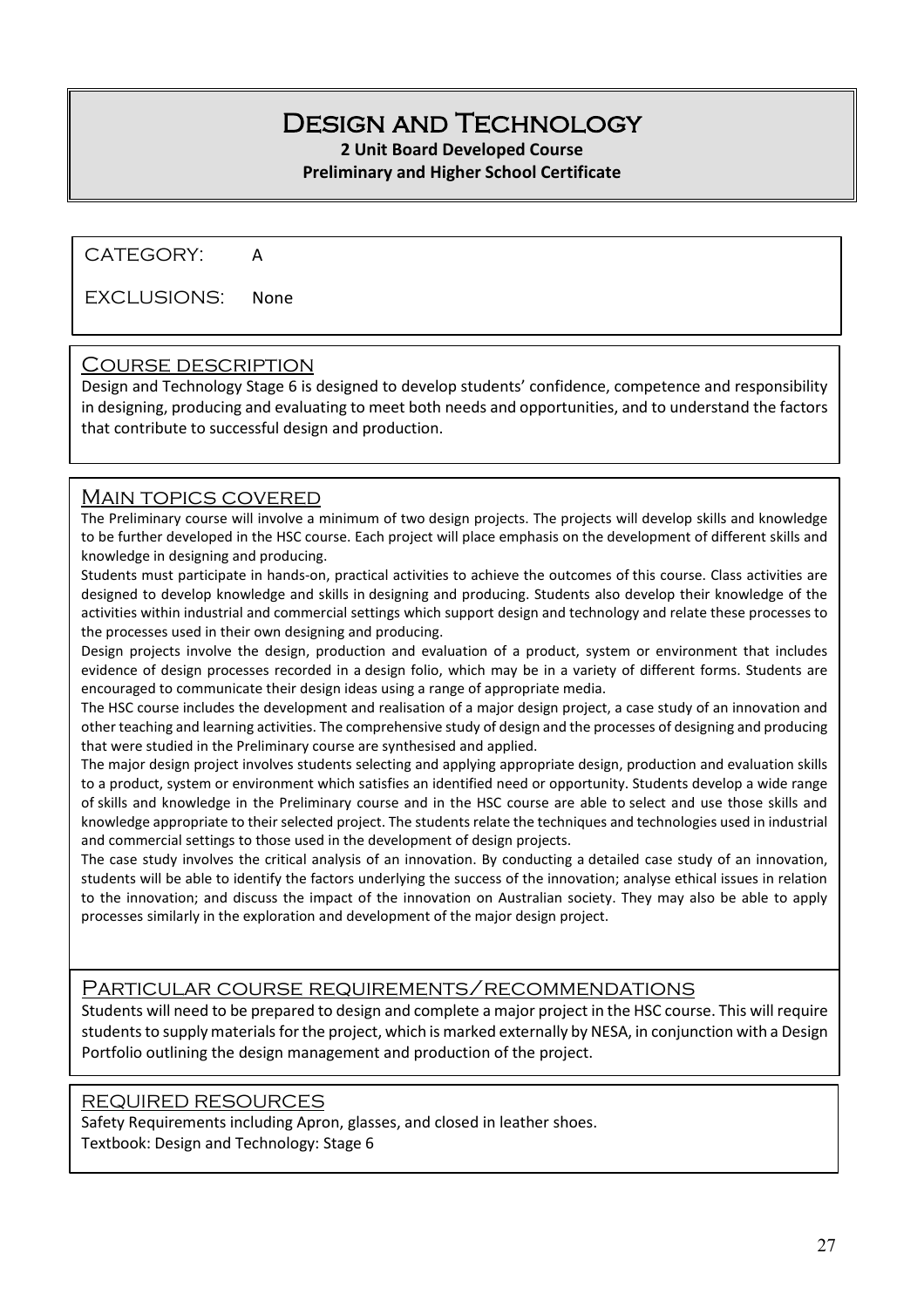# Design and Technology

**2 Unit Board Developed Course**
**Preliminary and Higher School Certificate**

CATEGORY: A

EXCLUSIONS: None

## Course description

Design and Technology Stage 6 is designed to develop students' confidence, competence and responsibility in designing, producing and evaluating to meet both needs and opportunities, and to understand the factors that contribute to successful design and production.

## Main topics covered

The Preliminary course will involve a minimum of two design projects. The projects will develop skills and knowledge to be further developed in the HSC course. Each project will place emphasis on the development of different skills and knowledge in designing and producing.

Students must participate in hands-on, practical activities to achieve the outcomes of this course. Class activities are designed to develop knowledge and skills in designing and producing. Students also develop their knowledge of the activities within industrial and commercial settings which support design and technology and relate these processes to the processes used in their own designing and producing.

Design projects involve the design, production and evaluation of a product, system or environment that includes evidence of design processes recorded in a design folio, which may be in a variety of different forms. Students are encouraged to communicate their design ideas using a range of appropriate media.

The HSC course includes the development and realisation of a major design project, a case study of an innovation and other teaching and learning activities. The comprehensive study of design and the processes of designing and producing that were studied in the Preliminary course are synthesised and applied.

The major design project involves students selecting and applying appropriate design, production and evaluation skills to a product, system or environment which satisfies an identified need or opportunity. Students develop a wide range of skills and knowledge in the Preliminary course and in the HSC course are able to select and use those skills and knowledge appropriate to their selected project. The students relate the techniques and technologies used in industrial and commercial settings to those used in the development of design projects.

The case study involves the critical analysis of an innovation. By conducting a detailed case study of an innovation, students will be able to identify the factors underlying the success of the innovation; analyse ethical issues in relation to the innovation; and discuss the impact of the innovation on Australian society. They may also be able to apply processes similarly in the exploration and development of the major design project.

## Particular course requirements/recommendations

Students will need to be prepared to design and complete a major project in the HSC course. This will require students to supply materials for the project, which is marked externally by NESA, in conjunction with a Design Portfolio outlining the design management and production of the project.

## Required resources

Safety Requirements including Apron, glasses, and closed in leather shoes.
Textbook: Design and Technology: Stage 6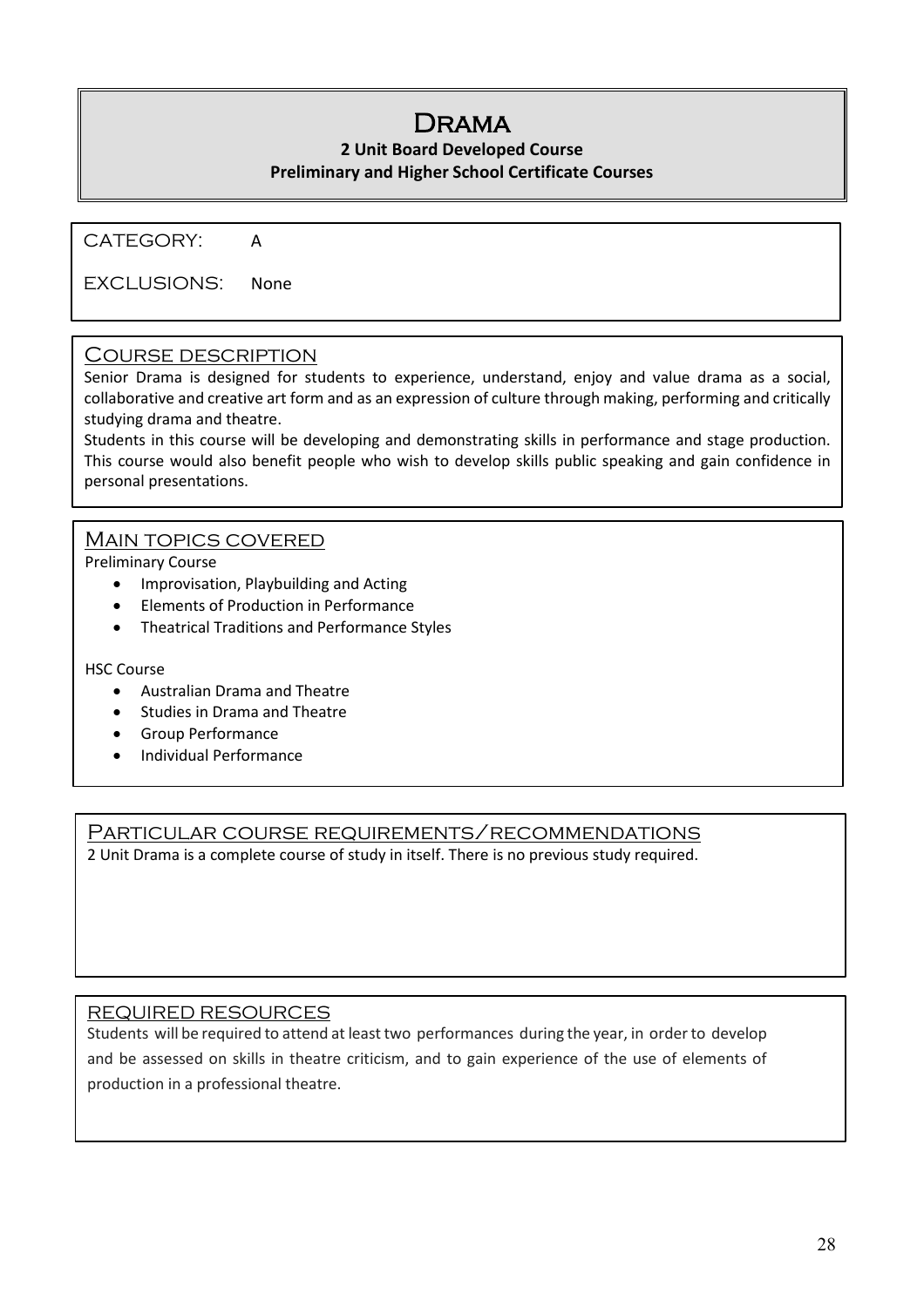# Drama

**2 Unit Board Developed Course**
**Preliminary and Higher School Certificate Courses**

CATEGORY: A

EXCLUSIONS: None

## Course description

Senior Drama is designed for students to experience, understand, enjoy and value drama as a social, collaborative and creative art form and as an expression of culture through making, performing and critically studying drama and theatre.

Students in this course will be developing and demonstrating skills in performance and stage production. This course would also benefit people who wish to develop skills public speaking and gain confidence in personal presentations.

## Main topics covered

Preliminary Course

- Improvisation, Playbuilding and Acting
- Elements of Production in Performance
- Theatrical Traditions and Performance Styles

HSC Course

- Australian Drama and Theatre
- Studies in Drama and Theatre
- Group Performance
- Individual Performance

## Particular course requirements/recommendations

2 Unit Drama is a complete course of study in itself. There is no previous study required.

## Required resources

Students will be required to attend at least two performances during the year, in order to develop and be assessed on skills in theatre criticism, and to gain experience of the use of elements of production in a professional theatre.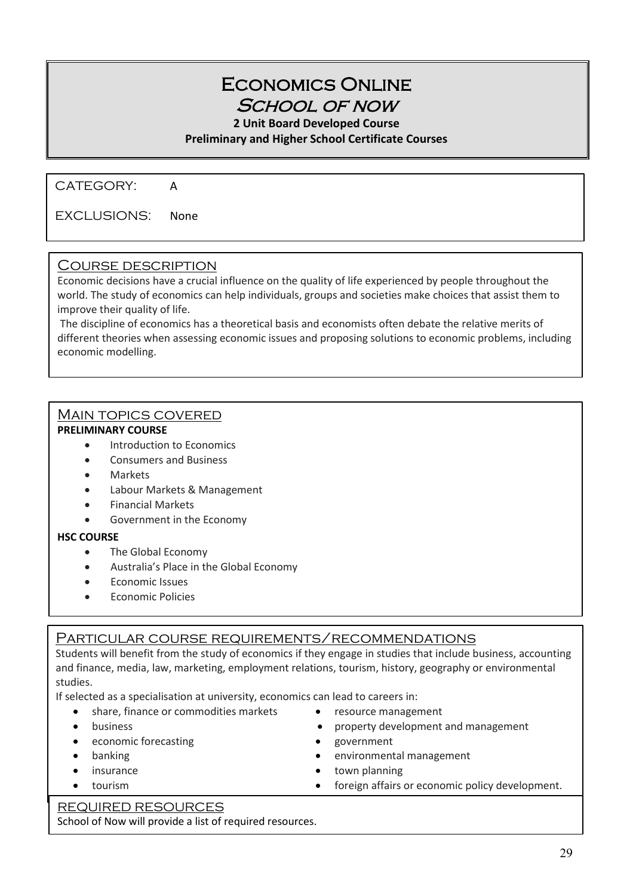# Economics Online
## School of NOW

**2 Unit Board Developed Course**
**Preliminary and Higher School Certificate Courses**

CATEGORY: A

EXCLUSIONS: None

## Course description

Economic decisions have a crucial influence on the quality of life experienced by people throughout the world. The study of economics can help individuals, groups and societies make choices that assist them to improve their quality of life.

The discipline of economics has a theoretical basis and economists often debate the relative merits of different theories when assessing economic issues and proposing solutions to economic problems, including economic modelling.

## Main topics covered

**PRELIMINARY COURSE**

- Introduction to Economics
- Consumers and Business
- Markets
- Labour Markets & Management
- Financial Markets
- Government in the Economy

**HSC COURSE**

- The Global Economy
- Australia's Place in the Global Economy
- Economic Issues
- Economic Policies

## Particular course requirements/recommendations

Students will benefit from the study of economics if they engage in studies that include business, accounting and finance, media, law, marketing, employment relations, tourism, history, geography or environmental studies.

If selected as a specialisation at university, economics can lead to careers in:

- share, finance or commodities markets
- business
- economic forecasting
- banking
- insurance
- tourism
- resource management
- property development and management
- government
- environmental management
- town planning
- foreign affairs or economic policy development.

## Required resources

School of Now will provide a list of required resources.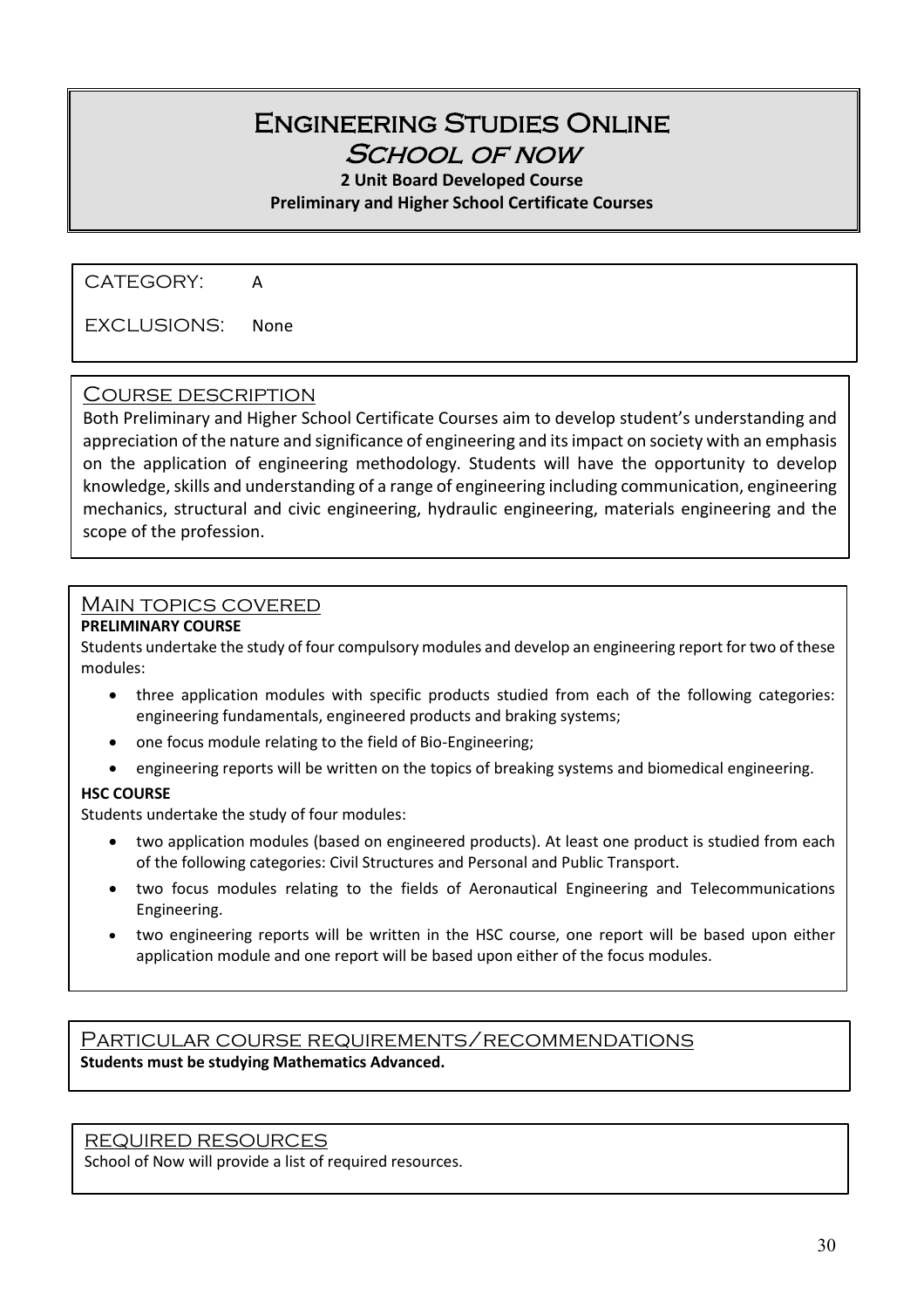# Engineering Studies Online
## School of now

**2 Unit Board Developed Course**
**Preliminary and Higher School Certificate Courses**

CATEGORY: A

EXCLUSIONS: None

### Course description

Both Preliminary and Higher School Certificate Courses aim to develop student's understanding and appreciation of the nature and significance of engineering and its impact on society with an emphasis on the application of engineering methodology. Students will have the opportunity to develop knowledge, skills and understanding of a range of engineering including communication, engineering mechanics, structural and civic engineering, hydraulic engineering, materials engineering and the scope of the profession.

### Main topics covered

**PRELIMINARY COURSE**

Students undertake the study of four compulsory modules and develop an engineering report for two of these modules:

- three application modules with specific products studied from each of the following categories: engineering fundamentals, engineered products and braking systems;
- one focus module relating to the field of Bio-Engineering;
- engineering reports will be written on the topics of breaking systems and biomedical engineering.

**HSC COURSE**

Students undertake the study of four modules:

- two application modules (based on engineered products). At least one product is studied from each of the following categories: Civil Structures and Personal and Public Transport.
- two focus modules relating to the fields of Aeronautical Engineering and Telecommunications Engineering.
- two engineering reports will be written in the HSC course, one report will be based upon either application module and one report will be based upon either of the focus modules.

### Particular course requirements/recommendations

**Students must be studying Mathematics Advanced.**

### Required resources

School of Now will provide a list of required resources.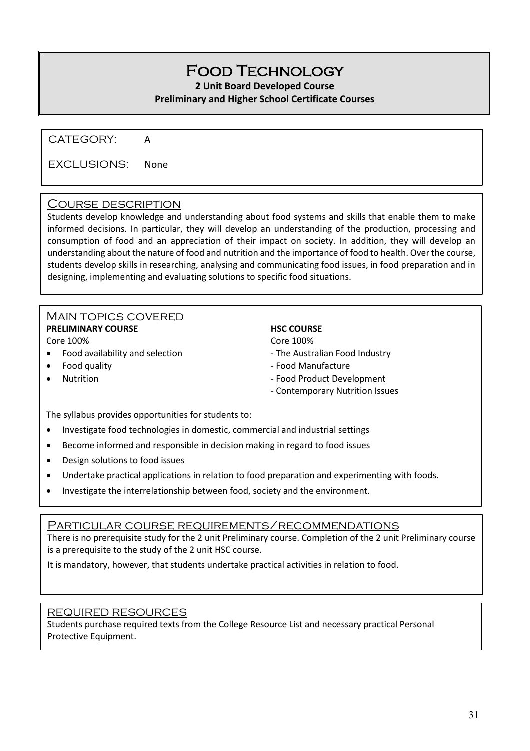# Food Technology

**2 Unit Board Developed Course**

**Preliminary and Higher School Certificate Courses**

CATEGORY: A

EXCLUSIONS: None

## Course description

Students develop knowledge and understanding about food systems and skills that enable them to make informed decisions. In particular, they will develop an understanding of the production, processing and consumption of food and an appreciation of their impact on society. In addition, they will develop an understanding about the nature of food and nutrition and the importance of food to health. Over the course, students develop skills in researching, analysing and communicating food issues, in food preparation and in designing, implementing and evaluating solutions to specific food situations.

## Main topics covered

**PRELIMINARY COURSE**

Core 100%

- Food availability and selection
- Food quality
- Nutrition

**HSC COURSE**

Core 100%

- The Australian Food Industry
- Food Manufacture
- Food Product Development
- Contemporary Nutrition Issues

The syllabus provides opportunities for students to:

- Investigate food technologies in domestic, commercial and industrial settings
- Become informed and responsible in decision making in regard to food issues
- Design solutions to food issues
- Undertake practical applications in relation to food preparation and experimenting with foods.
- Investigate the interrelationship between food, society and the environment.

## Particular course requirements/recommendations

There is no prerequisite study for the 2 unit Preliminary course. Completion of the 2 unit Preliminary course is a prerequisite to the study of the 2 unit HSC course.

It is mandatory, however, that students undertake practical activities in relation to food.

## Required resources

Students purchase required texts from the College Resource List and necessary practical Personal Protective Equipment.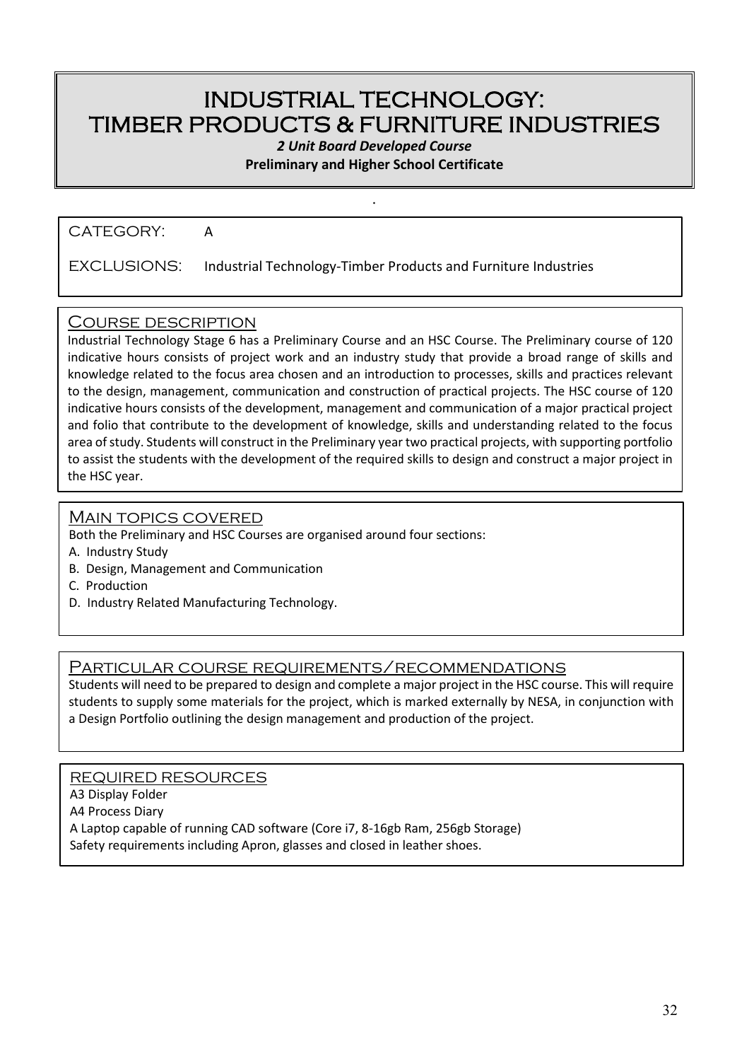# INDUSTRIAL TECHNOLOGY: TIMBER PRODUCTS & FURNITURE INDUSTRIES

***2 Unit Board Developed Course***

**Preliminary and Higher School Certificate**

CATEGORY: A

EXCLUSIONS: Industrial Technology-Timber Products and Furniture Industries

## Course description

Industrial Technology Stage 6 has a Preliminary Course and an HSC Course. The Preliminary course of 120 indicative hours consists of project work and an industry study that provide a broad range of skills and knowledge related to the focus area chosen and an introduction to processes, skills and practices relevant to the design, management, communication and construction of practical projects. The HSC course of 120 indicative hours consists of the development, management and communication of a major practical project and folio that contribute to the development of knowledge, skills and understanding related to the focus area of study. Students will construct in the Preliminary year two practical projects, with supporting portfolio to assist the students with the development of the required skills to design and construct a major project in the HSC year.

## Main topics covered

Both the Preliminary and HSC Courses are organised around four sections:

A. Industry Study
B. Design, Management and Communication
C. Production
D. Industry Related Manufacturing Technology.

## Particular course requirements/recommendations

Students will need to be prepared to design and complete a major project in the HSC course. This will require students to supply some materials for the project, which is marked externally by NESA, in conjunction with a Design Portfolio outlining the design management and production of the project.

## Required resources

A3 Display Folder
A4 Process Diary
A Laptop capable of running CAD software (Core i7, 8-16gb Ram, 256gb Storage)
Safety requirements including Apron, glasses and closed in leather shoes.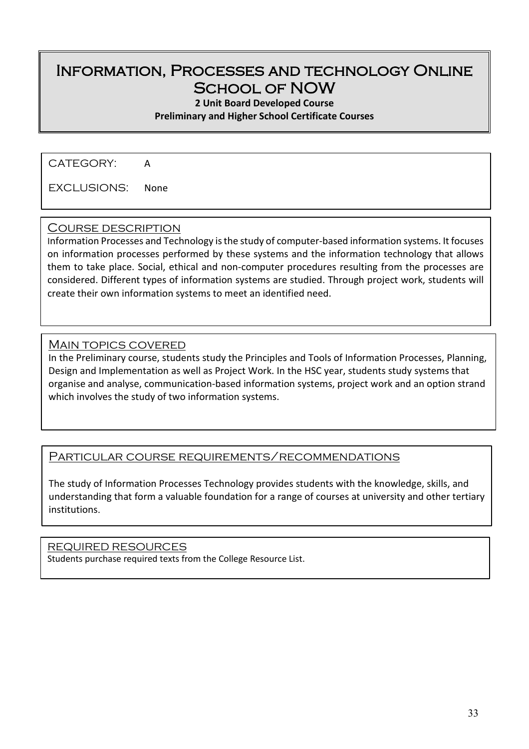# Information, Processes and technology Online School of NOW

**2 Unit Board Developed Course**

**Preliminary and Higher School Certificate Courses**

CATEGORY: A

EXCLUSIONS: None

## Course description

Information Processes and Technology is the study of computer-based information systems. It focuses on information processes performed by these systems and the information technology that allows them to take place. Social, ethical and non-computer procedures resulting from the processes are considered. Different types of information systems are studied. Through project work, students will create their own information systems to meet an identified need.

## Main topics covered

In the Preliminary course, students study the Principles and Tools of Information Processes, Planning, Design and Implementation as well as Project Work. In the HSC year, students study systems that organise and analyse, communication-based information systems, project work and an option strand which involves the study of two information systems.

## Particular course requirements/recommendations

The study of Information Processes Technology provides students with the knowledge, skills, and understanding that form a valuable foundation for a range of courses at university and other tertiary institutions.

## Required resources

Students purchase required texts from the College Resource List.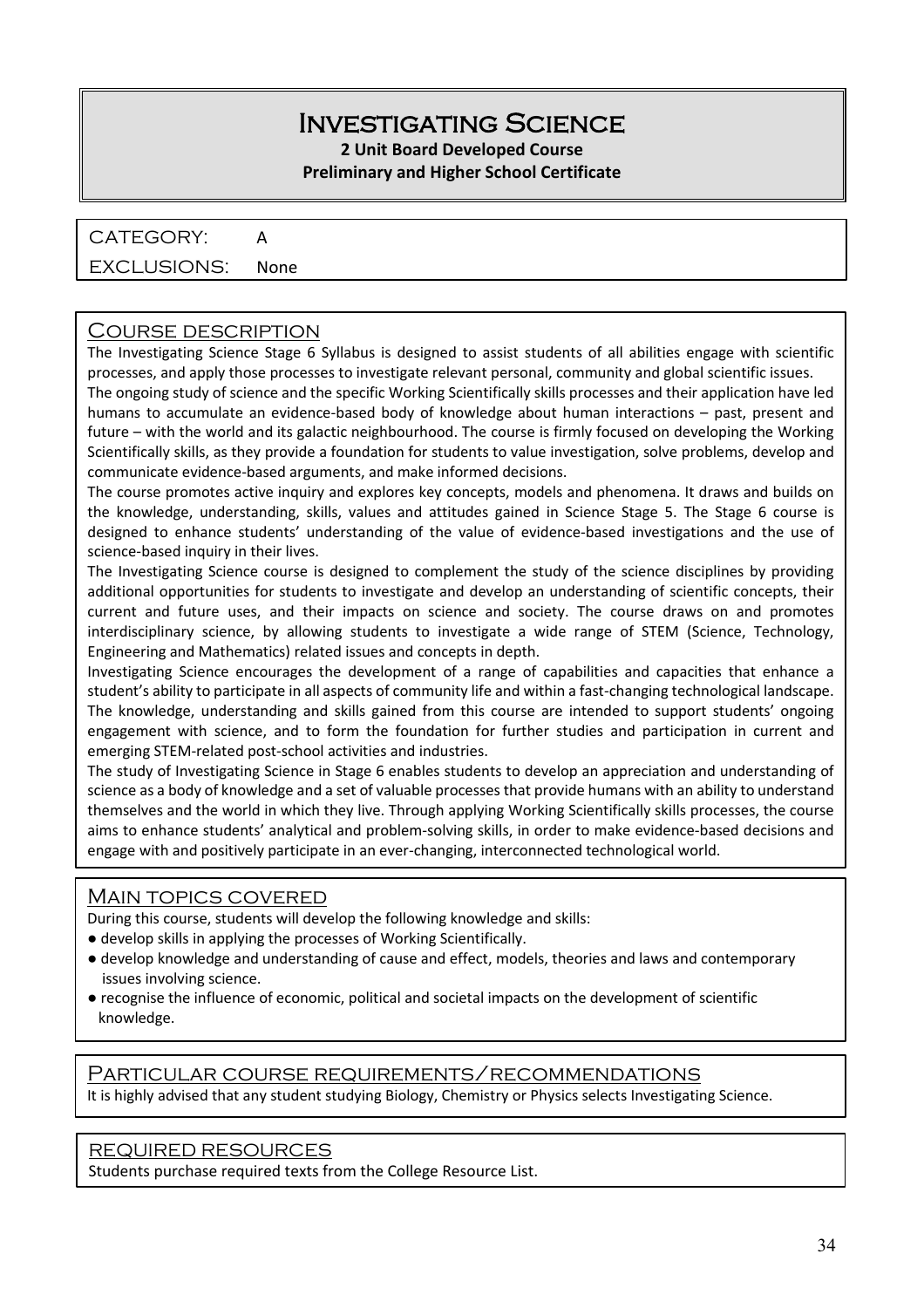# Investigating Science

**2 Unit Board Developed Course**

**Preliminary and Higher School Certificate**

CATEGORY: A

EXCLUSIONS: None

## Course description

The Investigating Science Stage 6 Syllabus is designed to assist students of all abilities engage with scientific processes, and apply those processes to investigate relevant personal, community and global scientific issues.

The ongoing study of science and the specific Working Scientifically skills processes and their application have led humans to accumulate an evidence-based body of knowledge about human interactions – past, present and future – with the world and its galactic neighbourhood. The course is firmly focused on developing the Working Scientifically skills, as they provide a foundation for students to value investigation, solve problems, develop and communicate evidence-based arguments, and make informed decisions.

The course promotes active inquiry and explores key concepts, models and phenomena. It draws and builds on the knowledge, understanding, skills, values and attitudes gained in Science Stage 5. The Stage 6 course is designed to enhance students' understanding of the value of evidence-based investigations and the use of science-based inquiry in their lives.

The Investigating Science course is designed to complement the study of the science disciplines by providing additional opportunities for students to investigate and develop an understanding of scientific concepts, their current and future uses, and their impacts on science and society. The course draws on and promotes interdisciplinary science, by allowing students to investigate a wide range of STEM (Science, Technology, Engineering and Mathematics) related issues and concepts in depth.

Investigating Science encourages the development of a range of capabilities and capacities that enhance a student's ability to participate in all aspects of community life and within a fast-changing technological landscape. The knowledge, understanding and skills gained from this course are intended to support students' ongoing engagement with science, and to form the foundation for further studies and participation in current and emerging STEM-related post-school activities and industries.

The study of Investigating Science in Stage 6 enables students to develop an appreciation and understanding of science as a body of knowledge and a set of valuable processes that provide humans with an ability to understand themselves and the world in which they live. Through applying Working Scientifically skills processes, the course aims to enhance students' analytical and problem-solving skills, in order to make evidence-based decisions and engage with and positively participate in an ever-changing, interconnected technological world.

## Main topics covered

During this course, students will develop the following knowledge and skills:

- develop skills in applying the processes of Working Scientifically.
- develop knowledge and understanding of cause and effect, models, theories and laws and contemporary issues involving science.
- recognise the influence of economic, political and societal impacts on the development of scientific knowledge.

## Particular course requirements/recommendations

It is highly advised that any student studying Biology, Chemistry or Physics selects Investigating Science.

## Required resources

Students purchase required texts from the College Resource List.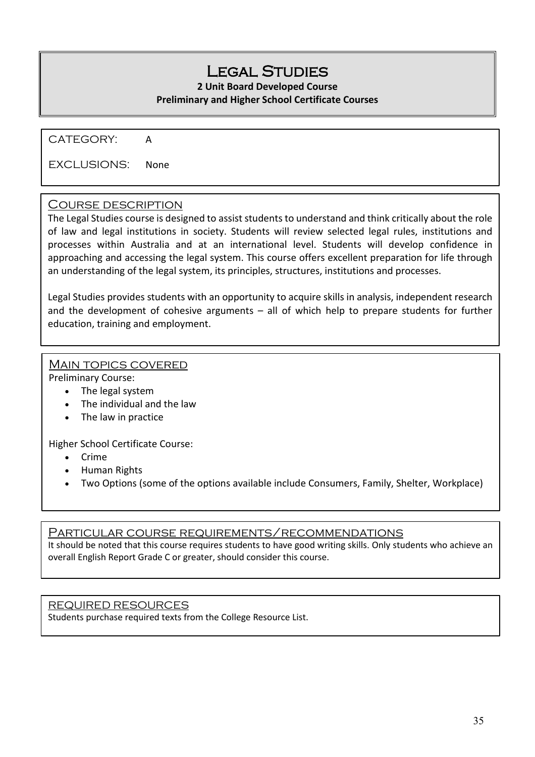# Legal Studies

**2 Unit Board Developed Course**

**Preliminary and Higher School Certificate Courses**

CATEGORY: A

EXCLUSIONS: None

## Course description

The Legal Studies course is designed to assist students to understand and think critically about the role of law and legal institutions in society. Students will review selected legal rules, institutions and processes within Australia and at an international level. Students will develop confidence in approaching and accessing the legal system. This course offers excellent preparation for life through an understanding of the legal system, its principles, structures, institutions and processes.

Legal Studies provides students with an opportunity to acquire skills in analysis, independent research and the development of cohesive arguments – all of which help to prepare students for further education, training and employment.

## Main topics covered

Preliminary Course:

- The legal system
- The individual and the law
- The law in practice

Higher School Certificate Course:

- Crime
- Human Rights
- Two Options (some of the options available include Consumers, Family, Shelter, Workplace)

## Particular course requirements/recommendations

It should be noted that this course requires students to have good writing skills. Only students who achieve an overall English Report Grade C or greater, should consider this course.

## Required resources

Students purchase required texts from the College Resource List.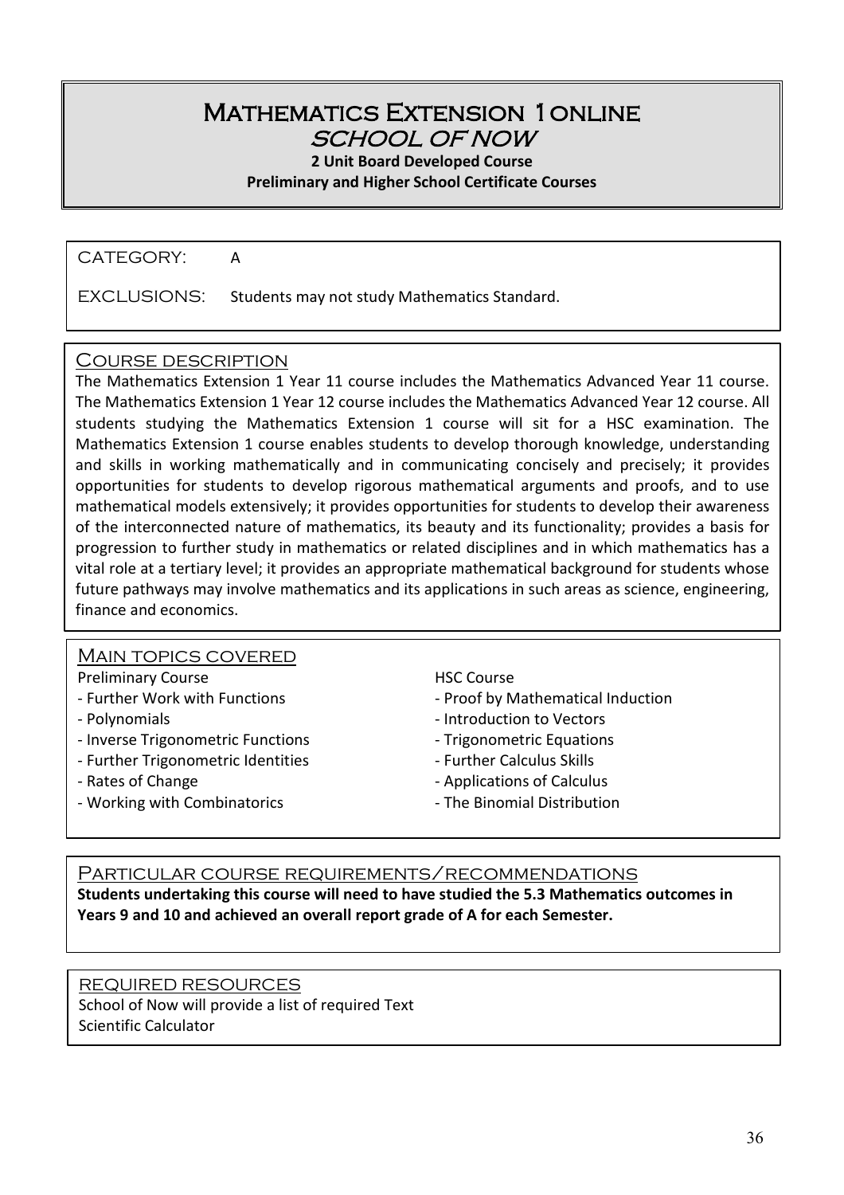# Mathematics Extension 1 online

## SCHOOL OF NOW

**2 Unit Board Developed Course**

**Preliminary and Higher School Certificate Courses**

CATEGORY: A

EXCLUSIONS: Students may not study Mathematics Standard.

## Course description

The Mathematics Extension 1 Year 11 course includes the Mathematics Advanced Year 11 course. The Mathematics Extension 1 Year 12 course includes the Mathematics Advanced Year 12 course. All students studying the Mathematics Extension 1 course will sit for a HSC examination. The Mathematics Extension 1 course enables students to develop thorough knowledge, understanding and skills in working mathematically and in communicating concisely and precisely; it provides opportunities for students to develop rigorous mathematical arguments and proofs, and to use mathematical models extensively; it provides opportunities for students to develop their awareness of the interconnected nature of mathematics, its beauty and its functionality; provides a basis for progression to further study in mathematics or related disciplines and in which mathematics has a vital role at a tertiary level; it provides an appropriate mathematical background for students whose future pathways may involve mathematics and its applications in such areas as science, engineering, finance and economics.

## Main topics covered

Preliminary Course

- Further Work with Functions
- Polynomials
- Inverse Trigonometric Functions
- Further Trigonometric Identities
- Rates of Change
- Working with Combinatorics

HSC Course

- Proof by Mathematical Induction
- Introduction to Vectors
- Trigonometric Equations
- Further Calculus Skills
- Applications of Calculus
- The Binomial Distribution

## Particular course requirements/recommendations

**Students undertaking this course will need to have studied the 5.3 Mathematics outcomes in Years 9 and 10 and achieved an overall report grade of A for each Semester.**

## REQUIRED RESOURCES

School of Now will provide a list of required Text

Scientific Calculator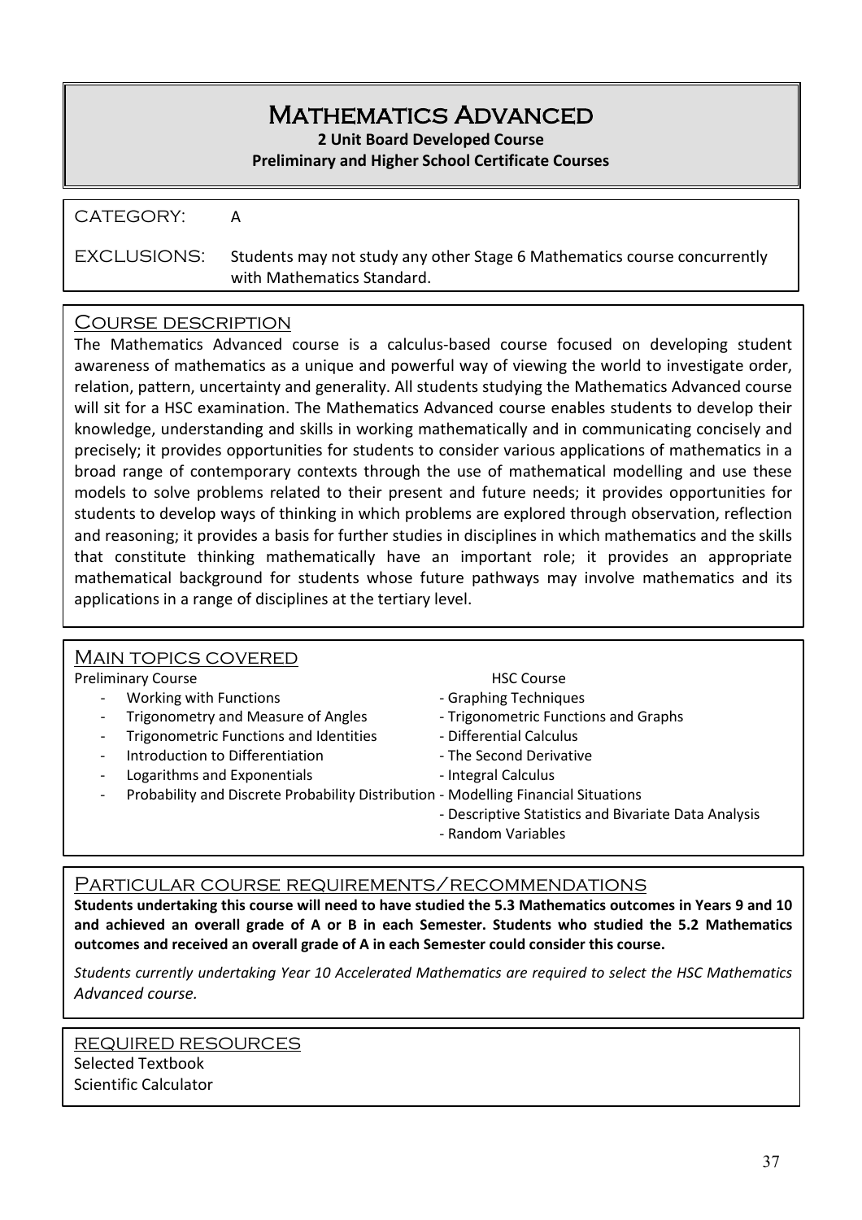# Mathematics Advanced

**2 Unit Board Developed Course**

**Preliminary and Higher School Certificate Courses**

CATEGORY: A

EXCLUSIONS: Students may not study any other Stage 6 Mathematics course concurrently with Mathematics Standard.

## Course description

The Mathematics Advanced course is a calculus-based course focused on developing student awareness of mathematics as a unique and powerful way of viewing the world to investigate order, relation, pattern, uncertainty and generality. All students studying the Mathematics Advanced course will sit for a HSC examination. The Mathematics Advanced course enables students to develop their knowledge, understanding and skills in working mathematically and in communicating concisely and precisely; it provides opportunities for students to consider various applications of mathematics in a broad range of contemporary contexts through the use of mathematical modelling and use these models to solve problems related to their present and future needs; it provides opportunities for students to develop ways of thinking in which problems are explored through observation, reflection and reasoning; it provides a basis for further studies in disciplines in which mathematics and the skills that constitute thinking mathematically have an important role; it provides an appropriate mathematical background for students whose future pathways may involve mathematics and its applications in a range of disciplines at the tertiary level.

## Main topics covered

Preliminary Course

- Working with Functions
- Trigonometry and Measure of Angles
- Trigonometric Functions and Identities
- Introduction to Differentiation
- Logarithms and Exponentials
- Probability and Discrete Probability Distribution

HSC Course

- Graphing Techniques
- Trigonometric Functions and Graphs
- Differential Calculus
- The Second Derivative
- Integral Calculus
- Modelling Financial Situations
- Descriptive Statistics and Bivariate Data Analysis
- Random Variables

## Particular course requirements/recommendations

**Students undertaking this course will need to have studied the 5.3 Mathematics outcomes in Years 9 and 10 and achieved an overall grade of A or B in each Semester. Students who studied the 5.2 Mathematics outcomes and received an overall grade of A in each Semester could consider this course.**

*Students currently undertaking Year 10 Accelerated Mathematics are required to select the HSC Mathematics Advanced course.*

## Required resources

Selected Textbook
Scientific Calculator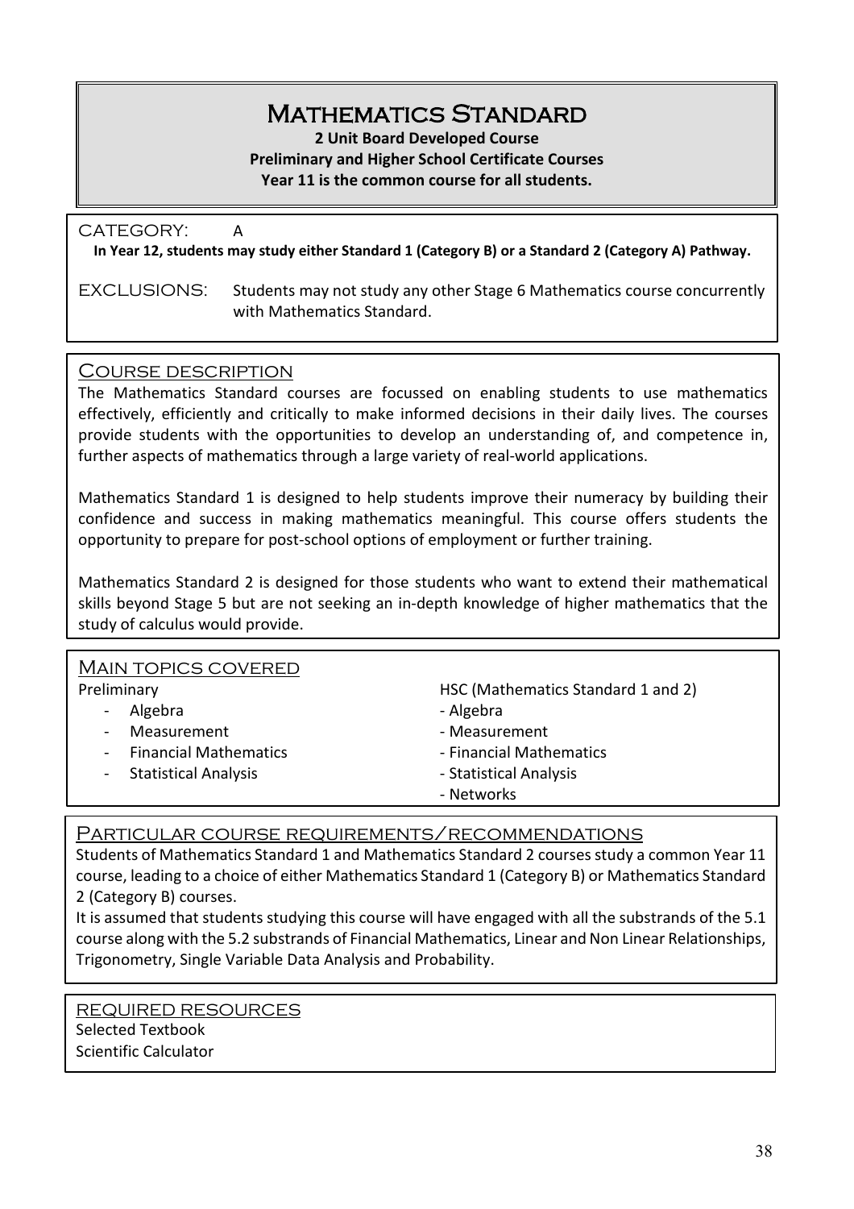// Mathematics Standard

**2 Unit Board Developed Course**
**Preliminary and Higher School Certificate Courses**
**Year 11 is the common course for all students.**

CATEGORY: A

**In Year 12, students may study either Standard 1 (Category B) or a Standard 2 (Category A) Pathway.**

EXCLUSIONS: Students may not study any other Stage 6 Mathematics course concurrently with Mathematics Standard.

## Course description

The Mathematics Standard courses are focussed on enabling students to use mathematics effectively, efficiently and critically to make informed decisions in their daily lives. The courses provide students with the opportunities to develop an understanding of, and competence in, further aspects of mathematics through a large variety of real-world applications.

Mathematics Standard 1 is designed to help students improve their numeracy by building their confidence and success in making mathematics meaningful. This course offers students the opportunity to prepare for post-school options of employment or further training.

Mathematics Standard 2 is designed for those students who want to extend their mathematical skills beyond Stage 5 but are not seeking an in-depth knowledge of higher mathematics that the study of calculus would provide.

## Main topics covered

Preliminary

- Algebra
- Measurement
- Financial Mathematics
- Statistical Analysis

HSC (Mathematics Standard 1 and 2)

- Algebra
- Measurement
- Financial Mathematics
- Statistical Analysis
- Networks

## Particular course requirements/recommendations

Students of Mathematics Standard 1 and Mathematics Standard 2 courses study a common Year 11 course, leading to a choice of either Mathematics Standard 1 (Category B) or Mathematics Standard 2 (Category B) courses.

It is assumed that students studying this course will have engaged with all the substrands of the 5.1 course along with the 5.2 substrands of Financial Mathematics, Linear and Non Linear Relationships, Trigonometry, Single Variable Data Analysis and Probability.

## Required resources

Selected Textbook
Scientific Calculator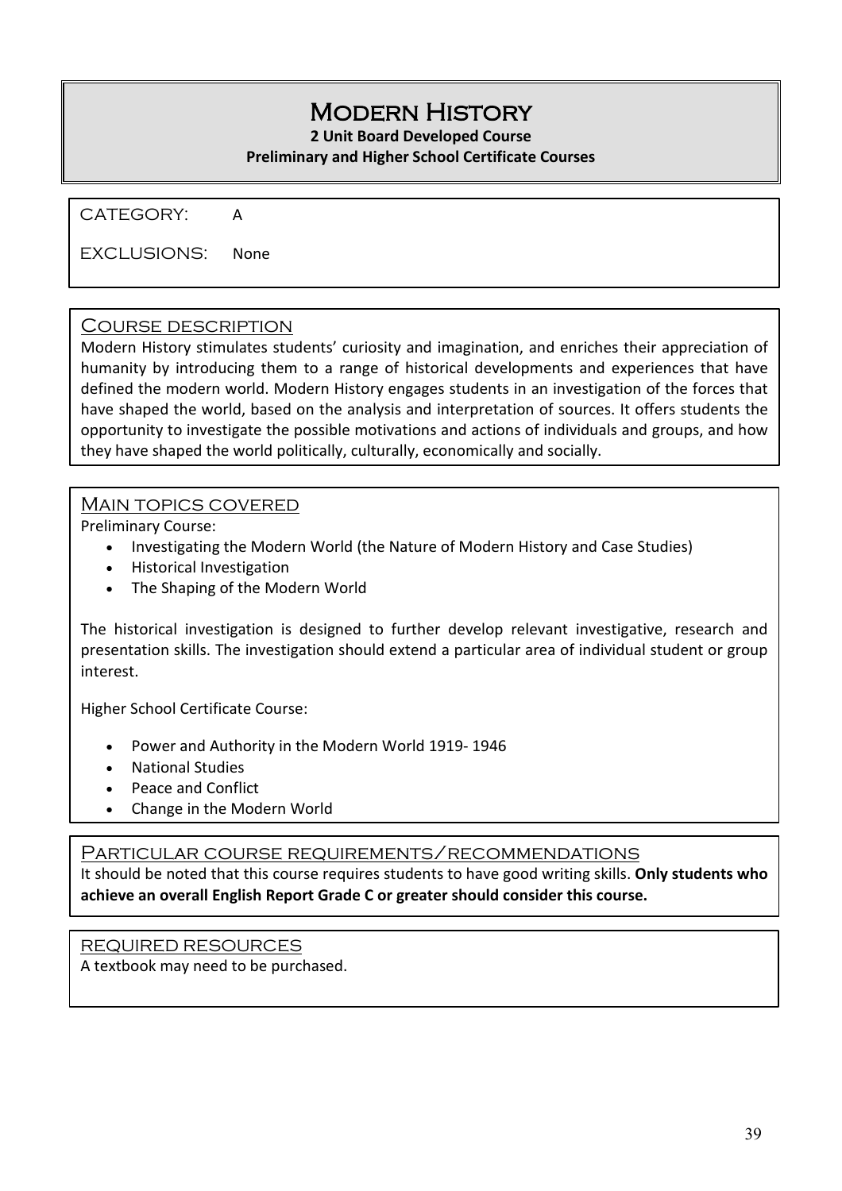# Modern History

**2 Unit Board Developed Course**

**Preliminary and Higher School Certificate Courses**

CATEGORY: A

EXCLUSIONS: None

## Course description

Modern History stimulates students' curiosity and imagination, and enriches their appreciation of humanity by introducing them to a range of historical developments and experiences that have defined the modern world. Modern History engages students in an investigation of the forces that have shaped the world, based on the analysis and interpretation of sources. It offers students the opportunity to investigate the possible motivations and actions of individuals and groups, and how they have shaped the world politically, culturally, economically and socially.

## Main topics covered

Preliminary Course:

- Investigating the Modern World (the Nature of Modern History and Case Studies)
- Historical Investigation
- The Shaping of the Modern World

The historical investigation is designed to further develop relevant investigative, research and presentation skills. The investigation should extend a particular area of individual student or group interest.

Higher School Certificate Course:

- Power and Authority in the Modern World 1919- 1946
- National Studies
- Peace and Conflict
- Change in the Modern World

## Particular course requirements/recommendations

It should be noted that this course requires students to have good writing skills. **Only students who achieve an overall English Report Grade C or greater should consider this course.**

## Required resources

A textbook may need to be purchased.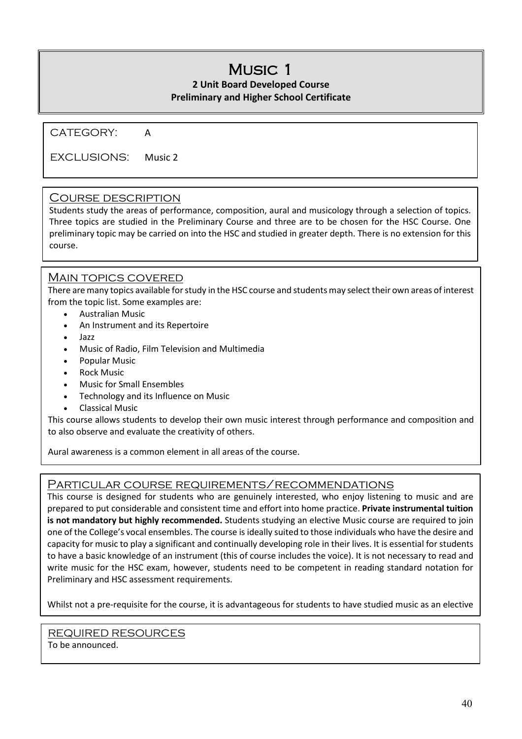# Music 1

**2 Unit Board Developed Course**
**Preliminary and Higher School Certificate**

CATEGORY: A

EXCLUSIONS: Music 2

## Course description

Students study the areas of performance, composition, aural and musicology through a selection of topics. Three topics are studied in the Preliminary Course and three are to be chosen for the HSC Course. One preliminary topic may be carried on into the HSC and studied in greater depth. There is no extension for this course.

## Main topics covered

There are many topics available for study in the HSC course and students may select their own areas of interest from the topic list. Some examples are:

- Australian Music
- An Instrument and its Repertoire
- Jazz
- Music of Radio, Film Television and Multimedia
- Popular Music
- Rock Music
- Music for Small Ensembles
- Technology and its Influence on Music
- Classical Music

This course allows students to develop their own music interest through performance and composition and to also observe and evaluate the creativity of others.

Aural awareness is a common element in all areas of the course.

## Particular course requirements/recommendations

This course is designed for students who are genuinely interested, who enjoy listening to music and are prepared to put considerable and consistent time and effort into home practice. **Private instrumental tuition is not mandatory but highly recommended.** Students studying an elective Music course are required to join one of the College's vocal ensembles. The course is ideally suited to those individuals who have the desire and capacity for music to play a significant and continually developing role in their lives. It is essential for students to have a basic knowledge of an instrument (this of course includes the voice). It is not necessary to read and write music for the HSC exam, however, students need to be competent in reading standard notation for Preliminary and HSC assessment requirements.

Whilst not a pre-requisite for the course, it is advantageous for students to have studied music as an elective

## Required resources

To be announced.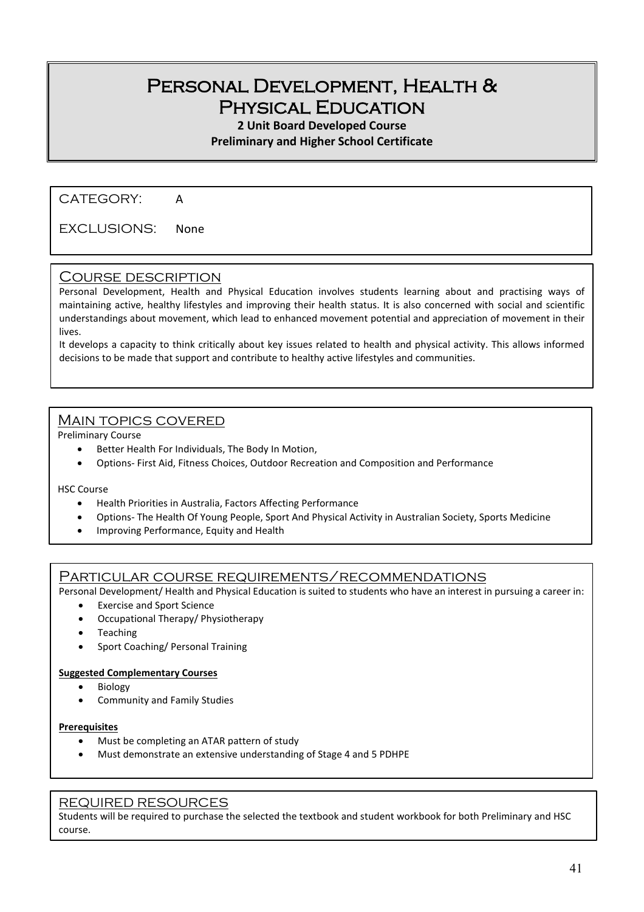# Personal Development, Health & Physical Education

**2 Unit Board Developed Course**

**Preliminary and Higher School Certificate**

CATEGORY: A

EXCLUSIONS: None

## Course description

Personal Development, Health and Physical Education involves students learning about and practising ways of maintaining active, healthy lifestyles and improving their health status. It is also concerned with social and scientific understandings about movement, which lead to enhanced movement potential and appreciation of movement in their lives.

It develops a capacity to think critically about key issues related to health and physical activity. This allows informed decisions to be made that support and contribute to healthy active lifestyles and communities.

## Main topics covered

Preliminary Course

- Better Health For Individuals, The Body In Motion,
- Options- First Aid, Fitness Choices, Outdoor Recreation and Composition and Performance

HSC Course

- Health Priorities in Australia, Factors Affecting Performance
- Options- The Health Of Young People, Sport And Physical Activity in Australian Society, Sports Medicine
- Improving Performance, Equity and Health

## Particular course requirements/recommendations

Personal Development/ Health and Physical Education is suited to students who have an interest in pursuing a career in:

- Exercise and Sport Science
- Occupational Therapy/ Physiotherapy
- Teaching
- Sport Coaching/ Personal Training

**Suggested Complementary Courses**

- Biology
- Community and Family Studies

**Prerequisites**

- Must be completing an ATAR pattern of study
- Must demonstrate an extensive understanding of Stage 4 and 5 PDHPE

## Required resources

Students will be required to purchase the selected the textbook and student workbook for both Preliminary and HSC course.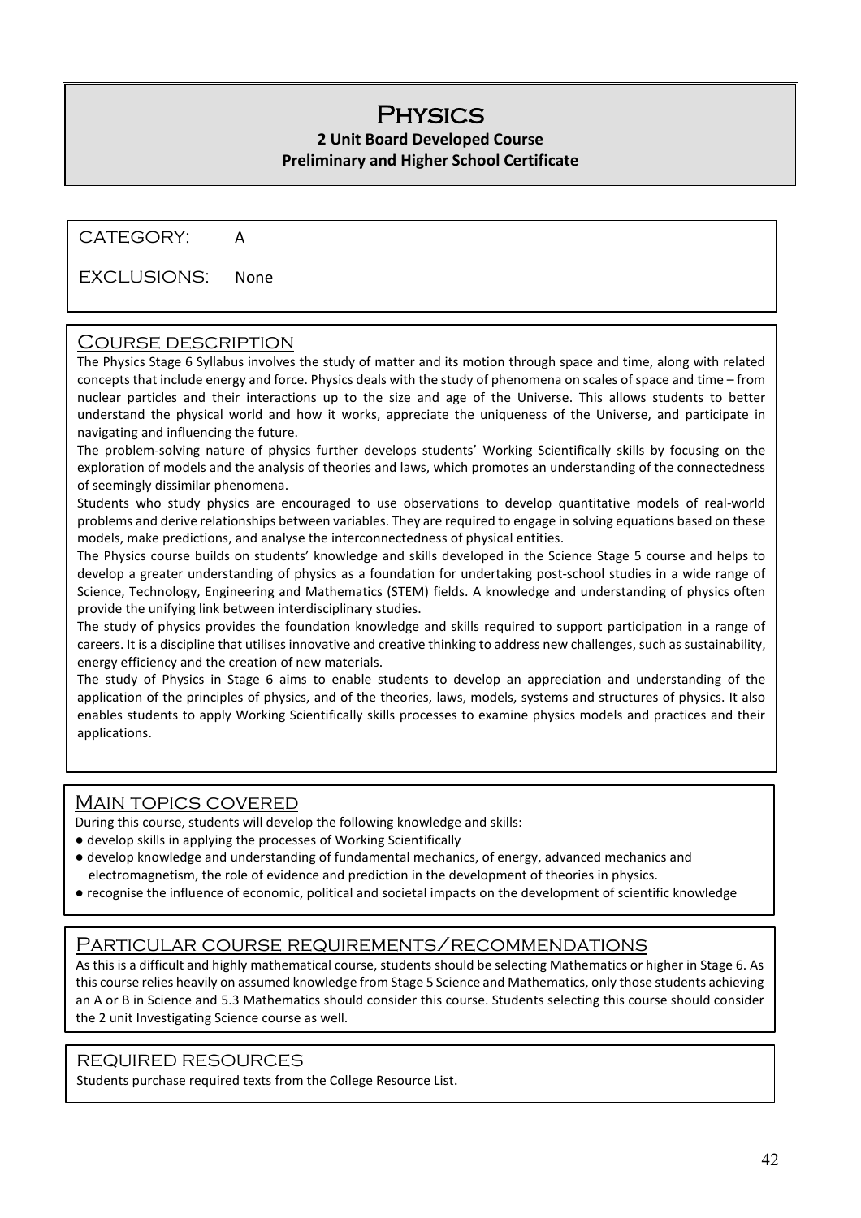# Physics

**2 Unit Board Developed Course**
**Preliminary and Higher School Certificate**

CATEGORY: A

EXCLUSIONS: None

## Course description

The Physics Stage 6 Syllabus involves the study of matter and its motion through space and time, along with related concepts that include energy and force. Physics deals with the study of phenomena on scales of space and time – from nuclear particles and their interactions up to the size and age of the Universe. This allows students to better understand the physical world and how it works, appreciate the uniqueness of the Universe, and participate in navigating and influencing the future.

The problem-solving nature of physics further develops students' Working Scientifically skills by focusing on the exploration of models and the analysis of theories and laws, which promotes an understanding of the connectedness of seemingly dissimilar phenomena.

Students who study physics are encouraged to use observations to develop quantitative models of real-world problems and derive relationships between variables. They are required to engage in solving equations based on these models, make predictions, and analyse the interconnectedness of physical entities.

The Physics course builds on students' knowledge and skills developed in the Science Stage 5 course and helps to develop a greater understanding of physics as a foundation for undertaking post-school studies in a wide range of Science, Technology, Engineering and Mathematics (STEM) fields. A knowledge and understanding of physics often provide the unifying link between interdisciplinary studies.

The study of physics provides the foundation knowledge and skills required to support participation in a range of careers. It is a discipline that utilises innovative and creative thinking to address new challenges, such as sustainability, energy efficiency and the creation of new materials.

The study of Physics in Stage 6 aims to enable students to develop an appreciation and understanding of the application of the principles of physics, and of the theories, laws, models, systems and structures of physics. It also enables students to apply Working Scientifically skills processes to examine physics models and practices and their applications.

## Main topics covered

During this course, students will develop the following knowledge and skills:

- develop skills in applying the processes of Working Scientifically
- develop knowledge and understanding of fundamental mechanics, of energy, advanced mechanics and electromagnetism, the role of evidence and prediction in the development of theories in physics.
- recognise the influence of economic, political and societal impacts on the development of scientific knowledge

## Particular course requirements/recommendations

As this is a difficult and highly mathematical course, students should be selecting Mathematics or higher in Stage 6. As this course relies heavily on assumed knowledge from Stage 5 Science and Mathematics, only those students achieving an A or B in Science and 5.3 Mathematics should consider this course. Students selecting this course should consider the 2 unit Investigating Science course as well.

## Required resources

Students purchase required texts from the College Resource List.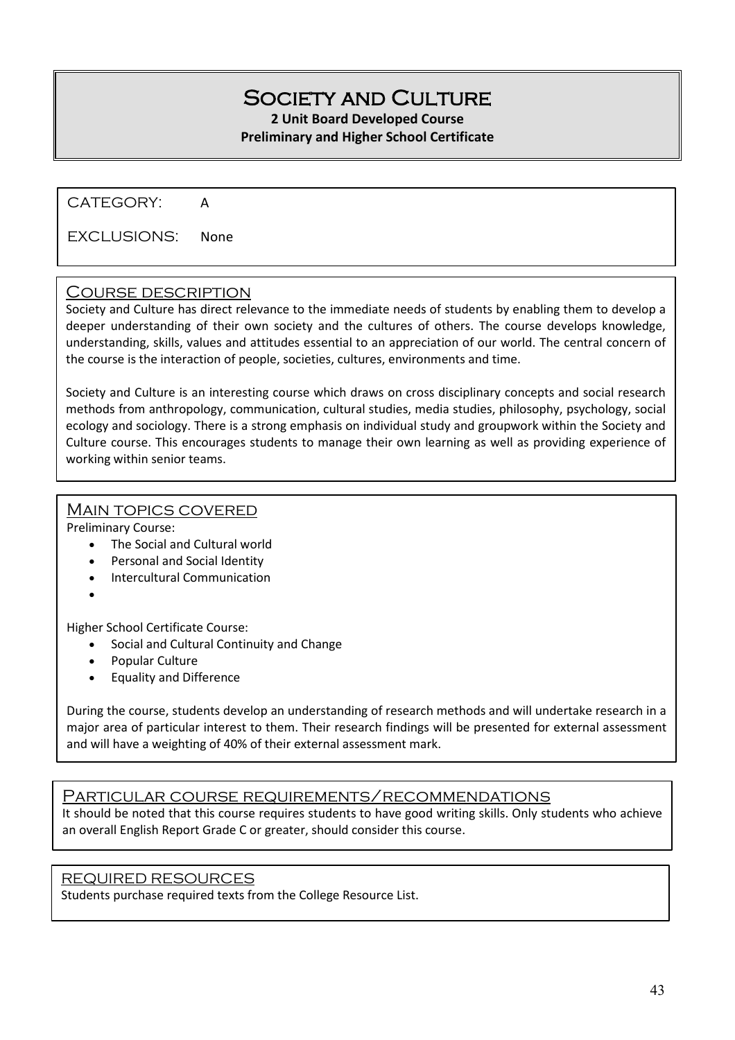# Society and Culture

**2 Unit Board Developed Course**

**Preliminary and Higher School Certificate**

CATEGORY: A

EXCLUSIONS: None

## Course description

Society and Culture has direct relevance to the immediate needs of students by enabling them to develop a deeper understanding of their own society and the cultures of others. The course develops knowledge, understanding, skills, values and attitudes essential to an appreciation of our world. The central concern of the course is the interaction of people, societies, cultures, environments and time.

Society and Culture is an interesting course which draws on cross disciplinary concepts and social research methods from anthropology, communication, cultural studies, media studies, philosophy, psychology, social ecology and sociology. There is a strong emphasis on individual study and groupwork within the Society and Culture course. This encourages students to manage their own learning as well as providing experience of working within senior teams.

## Main topics covered

Preliminary Course:

- The Social and Cultural world
- Personal and Social Identity
- Intercultural Communication

Higher School Certificate Course:

- Social and Cultural Continuity and Change
- Popular Culture
- Equality and Difference

During the course, students develop an understanding of research methods and will undertake research in a major area of particular interest to them. Their research findings will be presented for external assessment and will have a weighting of 40% of their external assessment mark.

## Particular course requirements/recommendations

It should be noted that this course requires students to have good writing skills. Only students who achieve an overall English Report Grade C or greater, should consider this course.

## Required resources

Students purchase required texts from the College Resource List.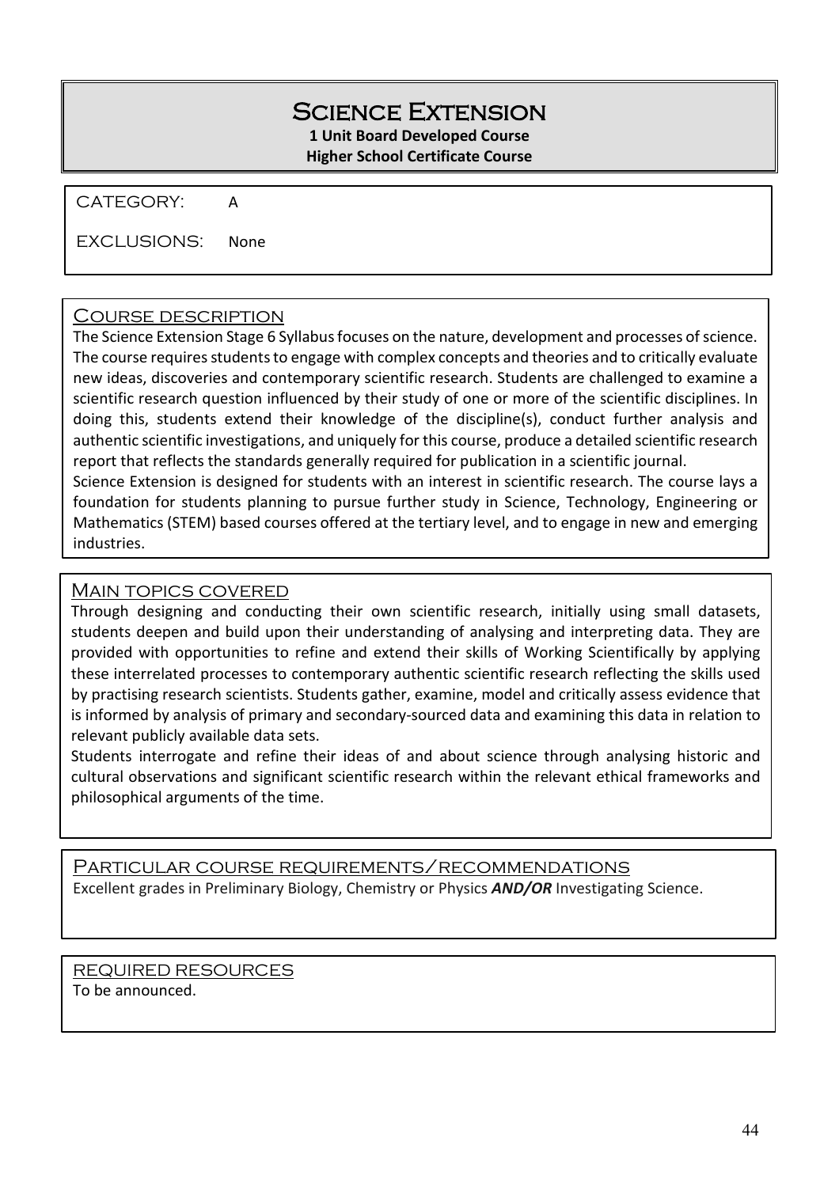# Science Extension

**1 Unit Board Developed Course**

**Higher School Certificate Course**

CATEGORY: A

EXCLUSIONS: None

## Course description

The Science Extension Stage 6 Syllabus focuses on the nature, development and processes of science. The course requires students to engage with complex concepts and theories and to critically evaluate new ideas, discoveries and contemporary scientific research. Students are challenged to examine a scientific research question influenced by their study of one or more of the scientific disciplines. In doing this, students extend their knowledge of the discipline(s), conduct further analysis and authentic scientific investigations, and uniquely for this course, produce a detailed scientific research report that reflects the standards generally required for publication in a scientific journal.

Science Extension is designed for students with an interest in scientific research. The course lays a foundation for students planning to pursue further study in Science, Technology, Engineering or Mathematics (STEM) based courses offered at the tertiary level, and to engage in new and emerging industries.

## Main topics covered

Through designing and conducting their own scientific research, initially using small datasets, students deepen and build upon their understanding of analysing and interpreting data. They are provided with opportunities to refine and extend their skills of Working Scientifically by applying these interrelated processes to contemporary authentic scientific research reflecting the skills used by practising research scientists. Students gather, examine, model and critically assess evidence that is informed by analysis of primary and secondary-sourced data and examining this data in relation to relevant publicly available data sets.

Students interrogate and refine their ideas of and about science through analysing historic and cultural observations and significant scientific research within the relevant ethical frameworks and philosophical arguments of the time.

## Particular course requirements/recommendations

Excellent grades in Preliminary Biology, Chemistry or Physics ***AND/OR*** Investigating Science.

## Required resources

To be announced.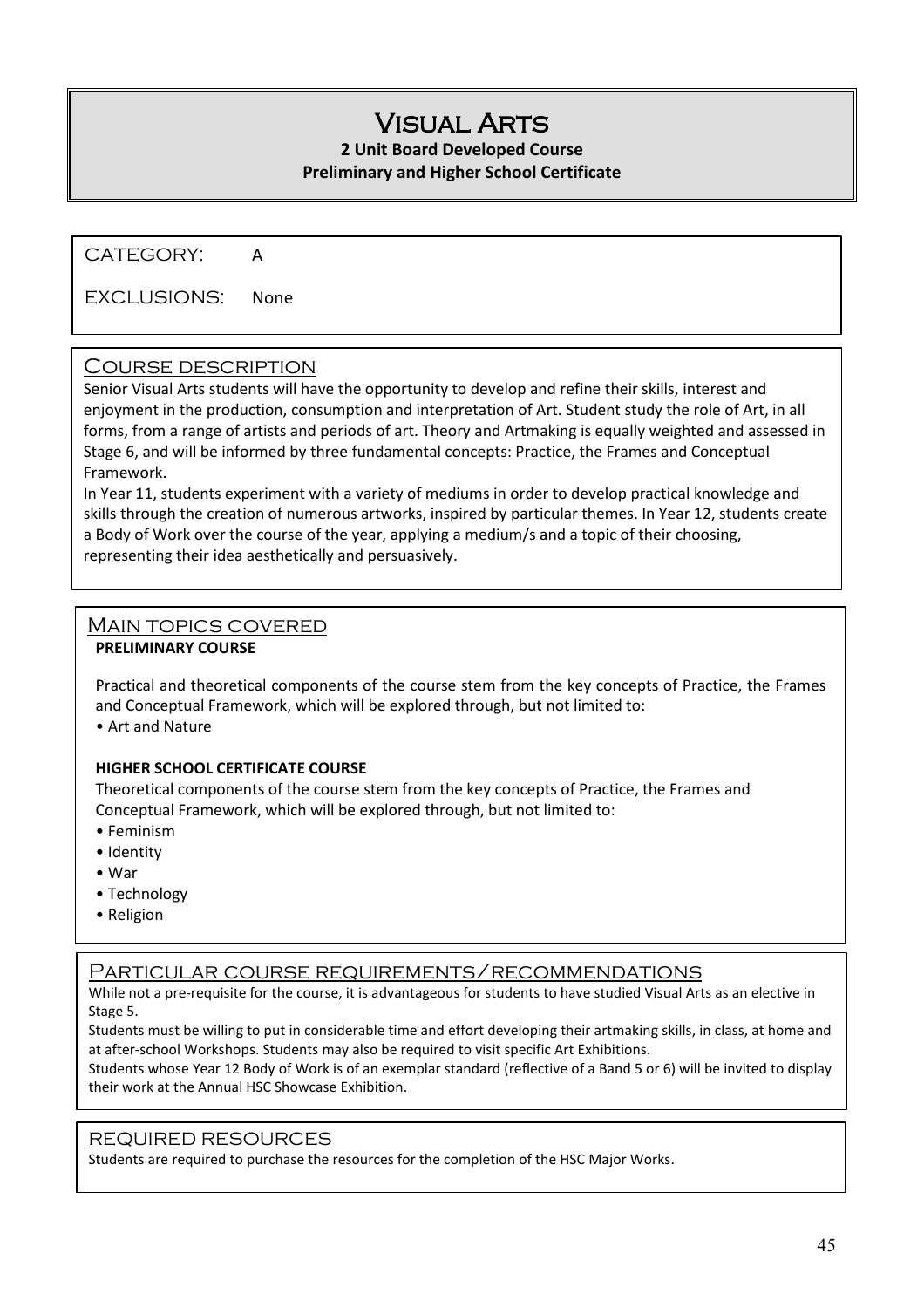# Visual Arts

**2 Unit Board Developed Course**
**Preliminary and Higher School Certificate**

CATEGORY: A

EXCLUSIONS: None

## Course description

Senior Visual Arts students will have the opportunity to develop and refine their skills, interest and enjoyment in the production, consumption and interpretation of Art. Student study the role of Art, in all forms, from a range of artists and periods of art. Theory and Artmaking is equally weighted and assessed in Stage 6, and will be informed by three fundamental concepts: Practice, the Frames and Conceptual Framework.

In Year 11, students experiment with a variety of mediums in order to develop practical knowledge and skills through the creation of numerous artworks, inspired by particular themes. In Year 12, students create a Body of Work over the course of the year, applying a medium/s and a topic of their choosing, representing their idea aesthetically and persuasively.

## Main topics covered

**PRELIMINARY COURSE**

Practical and theoretical components of the course stem from the key concepts of Practice, the Frames and Conceptual Framework, which will be explored through, but not limited to:

- Art and Nature

**HIGHER SCHOOL CERTIFICATE COURSE**

Theoretical components of the course stem from the key concepts of Practice, the Frames and Conceptual Framework, which will be explored through, but not limited to:

- Feminism
- Identity
- War
- Technology
- Religion

## Particular course requirements/recommendations

While not a pre-requisite for the course, it is advantageous for students to have studied Visual Arts as an elective in Stage 5.

Students must be willing to put in considerable time and effort developing their artmaking skills, in class, at home and at after-school Workshops. Students may also be required to visit specific Art Exhibitions.

Students whose Year 12 Body of Work is of an exemplar standard (reflective of a Band 5 or 6) will be invited to display their work at the Annual HSC Showcase Exhibition.

## Required resources

Students are required to purchase the resources for the completion of the HSC Major Works.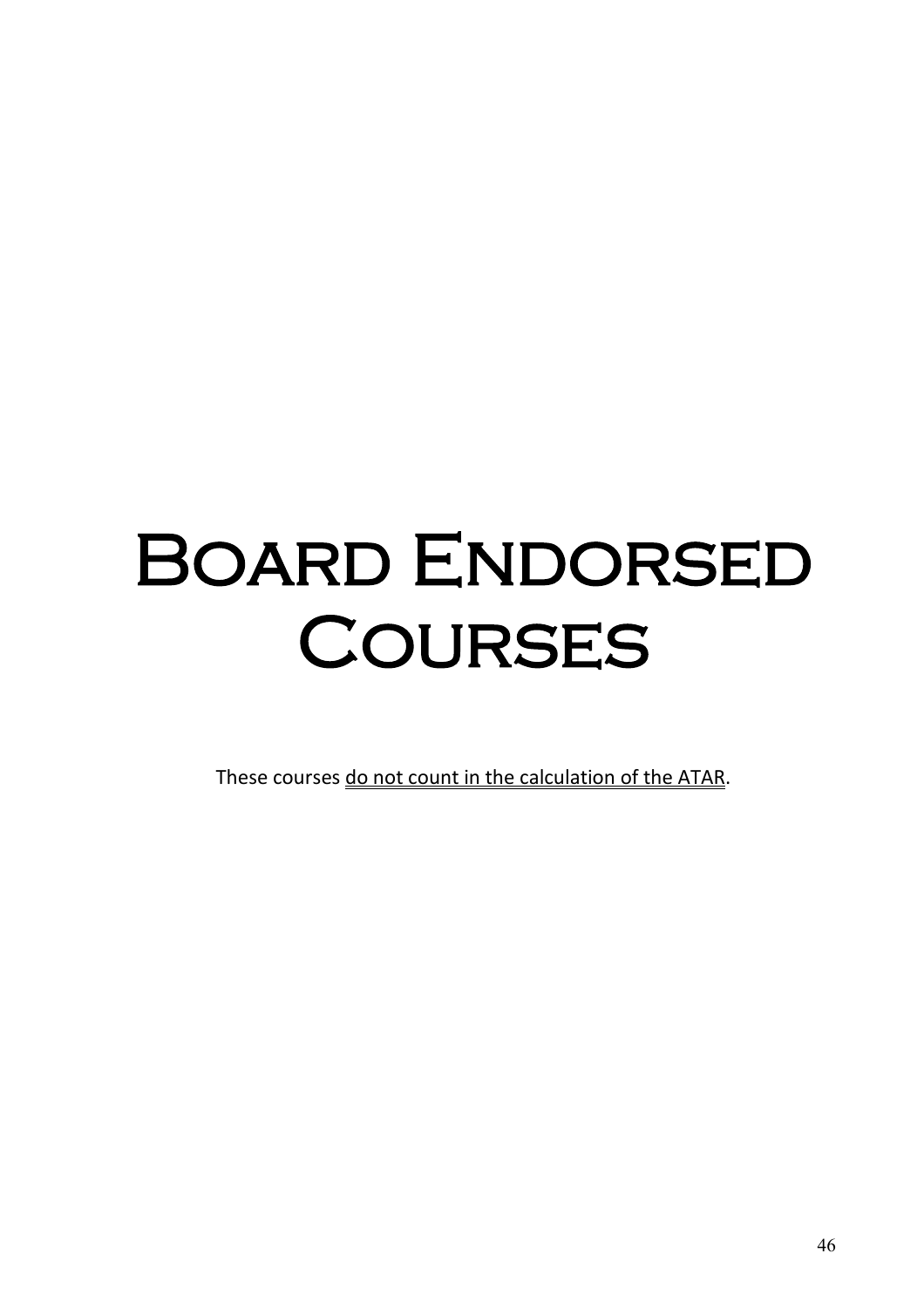# Board Endorsed Courses

These courses <u>do not count in the calculation of the ATAR</u>.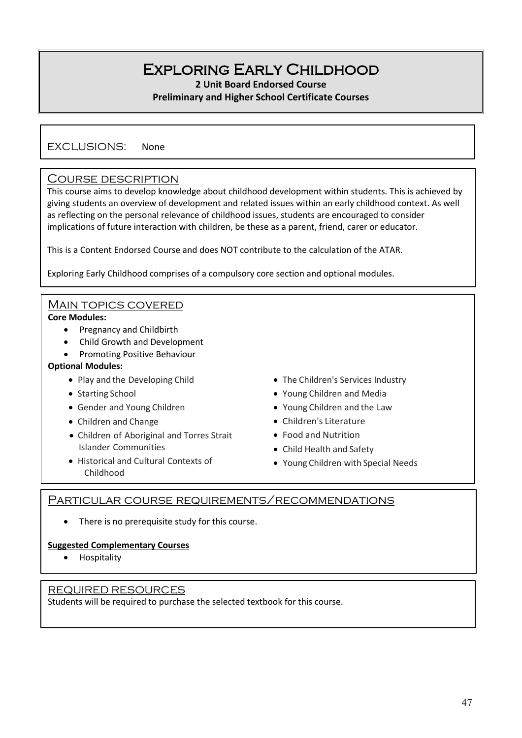# Exploring Early Childhood

**2 Unit Board Endorsed Course**

**Preliminary and Higher School Certificate Courses**

## EXCLUSIONS: None

## Course description

This course aims to develop knowledge about childhood development within students. This is achieved by giving students an overview of development and related issues within an early childhood context. As well as reflecting on the personal relevance of childhood issues, students are encouraged to consider implications of future interaction with children, be these as a parent, friend, carer or educator.

This is a Content Endorsed Course and does NOT contribute to the calculation of the ATAR.

Exploring Early Childhood comprises of a compulsory core section and optional modules.

## Main topics covered

**Core Modules:**

- Pregnancy and Childbirth
- Child Growth and Development
- Promoting Positive Behaviour

**Optional Modules:**

- Play and the Developing Child
- Starting School
- Gender and Young Children
- Children and Change
- Children of Aboriginal and Torres Strait Islander Communities
- Historical and Cultural Contexts of Childhood
- The Children's Services Industry
- Young Children and Media
- Young Children and the Law
- Children's Literature
- Food and Nutrition
- Child Health and Safety
- Young Children with Special Needs

## Particular course requirements/recommendations

- There is no prerequisite study for this course.

**Suggested Complementary Courses**

- Hospitality

## Required resources

Students will be required to purchase the selected textbook for this course.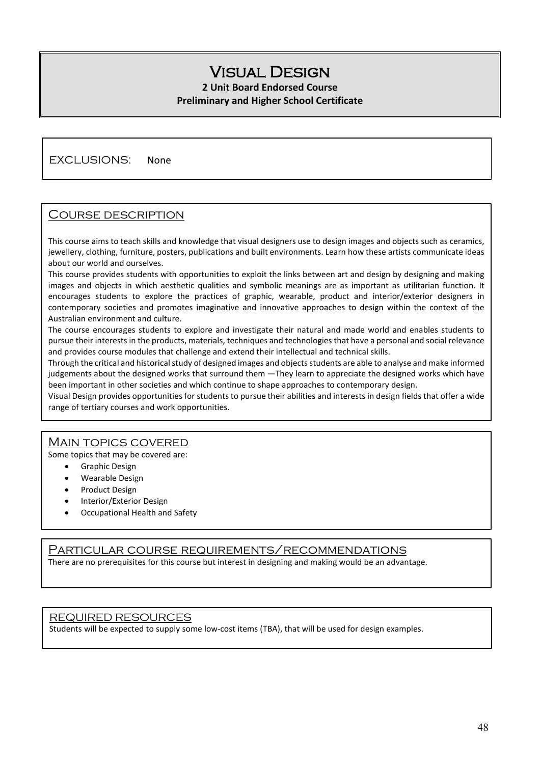# Visual Design

**2 Unit Board Endorsed Course**

**Preliminary and Higher School Certificate**

EXCLUSIONS: None

## Course description

This course aims to teach skills and knowledge that visual designers use to design images and objects such as ceramics, jewellery, clothing, furniture, posters, publications and built environments. Learn how these artists communicate ideas about our world and ourselves.

This course provides students with opportunities to exploit the links between art and design by designing and making images and objects in which aesthetic qualities and symbolic meanings are as important as utilitarian function. It encourages students to explore the practices of graphic, wearable, product and interior/exterior designers in contemporary societies and promotes imaginative and innovative approaches to design within the context of the Australian environment and culture.

The course encourages students to explore and investigate their natural and made world and enables students to pursue their interests in the products, materials, techniques and technologies that have a personal and social relevance and provides course modules that challenge and extend their intellectual and technical skills.

Through the critical and historical study of designed images and objects students are able to analyse and make informed judgements about the designed works that surround them —They learn to appreciate the designed works which have been important in other societies and which continue to shape approaches to contemporary design.

Visual Design provides opportunities for students to pursue their abilities and interests in design fields that offer a wide range of tertiary courses and work opportunities.

## Main topics covered

Some topics that may be covered are:

- Graphic Design
- Wearable Design
- Product Design
- Interior/Exterior Design
- Occupational Health and Safety

## Particular course requirements/recommendations

There are no prerequisites for this course but interest in designing and making would be an advantage.

## Required resources

Students will be expected to supply some low-cost items (TBA), that will be used for design examples.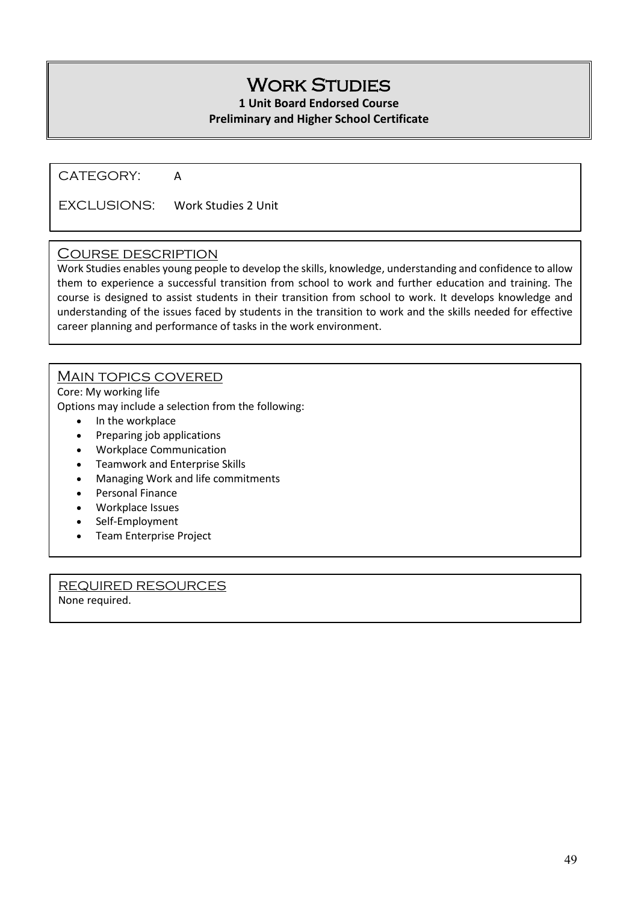# Work Studies

**1 Unit Board Endorsed Course**

**Preliminary and Higher School Certificate**

CATEGORY: A

EXCLUSIONS: Work Studies 2 Unit

## Course description

Work Studies enables young people to develop the skills, knowledge, understanding and confidence to allow them to experience a successful transition from school to work and further education and training. The course is designed to assist students in their transition from school to work. It develops knowledge and understanding of the issues faced by students in the transition to work and the skills needed for effective career planning and performance of tasks in the work environment.

## Main topics covered

Core: My working life

Options may include a selection from the following:

- In the workplace
- Preparing job applications
- Workplace Communication
- Teamwork and Enterprise Skills
- Managing Work and life commitments
- Personal Finance
- Workplace Issues
- Self-Employment
- Team Enterprise Project

## Required resources

None required.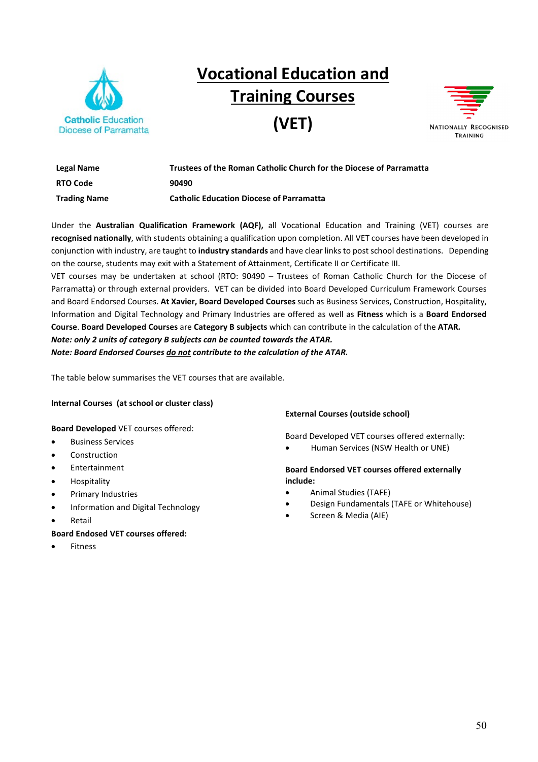Catholic Education Diocese of Parramatta

# Vocational Education and Training Courses (VET)

NATIONALLY RECOGNISED TRAINING

| | |
|---|---|
| **Legal Name** | **Trustees of the Roman Catholic Church for the Diocese of Parramatta** |
| **RTO Code** | **90490** |
| **Trading Name** | **Catholic Education Diocese of Parramatta** |

Under the **Australian Qualification Framework (AQF),** all Vocational Education and Training (VET) courses are **recognised nationally**, with students obtaining a qualification upon completion. All VET courses have been developed in conjunction with industry, are taught to **industry standards** and have clear links to post school destinations. Depending on the course, students may exit with a Statement of Attainment, Certificate II or Certificate III.

VET courses may be undertaken at school (RTO: 90490 – Trustees of Roman Catholic Church for the Diocese of Parramatta) or through external providers. VET can be divided into Board Developed Curriculum Framework Courses and Board Endorsed Courses. **At Xavier, Board Developed Courses** such as Business Services, Construction, Hospitality, Information and Digital Technology and Primary Industries are offered as well as **Fitness** which is a **Board Endorsed Course**. **Board Developed Courses** are **Category B subjects** which can contribute in the calculation of the **ATAR.**

***Note: only 2 units of category B subjects can be counted towards the ATAR.***

***Note: Board Endorsed Courses <u>do not</u> contribute to the calculation of the ATAR.***

The table below summarises the VET courses that are available.

**Internal Courses (at school or cluster class)**

**Board Developed** VET courses offered:

- Business Services
- Construction
- Entertainment
- Hospitality
- Primary Industries
- Information and Digital Technology
- Retail

**Board Endosed VET courses offered:**

- Fitness

**External Courses (outside school)**

Board Developed VET courses offered externally:

- Human Services (NSW Health or UNE)

**Board Endorsed VET courses offered externally include:**

- Animal Studies (TAFE)
- Design Fundamentals (TAFE or Whitehouse)
- Screen & Media (AIE)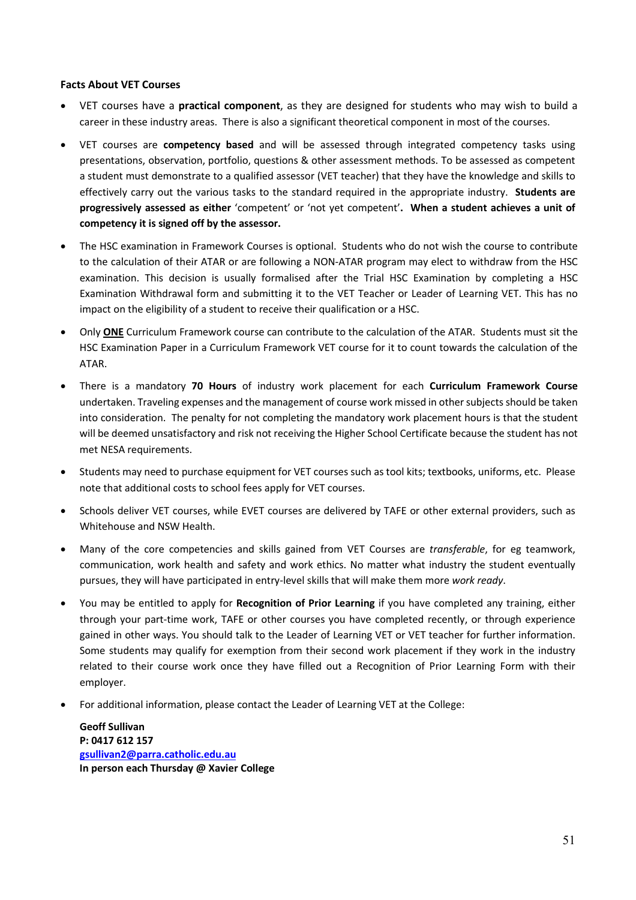**Facts About VET Courses**

- VET courses have a **practical component**, as they are designed for students who may wish to build a career in these industry areas. There is also a significant theoretical component in most of the courses.
- VET courses are **competency based** and will be assessed through integrated competency tasks using presentations, observation, portfolio, questions & other assessment methods. To be assessed as competent a student must demonstrate to a qualified assessor (VET teacher) that they have the knowledge and skills to effectively carry out the various tasks to the standard required in the appropriate industry. **Students are progressively assessed as either** 'competent' or 'not yet competent'**. When a student achieves a unit of competency it is signed off by the assessor.**
- The HSC examination in Framework Courses is optional. Students who do not wish the course to contribute to the calculation of their ATAR or are following a NON-ATAR program may elect to withdraw from the HSC examination. This decision is usually formalised after the Trial HSC Examination by completing a HSC Examination Withdrawal form and submitting it to the VET Teacher or Leader of Learning VET. This has no impact on the eligibility of a student to receive their qualification or a HSC.
- Only **<u>ONE</u>** Curriculum Framework course can contribute to the calculation of the ATAR. Students must sit the HSC Examination Paper in a Curriculum Framework VET course for it to count towards the calculation of the ATAR.
- There is a mandatory **70 Hours** of industry work placement for each **Curriculum Framework Course** undertaken. Traveling expenses and the management of course work missed in other subjects should be taken into consideration. The penalty for not completing the mandatory work placement hours is that the student will be deemed unsatisfactory and risk not receiving the Higher School Certificate because the student has not met NESA requirements.
- Students may need to purchase equipment for VET courses such as tool kits; textbooks, uniforms, etc. Please note that additional costs to school fees apply for VET courses.
- Schools deliver VET courses, while EVET courses are delivered by TAFE or other external providers, such as Whitehouse and NSW Health.
- Many of the core competencies and skills gained from VET Courses are *transferable*, for eg teamwork, communication, work health and safety and work ethics. No matter what industry the student eventually pursues, they will have participated in entry-level skills that will make them more *work ready*.
- You may be entitled to apply for **Recognition of Prior Learning** if you have completed any training, either through your part-time work, TAFE or other courses you have completed recently, or through experience gained in other ways. You should talk to the Leader of Learning VET or VET teacher for further information. Some students may qualify for exemption from their second work placement if they work in the industry related to their course work once they have filled out a Recognition of Prior Learning Form with their employer.
- For additional information, please contact the Leader of Learning VET at the College:

  **Geoff Sullivan**
  **P: 0417 612 157**
  **gsullivan2@parra.catholic.edu.au**
  **In person each Thursday @ Xavier College**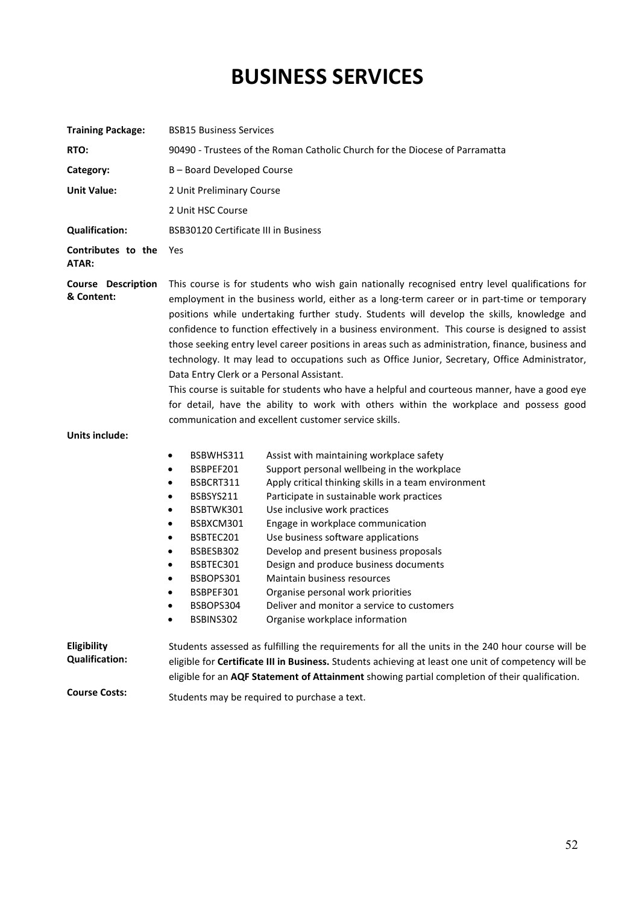# BUSINESS SERVICES

**Training Package:** BSB15 Business Services

**RTO:** 90490 - Trustees of the Roman Catholic Church for the Diocese of Parramatta

**Category:** B – Board Developed Course

**Unit Value:** 2 Unit Preliminary Course

2 Unit HSC Course

**Qualification:** BSB30120 Certificate III in Business

**Contributes to the ATAR:** Yes

**Course Description & Content:** This course is for students who wish gain nationally recognised entry level qualifications for employment in the business world, either as a long-term career or in part-time or temporary positions while undertaking further study. Students will develop the skills, knowledge and confidence to function effectively in a business environment. This course is designed to assist those seeking entry level career positions in areas such as administration, finance, business and technology. It may lead to occupations such as Office Junior, Secretary, Office Administrator, Data Entry Clerk or a Personal Assistant.

This course is suitable for students who have a helpful and courteous manner, have a good eye for detail, have the ability to work with others within the workplace and possess good communication and excellent customer service skills.

**Units include:**

- BSBWHS311 Assist with maintaining workplace safety
- BSBPEF201 Support personal wellbeing in the workplace
- BSBCRT311 Apply critical thinking skills in a team environment
- BSBSYS211 Participate in sustainable work practices
- BSBTWK301 Use inclusive work practices
- BSBXCM301 Engage in workplace communication
- BSBTEC201 Use business software applications
- BSBESB302 Develop and present business proposals
- BSBTEC301 Design and produce business documents
- BSBOPS301 Maintain business resources
- BSBPEF301 Organise personal work priorities
- BSBOPS304 Deliver and monitor a service to customers
- BSBINS302 Organise workplace information

**Eligibility Qualification:** Students assessed as fulfilling the requirements for all the units in the 240 hour course will be eligible for **Certificate III in Business.** Students achieving at least one unit of competency will be eligible for an **AQF Statement of Attainment** showing partial completion of their qualification.

**Course Costs:** Students may be required to purchase a text.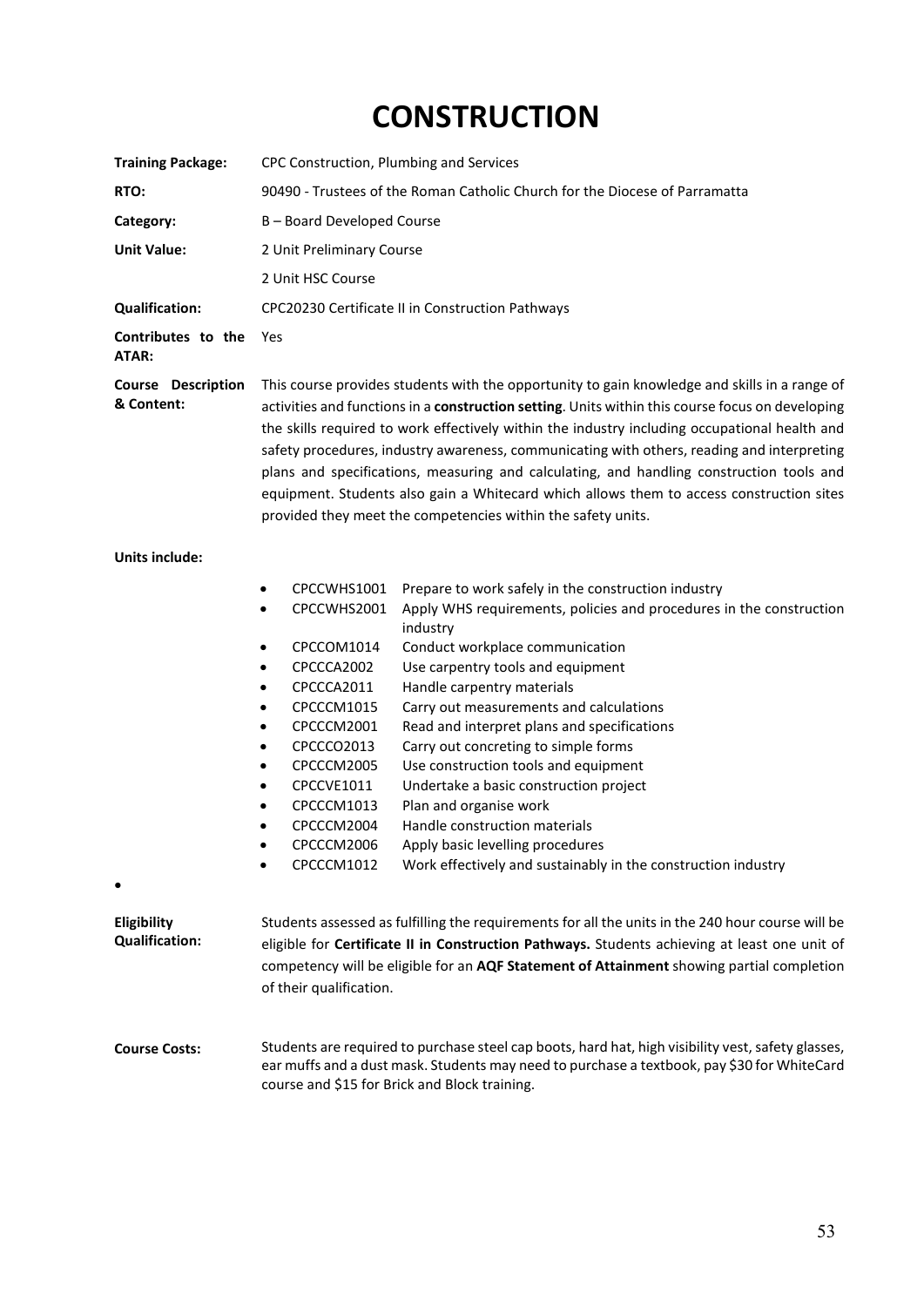# CONSTRUCTION

**Training Package:** CPC Construction, Plumbing and Services

**RTO:** 90490 - Trustees of the Roman Catholic Church for the Diocese of Parramatta

**Category:** B – Board Developed Course

**Unit Value:** 2 Unit Preliminary Course

2 Unit HSC Course

**Qualification:** CPC20230 Certificate II in Construction Pathways

**Contributes to the ATAR:** Yes

**Course Description & Content:** This course provides students with the opportunity to gain knowledge and skills in a range of activities and functions in a **construction setting**. Units within this course focus on developing the skills required to work effectively within the industry including occupational health and safety procedures, industry awareness, communicating with others, reading and interpreting plans and specifications, measuring and calculating, and handling construction tools and equipment. Students also gain a Whitecard which allows them to access construction sites provided they meet the competencies within the safety units.

**Units include:**

- CPCCWHS1001 Prepare to work safely in the construction industry
- CPCCWHS2001 Apply WHS requirements, policies and procedures in the construction industry
- CPCCOM1014 Conduct workplace communication
- CPCCCA2002 Use carpentry tools and equipment
- CPCCCA2011 Handle carpentry materials
- CPCCCM1015 Carry out measurements and calculations
- CPCCCM2001 Read and interpret plans and specifications
- CPCCCO2013 Carry out concreting to simple forms
- CPCCCM2005 Use construction tools and equipment
- CPCCVE1011 Undertake a basic construction project
- CPCCCM1013 Plan and organise work
- CPCCCM2004 Handle construction materials
- CPCCCM2006 Apply basic levelling procedures
- CPCCCM1012 Work effectively and sustainably in the construction industry

**Eligibility Qualification:** Students assessed as fulfilling the requirements for all the units in the 240 hour course will be eligible for **Certificate II in Construction Pathways.** Students achieving at least one unit of competency will be eligible for an **AQF Statement of Attainment** showing partial completion of their qualification.

**Course Costs:** Students are required to purchase steel cap boots, hard hat, high visibility vest, safety glasses, ear muffs and a dust mask. Students may need to purchase a textbook, pay $30 for WhiteCard course and $15 for Brick and Block training.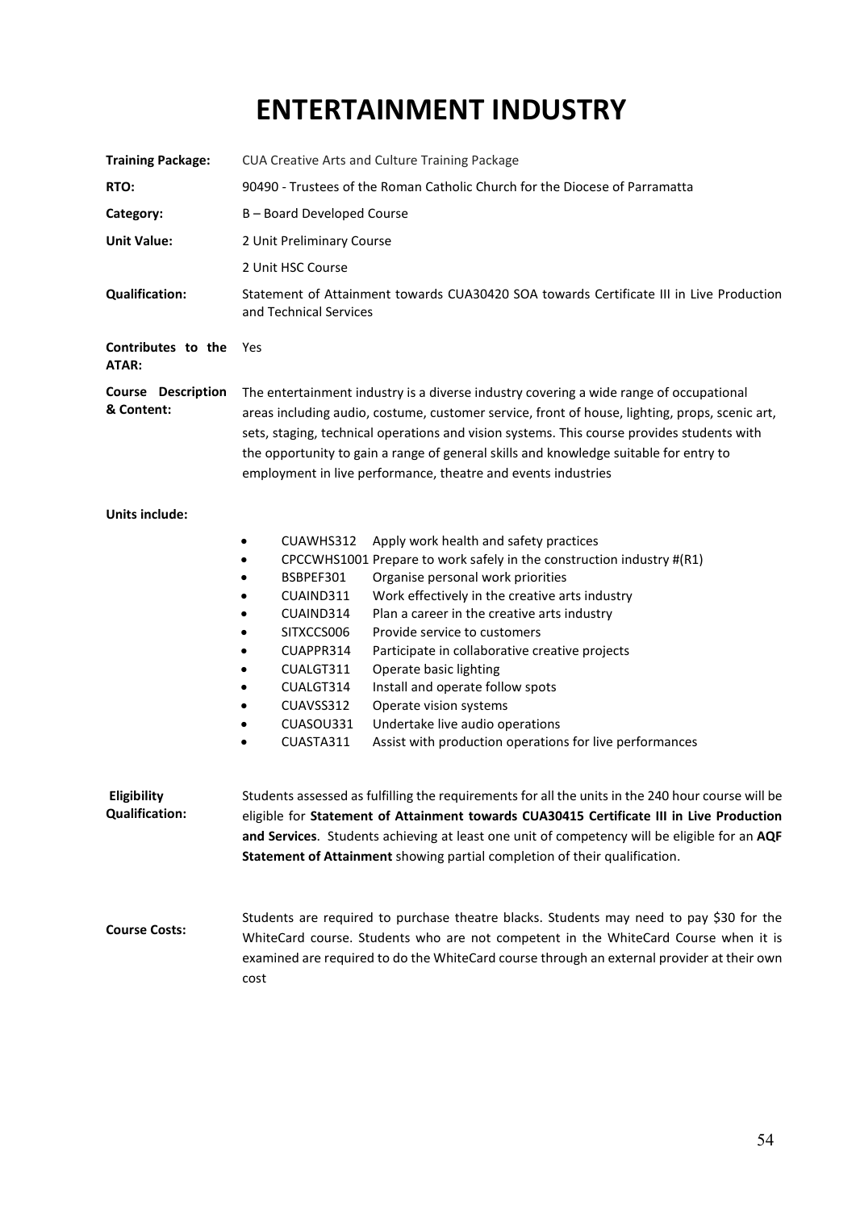# ENTERTAINMENT INDUSTRY

**Training Package:** CUA Creative Arts and Culture Training Package

**RTO:** 90490 - Trustees of the Roman Catholic Church for the Diocese of Parramatta

**Category:** B – Board Developed Course

**Unit Value:** 2 Unit Preliminary Course

2 Unit HSC Course

**Qualification:** Statement of Attainment towards CUA30420 SOA towards Certificate III in Live Production and Technical Services

**Contributes to the ATAR:** Yes

**Course Description & Content:** The entertainment industry is a diverse industry covering a wide range of occupational areas including audio, costume, customer service, front of house, lighting, props, scenic art, sets, staging, technical operations and vision systems. This course provides students with the opportunity to gain a range of general skills and knowledge suitable for entry to employment in live performance, theatre and events industries

**Units include:**

- CUAWHS312 Apply work health and safety practices
- CPCCWHS1001 Prepare to work safely in the construction industry #(R1)
- BSBPEF301 Organise personal work priorities
- CUAIND311 Work effectively in the creative arts industry
- CUAIND314 Plan a career in the creative arts industry
- SITXCCS006 Provide service to customers
- CUAPPR314 Participate in collaborative creative projects
- CUALGT311 Operate basic lighting
- CUALGT314 Install and operate follow spots
- CUAVSS312 Operate vision systems
- CUASOU331 Undertake live audio operations
- CUASTA311 Assist with production operations for live performances

**Eligibility Qualification:** Students assessed as fulfilling the requirements for all the units in the 240 hour course will be eligible for **Statement of Attainment towards CUA30415 Certificate III in Live Production and Services**. Students achieving at least one unit of competency will be eligible for an **AQF Statement of Attainment** showing partial completion of their qualification.

**Course Costs:** Students are required to purchase theatre blacks. Students may need to pay $30 for the WhiteCard course. Students who are not competent in the WhiteCard Course when it is examined are required to do the WhiteCard course through an external provider at their own cost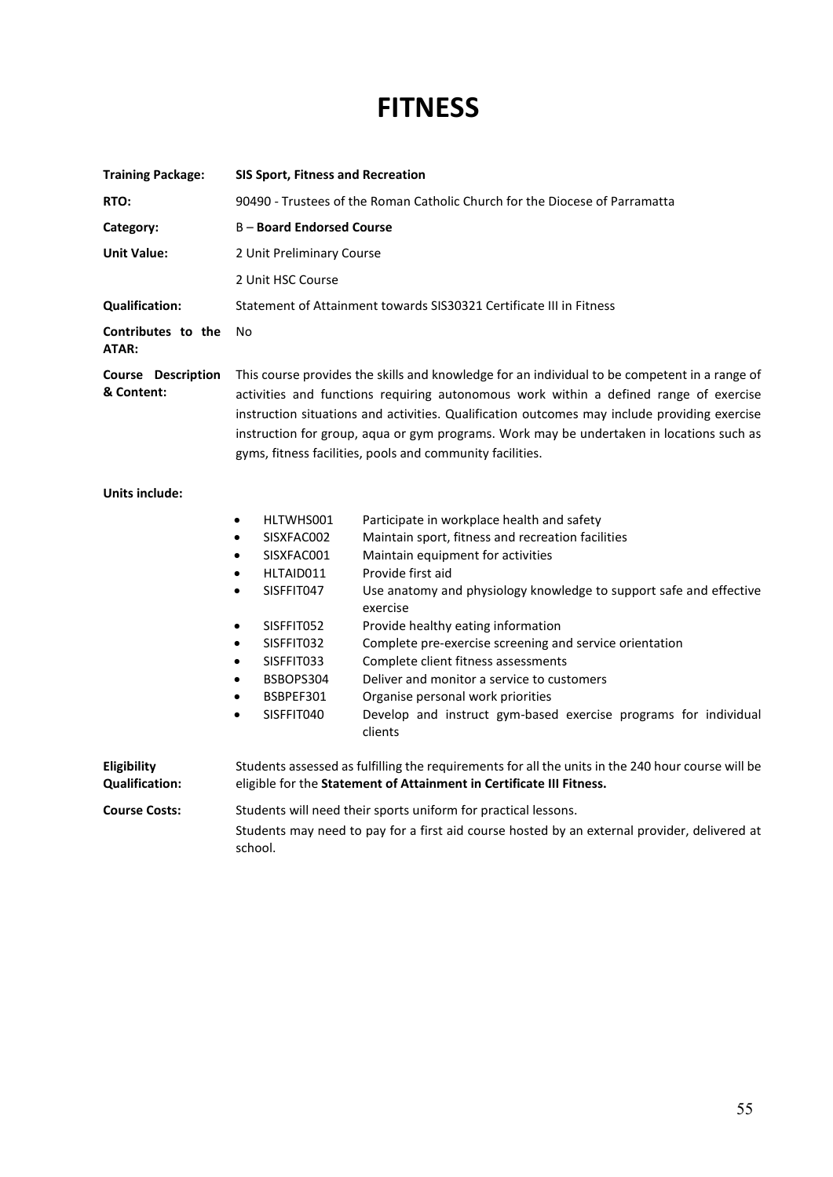# FITNESS

**Training Package:** **SIS Sport, Fitness and Recreation**

**RTO:** 90490 - Trustees of the Roman Catholic Church for the Diocese of Parramatta

**Category:** B – **Board Endorsed Course**

**Unit Value:** 2 Unit Preliminary Course

2 Unit HSC Course

**Qualification:** Statement of Attainment towards SIS30321 Certificate III in Fitness

**Contributes to the ATAR:** No

**Course Description & Content:** This course provides the skills and knowledge for an individual to be competent in a range of activities and functions requiring autonomous work within a defined range of exercise instruction situations and activities. Qualification outcomes may include providing exercise instruction for group, aqua or gym programs. Work may be undertaken in locations such as gyms, fitness facilities, pools and community facilities.

**Units include:**

- HLTWHS001 Participate in workplace health and safety
- SISXFAC002 Maintain sport, fitness and recreation facilities
- SISXFAC001 Maintain equipment for activities
- HLTAID011 Provide first aid
- SISFFIT047 Use anatomy and physiology knowledge to support safe and effective exercise
- SISFFIT052 Provide healthy eating information
- SISFFIT032 Complete pre-exercise screening and service orientation
- SISFFIT033 Complete client fitness assessments
- BSBOPS304 Deliver and monitor a service to customers
- BSBPEF301 Organise personal work priorities
- SISFFIT040 Develop and instruct gym-based exercise programs for individual clients

**Eligibility Qualification:** Students assessed as fulfilling the requirements for all the units in the 240 hour course will be eligible for the **Statement of Attainment in Certificate III Fitness.**

**Course Costs:** Students will need their sports uniform for practical lessons.

Students may need to pay for a first aid course hosted by an external provider, delivered at school.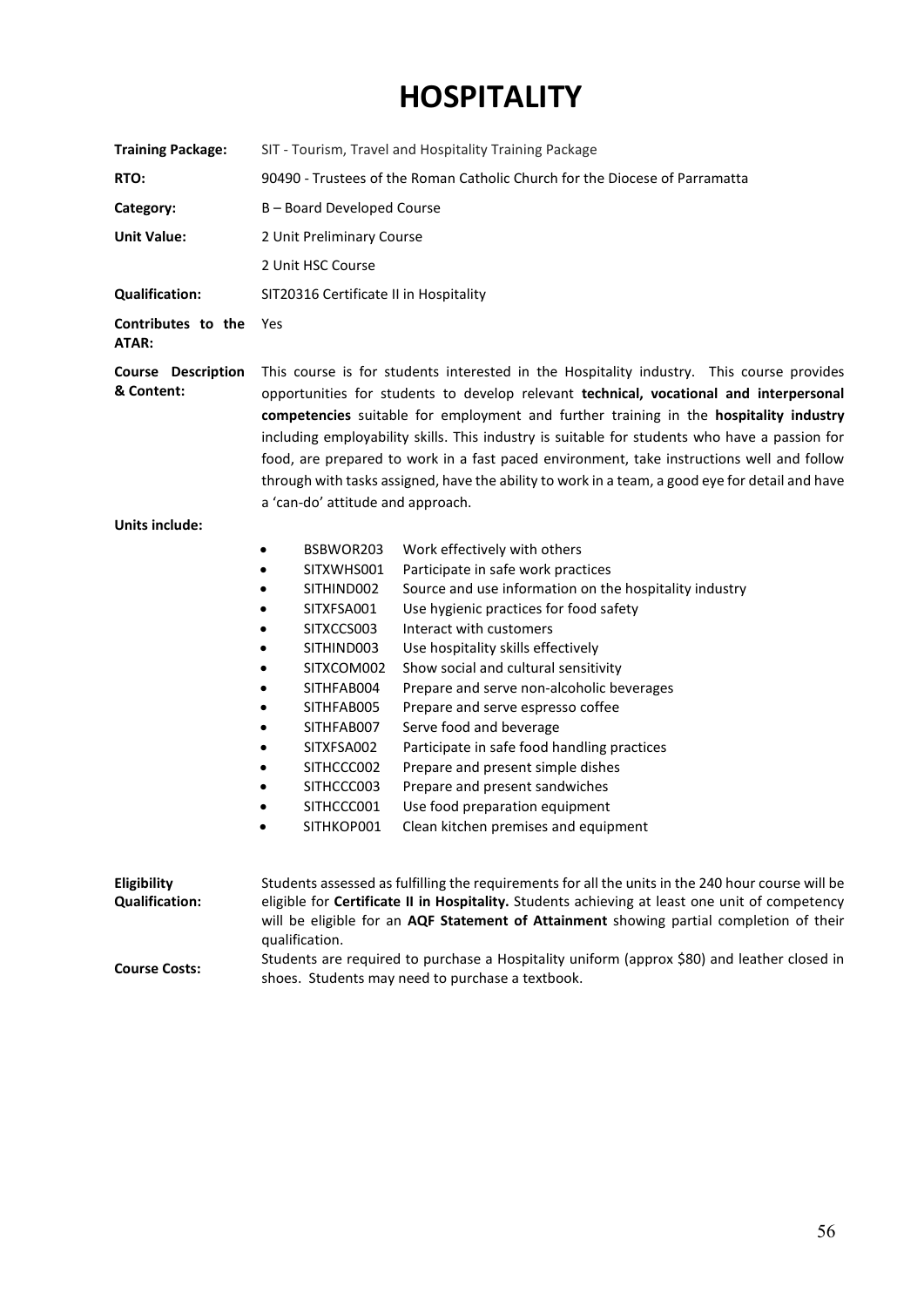# HOSPITALITY

**Training Package:** SIT - Tourism, Travel and Hospitality Training Package

**RTO:** 90490 - Trustees of the Roman Catholic Church for the Diocese of Parramatta

**Category:** B – Board Developed Course

**Unit Value:** 2 Unit Preliminary Course

2 Unit HSC Course

**Qualification:** SIT20316 Certificate II in Hospitality

**Contributes to the ATAR:** Yes

**Course Description & Content:** This course is for students interested in the Hospitality industry. This course provides opportunities for students to develop relevant **technical, vocational and interpersonal competencies** suitable for employment and further training in the **hospitality industry** including employability skills. This industry is suitable for students who have a passion for food, are prepared to work in a fast paced environment, take instructions well and follow through with tasks assigned, have the ability to work in a team, a good eye for detail and have a 'can-do' attitude and approach.

**Units include:**

- BSBWOR203 Work effectively with others
- SITXWHS001 Participate in safe work practices
- SITHIND002 Source and use information on the hospitality industry
- SITXFSA001 Use hygienic practices for food safety
- SITXCCS003 Interact with customers
- SITHIND003 Use hospitality skills effectively
- SITXCOM002 Show social and cultural sensitivity
- SITHFAB004 Prepare and serve non-alcoholic beverages
- SITHFAB005 Prepare and serve espresso coffee
- SITHFAB007 Serve food and beverage
- SITXFSA002 Participate in safe food handling practices
- SITHCCC002 Prepare and present simple dishes
- SITHCCC003 Prepare and present sandwiches
- SITHCCC001 Use food preparation equipment
- SITHKOP001 Clean kitchen premises and equipment

**Eligibility Qualification:** Students assessed as fulfilling the requirements for all the units in the 240 hour course will be eligible for **Certificate II in Hospitality.** Students achieving at least one unit of competency will be eligible for an **AQF Statement of Attainment** showing partial completion of their qualification.

**Course Costs:** Students are required to purchase a Hospitality uniform (approx $80) and leather closed in shoes. Students may need to purchase a textbook.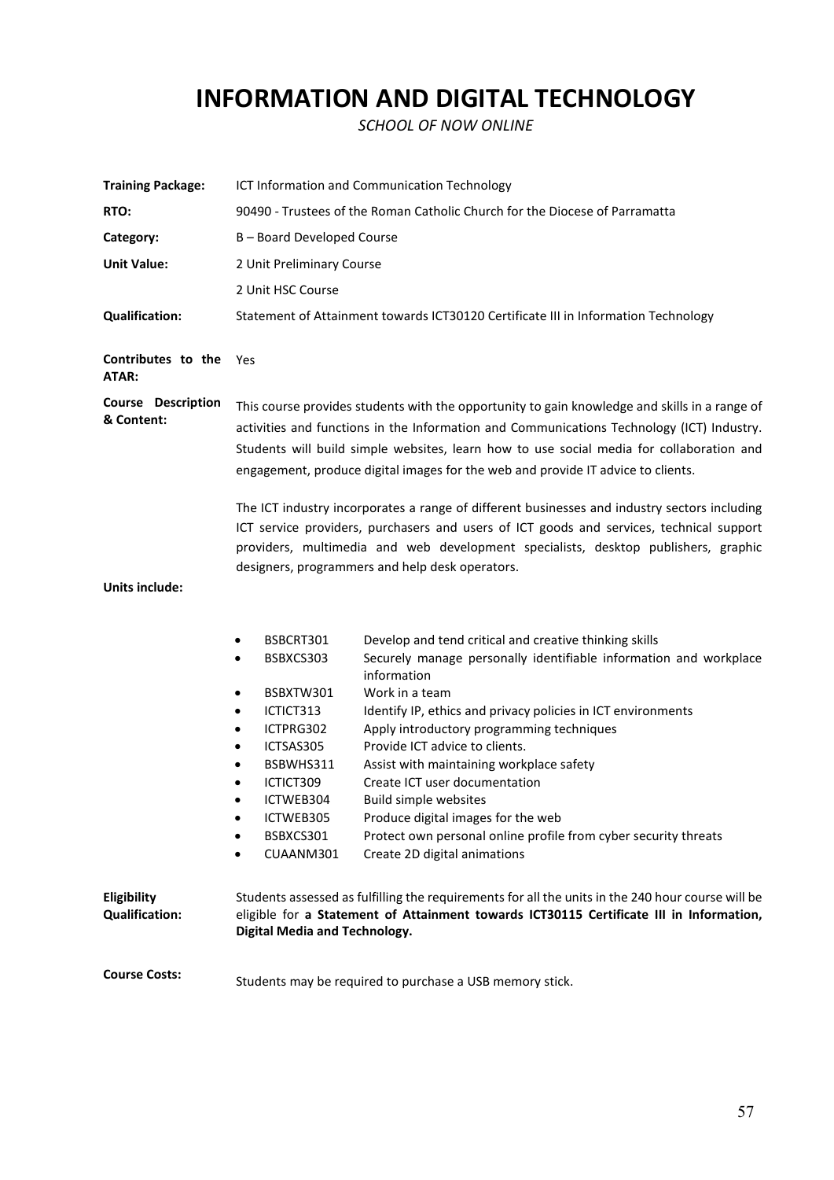# INFORMATION AND DIGITAL TECHNOLOGY

*SCHOOL OF NOW ONLINE*

**Training Package:** ICT Information and Communication Technology

**RTO:** 90490 - Trustees of the Roman Catholic Church for the Diocese of Parramatta

**Category:** B – Board Developed Course

**Unit Value:** 2 Unit Preliminary Course

2 Unit HSC Course

**Qualification:** Statement of Attainment towards ICT30120 Certificate III in Information Technology

**Contributes to the ATAR:** Yes

**Course Description & Content:**

This course provides students with the opportunity to gain knowledge and skills in a range of activities and functions in the Information and Communications Technology (ICT) Industry. Students will build simple websites, learn how to use social media for collaboration and engagement, produce digital images for the web and provide IT advice to clients.

The ICT industry incorporates a range of different businesses and industry sectors including ICT service providers, purchasers and users of ICT goods and services, technical support providers, multimedia and web development specialists, desktop publishers, graphic designers, programmers and help desk operators.

**Units include:**

- BSBCRT301 Develop and tend critical and creative thinking skills
- BSBXCS303 Securely manage personally identifiable information and workplace information
- BSBXTW301 Work in a team
- ICTICT313 Identify IP, ethics and privacy policies in ICT environments
- ICTPRG302 Apply introductory programming techniques
- ICTSAS305 Provide ICT advice to clients.
- BSBWHS311 Assist with maintaining workplace safety
- ICTICT309 Create ICT user documentation
- ICTWEB304 Build simple websites
- ICTWEB305 Produce digital images for the web
- BSBXCS301 Protect own personal online profile from cyber security threats
- CUAANM301 Create 2D digital animations

**Eligibility Qualification:**

Students assessed as fulfilling the requirements for all the units in the 240 hour course will be eligible for **a Statement of Attainment towards ICT30115 Certificate III in Information, Digital Media and Technology.**

**Course Costs:**

Students may be required to purchase a USB memory stick.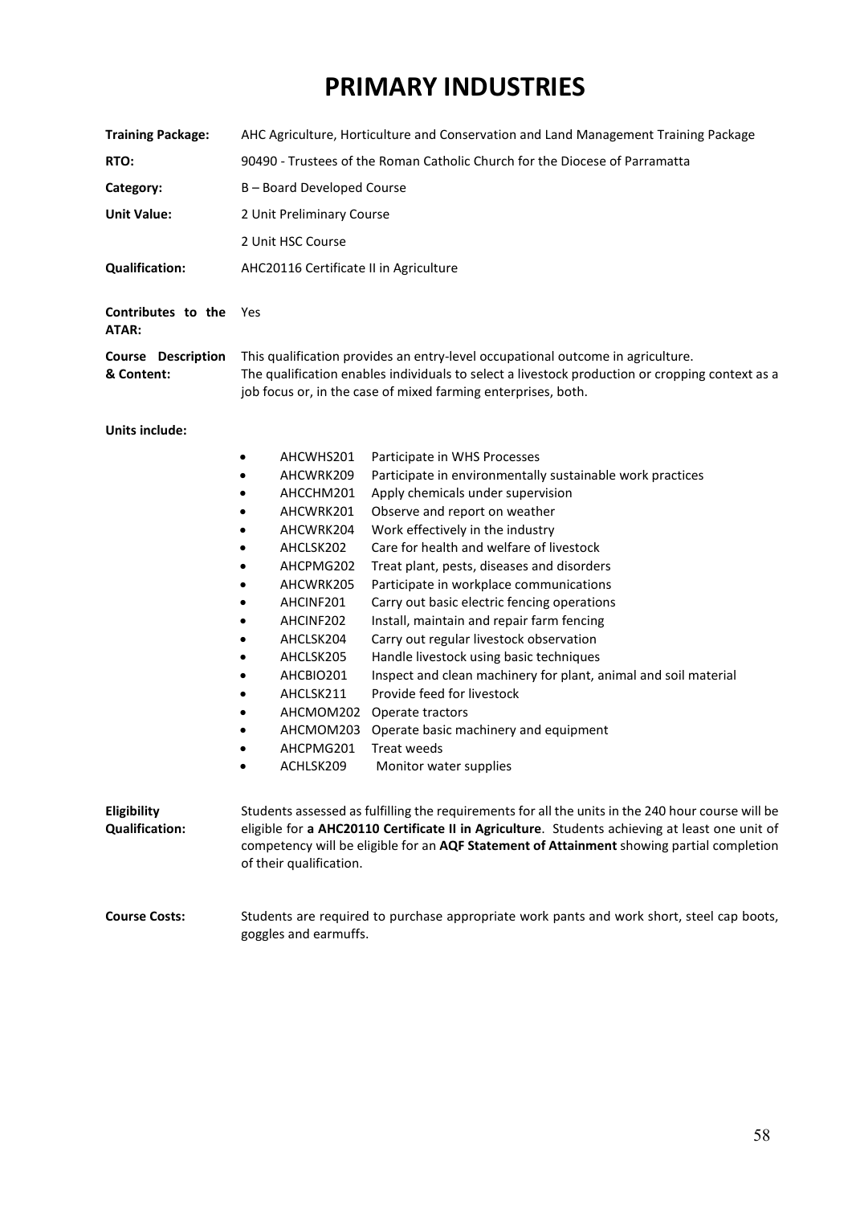# PRIMARY INDUSTRIES

**Training Package:** AHC Agriculture, Horticulture and Conservation and Land Management Training Package

**RTO:** 90490 - Trustees of the Roman Catholic Church for the Diocese of Parramatta

**Category:** B – Board Developed Course

**Unit Value:** 2 Unit Preliminary Course

2 Unit HSC Course

**Qualification:** AHC20116 Certificate II in Agriculture

**Contributes to the ATAR:** Yes

**Course Description & Content:** This qualification provides an entry-level occupational outcome in agriculture. The qualification enables individuals to select a livestock production or cropping context as a job focus or, in the case of mixed farming enterprises, both.

**Units include:**

- AHCWHS201 Participate in WHS Processes
- AHCWRK209 Participate in environmentally sustainable work practices
- AHCCHM201 Apply chemicals under supervision
- AHCWRK201 Observe and report on weather
- AHCWRK204 Work effectively in the industry
- AHCLSK202 Care for health and welfare of livestock
- AHCPMG202 Treat plant, pests, diseases and disorders
- AHCWRK205 Participate in workplace communications
- AHCINF201 Carry out basic electric fencing operations
- AHCINF202 Install, maintain and repair farm fencing
- AHCLSK204 Carry out regular livestock observation
- AHCLSK205 Handle livestock using basic techniques
- AHCBIO201 Inspect and clean machinery for plant, animal and soil material
- AHCLSK211 Provide feed for livestock
- AHCMOM202 Operate tractors
- AHCMOM203 Operate basic machinery and equipment
- AHCPMG201 Treat weeds
- ACHLSK209 Monitor water supplies

**Eligibility Qualification:** Students assessed as fulfilling the requirements for all the units in the 240 hour course will be eligible for **a AHC20110 Certificate II in Agriculture**. Students achieving at least one unit of competency will be eligible for an **AQF Statement of Attainment** showing partial completion of their qualification.

**Course Costs:** Students are required to purchase appropriate work pants and work short, steel cap boots, goggles and earmuffs.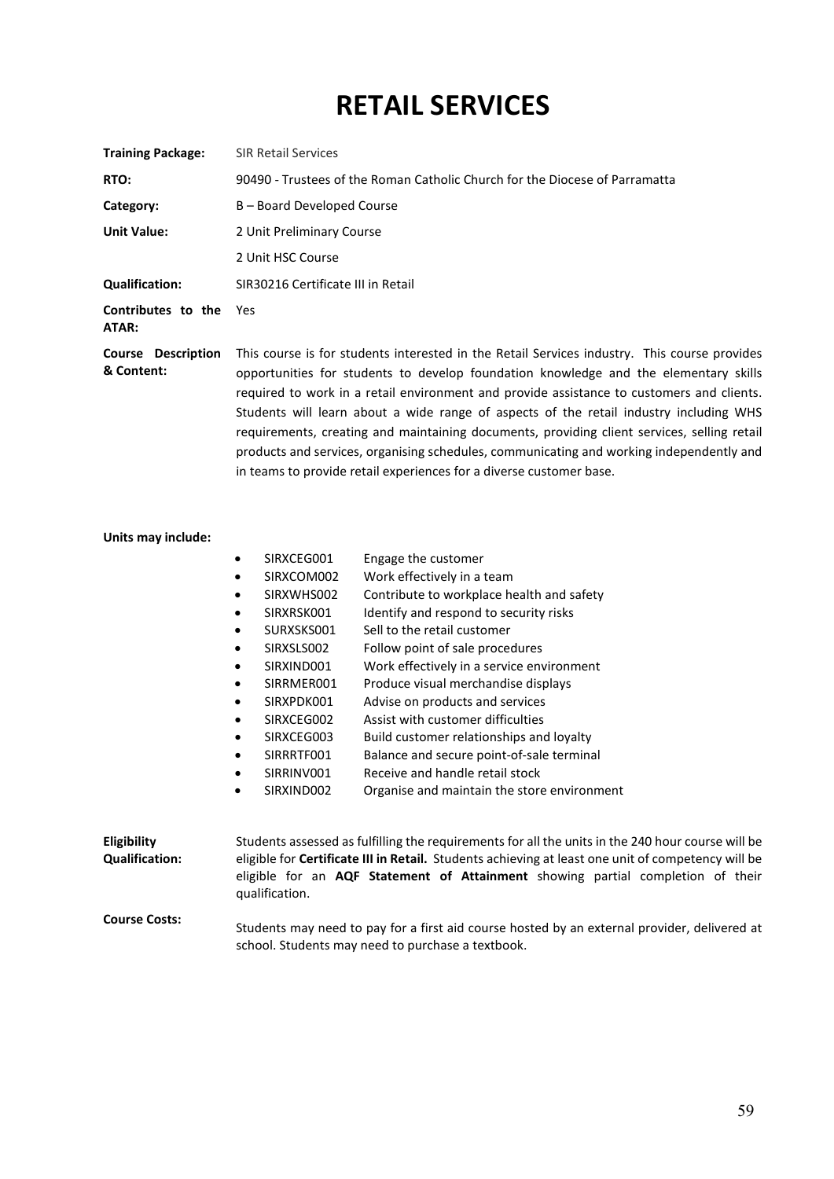# RETAIL SERVICES

**Training Package:** SIR Retail Services

**RTO:** 90490 - Trustees of the Roman Catholic Church for the Diocese of Parramatta

**Category:** B – Board Developed Course

**Unit Value:** 2 Unit Preliminary Course
2 Unit HSC Course

**Qualification:** SIR30216 Certificate III in Retail

**Contributes to the ATAR:** Yes

**Course Description & Content:** This course is for students interested in the Retail Services industry. This course provides opportunities for students to develop foundation knowledge and the elementary skills required to work in a retail environment and provide assistance to customers and clients. Students will learn about a wide range of aspects of the retail industry including WHS requirements, creating and maintaining documents, providing client services, selling retail products and services, organising schedules, communicating and working independently and in teams to provide retail experiences for a diverse customer base.

**Units may include:**

- SIRXCEG001 Engage the customer
- SIRXCOM002 Work effectively in a team
- SIRXWHS002 Contribute to workplace health and safety
- SIRXRSK001 Identify and respond to security risks
- SURXSKS001 Sell to the retail customer
- SIRXSLS002 Follow point of sale procedures
- SIRXIND001 Work effectively in a service environment
- SIRRMER001 Produce visual merchandise displays
- SIRXPDK001 Advise on products and services
- SIRXCEG002 Assist with customer difficulties
- SIRXCEG003 Build customer relationships and loyalty
- SIRRRTF001 Balance and secure point-of-sale terminal
- SIRRINV001 Receive and handle retail stock
- SIRXIND002 Organise and maintain the store environment

**Eligibility Qualification:** Students assessed as fulfilling the requirements for all the units in the 240 hour course will be eligible for **Certificate III in Retail.** Students achieving at least one unit of competency will be eligible for an **AQF Statement of Attainment** showing partial completion of their qualification.

**Course Costs:** Students may need to pay for a first aid course hosted by an external provider, delivered at school. Students may need to purchase a textbook.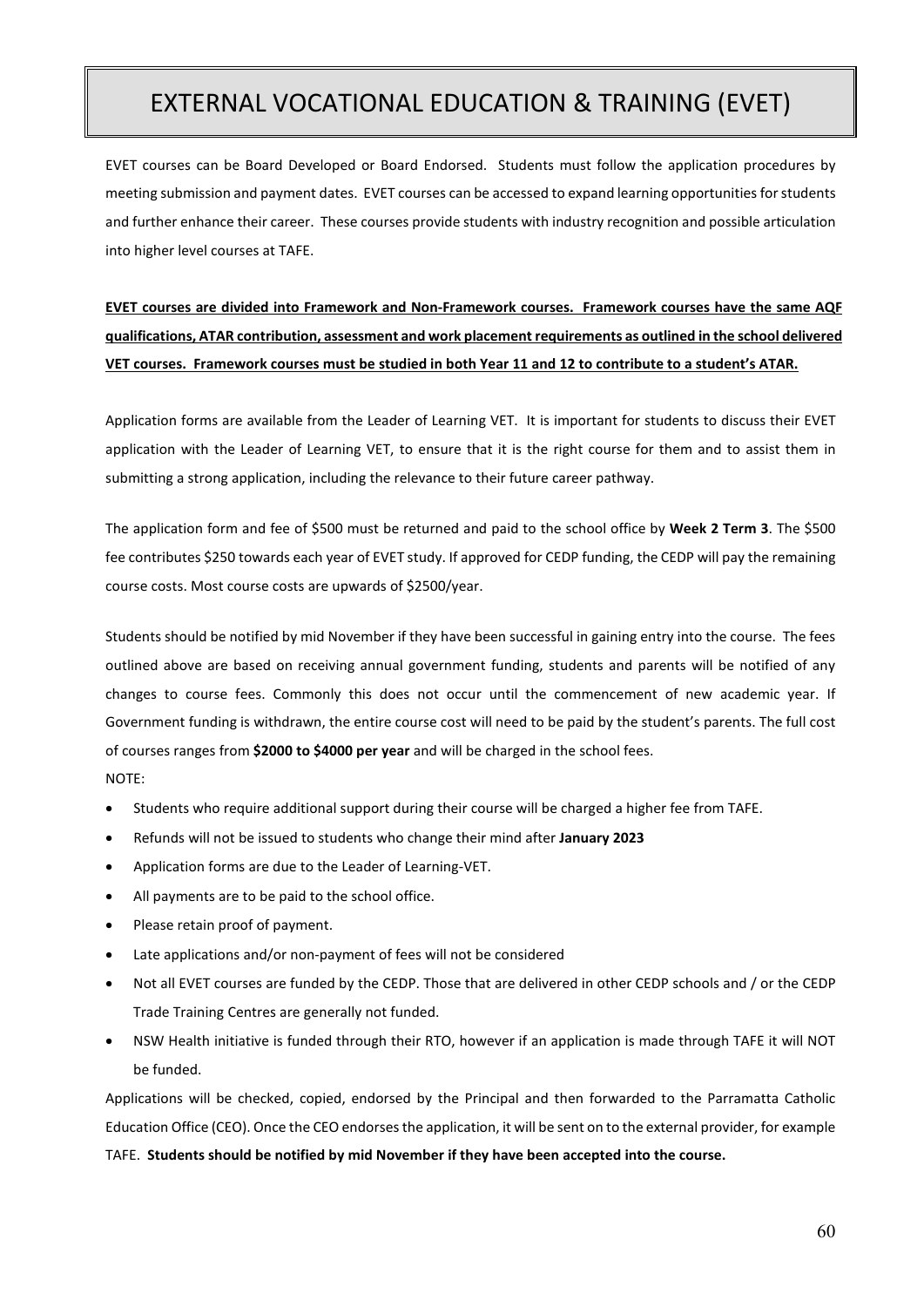# EXTERNAL VOCATIONAL EDUCATION & TRAINING (EVET)

EVET courses can be Board Developed or Board Endorsed. Students must follow the application procedures by meeting submission and payment dates. EVET courses can be accessed to expand learning opportunities for students and further enhance their career. These courses provide students with industry recognition and possible articulation into higher level courses at TAFE.

**EVET courses are divided into Framework and Non-Framework courses. Framework courses have the same AQF qualifications, ATAR contribution, assessment and work placement requirements as outlined in the school delivered VET courses. Framework courses must be studied in both Year 11 and 12 to contribute to a student's ATAR.**

Application forms are available from the Leader of Learning VET. It is important for students to discuss their EVET application with the Leader of Learning VET, to ensure that it is the right course for them and to assist them in submitting a strong application, including the relevance to their future career pathway.

The application form and fee of $500 must be returned and paid to the school office by **Week 2 Term 3**. The $500 fee contributes $250 towards each year of EVET study. If approved for CEDP funding, the CEDP will pay the remaining course costs. Most course costs are upwards of $2500/year.

Students should be notified by mid November if they have been successful in gaining entry into the course. The fees outlined above are based on receiving annual government funding, students and parents will be notified of any changes to course fees. Commonly this does not occur until the commencement of new academic year. If Government funding is withdrawn, the entire course cost will need to be paid by the student's parents. The full cost of courses ranges from **$2000 to $4000 per year** and will be charged in the school fees.

NOTE:

- Students who require additional support during their course will be charged a higher fee from TAFE.
- Refunds will not be issued to students who change their mind after **January 2023**
- Application forms are due to the Leader of Learning-VET.
- All payments are to be paid to the school office.
- Please retain proof of payment.
- Late applications and/or non-payment of fees will not be considered
- Not all EVET courses are funded by the CEDP. Those that are delivered in other CEDP schools and / or the CEDP Trade Training Centres are generally not funded.
- NSW Health initiative is funded through their RTO, however if an application is made through TAFE it will NOT be funded.

Applications will be checked, copied, endorsed by the Principal and then forwarded to the Parramatta Catholic Education Office (CEO). Once the CEO endorses the application, it will be sent on to the external provider, for example TAFE. **Students should be notified by mid November if they have been accepted into the course.**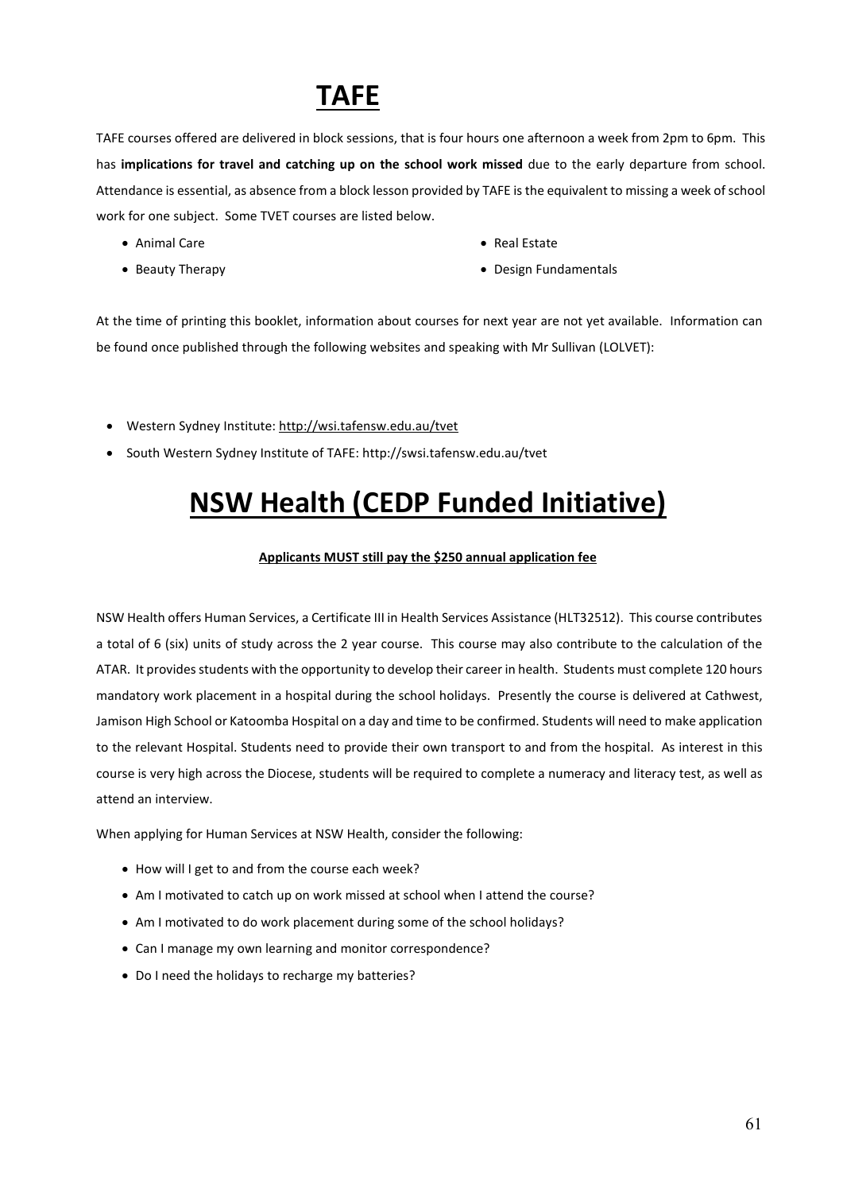# TAFE

TAFE courses offered are delivered in block sessions, that is four hours one afternoon a week from 2pm to 6pm. This has **implications for travel and catching up on the school work missed** due to the early departure from school. Attendance is essential, as absence from a block lesson provided by TAFE is the equivalent to missing a week of school work for one subject. Some TVET courses are listed below.

- Animal Care
- Beauty Therapy
- Real Estate
- Design Fundamentals

At the time of printing this booklet, information about courses for next year are not yet available. Information can be found once published through the following websites and speaking with Mr Sullivan (LOLVET):

- Western Sydney Institute: http://wsi.tafensw.edu.au/tvet
- South Western Sydney Institute of TAFE: http://swsi.tafensw.edu.au/tvet

# NSW Health (CEDP Funded Initiative)

**Applicants MUST still pay the $250 annual application fee**

NSW Health offers Human Services, a Certificate III in Health Services Assistance (HLT32512). This course contributes a total of 6 (six) units of study across the 2 year course. This course may also contribute to the calculation of the ATAR. It provides students with the opportunity to develop their career in health. Students must complete 120 hours mandatory work placement in a hospital during the school holidays. Presently the course is delivered at Cathwest, Jamison High School or Katoomba Hospital on a day and time to be confirmed. Students will need to make application to the relevant Hospital. Students need to provide their own transport to and from the hospital. As interest in this course is very high across the Diocese, students will be required to complete a numeracy and literacy test, as well as attend an interview.

When applying for Human Services at NSW Health, consider the following:

- How will I get to and from the course each week?
- Am I motivated to catch up on work missed at school when I attend the course?
- Am I motivated to do work placement during some of the school holidays?
- Can I manage my own learning and monitor correspondence?
- Do I need the holidays to recharge my batteries?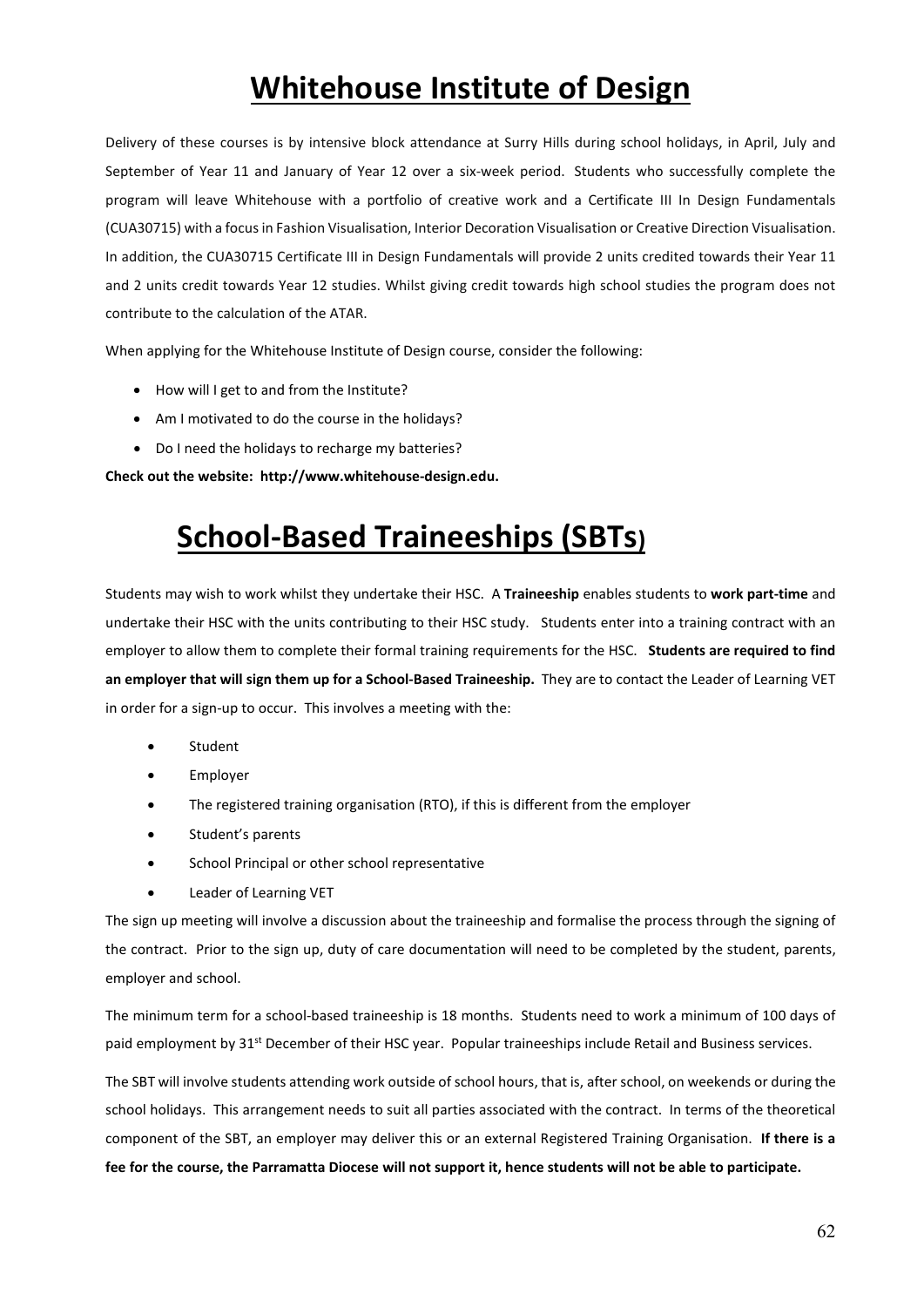# Whitehouse Institute of Design

Delivery of these courses is by intensive block attendance at Surry Hills during school holidays, in April, July and September of Year 11 and January of Year 12 over a six-week period. Students who successfully complete the program will leave Whitehouse with a portfolio of creative work and a Certificate III In Design Fundamentals (CUA30715) with a focus in Fashion Visualisation, Interior Decoration Visualisation or Creative Direction Visualisation. In addition, the CUA30715 Certificate III in Design Fundamentals will provide 2 units credited towards their Year 11 and 2 units credit towards Year 12 studies. Whilst giving credit towards high school studies the program does not contribute to the calculation of the ATAR.

When applying for the Whitehouse Institute of Design course, consider the following:

- How will I get to and from the Institute?
- Am I motivated to do the course in the holidays?
- Do I need the holidays to recharge my batteries?

**Check out the website: http://www.whitehouse-design.edu.**

# School-Based Traineeships (SBTs)

Students may wish to work whilst they undertake their HSC. A **Traineeship** enables students to **work part-time** and undertake their HSC with the units contributing to their HSC study. Students enter into a training contract with an employer to allow them to complete their formal training requirements for the HSC. **Students are required to find an employer that will sign them up for a School-Based Traineeship.** They are to contact the Leader of Learning VET in order for a sign-up to occur. This involves a meeting with the:

- Student
- Employer
- The registered training organisation (RTO), if this is different from the employer
- Student's parents
- School Principal or other school representative
- Leader of Learning VET

The sign up meeting will involve a discussion about the traineeship and formalise the process through the signing of the contract. Prior to the sign up, duty of care documentation will need to be completed by the student, parents, employer and school.

The minimum term for a school-based traineeship is 18 months. Students need to work a minimum of 100 days of paid employment by 31st December of their HSC year. Popular traineeships include Retail and Business services.

The SBT will involve students attending work outside of school hours, that is, after school, on weekends or during the school holidays. This arrangement needs to suit all parties associated with the contract. In terms of the theoretical component of the SBT, an employer may deliver this or an external Registered Training Organisation. **If there is a fee for the course, the Parramatta Diocese will not support it, hence students will not be able to participate.**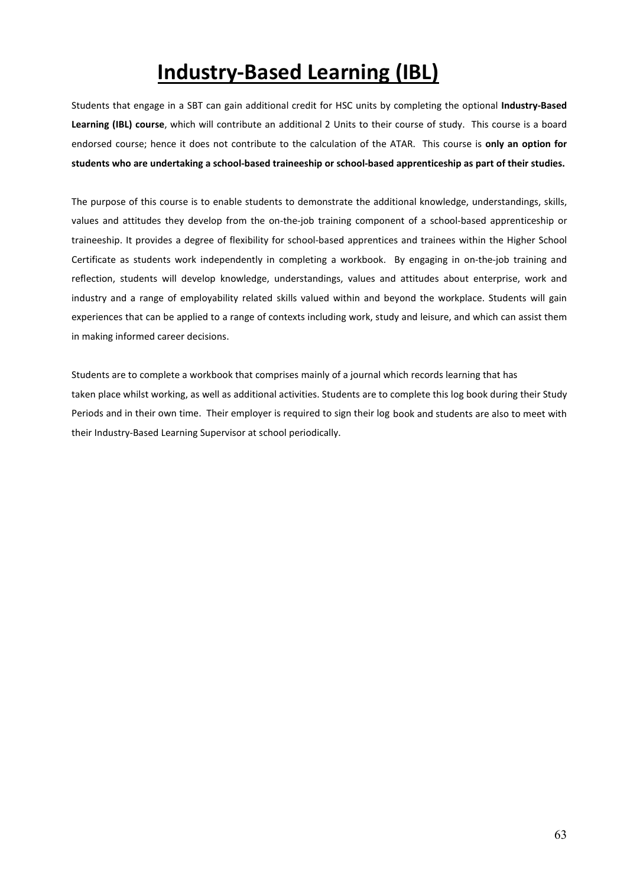# Industry-Based Learning (IBL)

Students that engage in a SBT can gain additional credit for HSC units by completing the optional **Industry-Based Learning (IBL) course**, which will contribute an additional 2 Units to their course of study. This course is a board endorsed course; hence it does not contribute to the calculation of the ATAR. This course is **only an option for students who are undertaking a school-based traineeship or school-based apprenticeship as part of their studies.**

The purpose of this course is to enable students to demonstrate the additional knowledge, understandings, skills, values and attitudes they develop from the on-the-job training component of a school-based apprenticeship or traineeship. It provides a degree of flexibility for school-based apprentices and trainees within the Higher School Certificate as students work independently in completing a workbook. By engaging in on-the-job training and reflection, students will develop knowledge, understandings, values and attitudes about enterprise, work and industry and a range of employability related skills valued within and beyond the workplace. Students will gain experiences that can be applied to a range of contexts including work, study and leisure, and which can assist them in making informed career decisions.

Students are to complete a workbook that comprises mainly of a journal which records learning that has taken place whilst working, as well as additional activities. Students are to complete this log book during their Study Periods and in their own time. Their employer is required to sign their log book and students are also to meet with their Industry-Based Learning Supervisor at school periodically.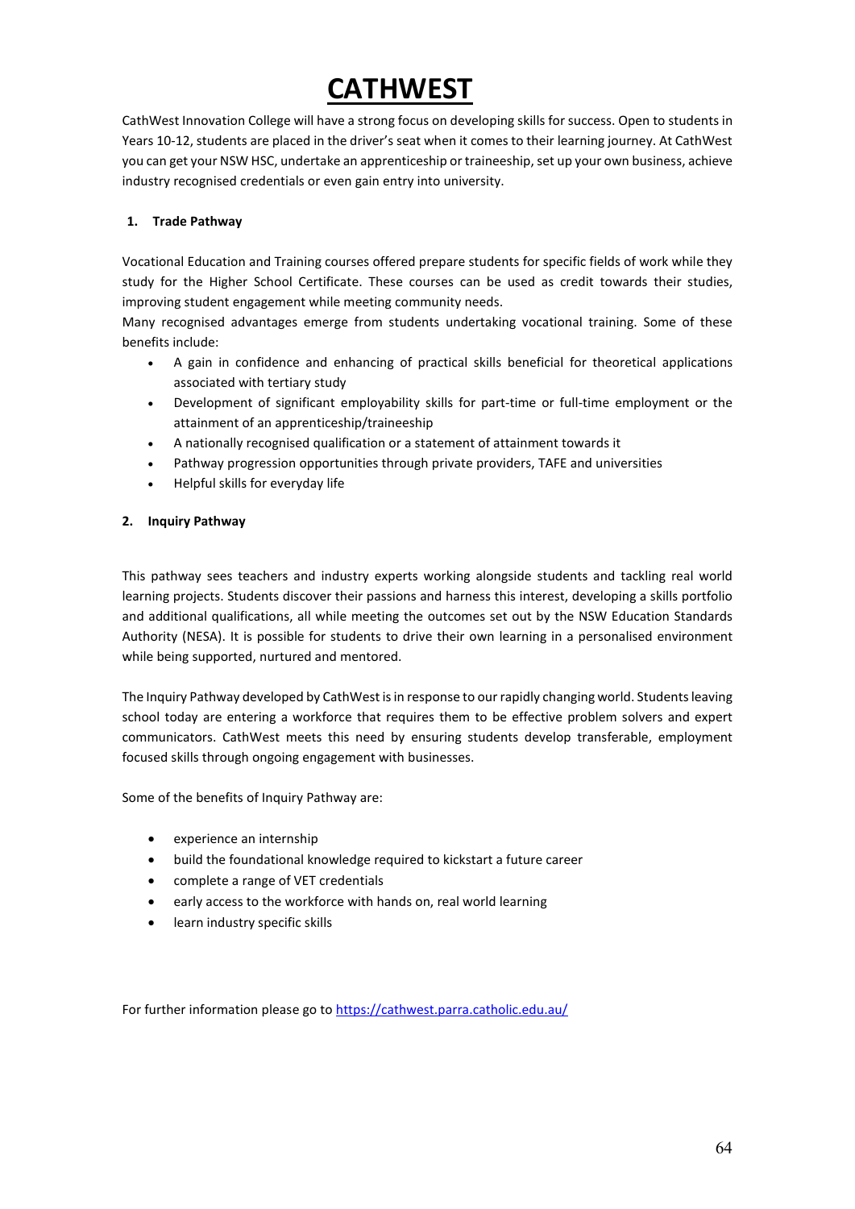# CATHWEST

CathWest Innovation College will have a strong focus on developing skills for success. Open to students in Years 10-12, students are placed in the driver's seat when it comes to their learning journey. At CathWest you can get your NSW HSC, undertake an apprenticeship or traineeship, set up your own business, achieve industry recognised credentials or even gain entry into university.

## 1. Trade Pathway

Vocational Education and Training courses offered prepare students for specific fields of work while they study for the Higher School Certificate. These courses can be used as credit towards their studies, improving student engagement while meeting community needs.

Many recognised advantages emerge from students undertaking vocational training. Some of these benefits include:

- A gain in confidence and enhancing of practical skills beneficial for theoretical applications associated with tertiary study
- Development of significant employability skills for part-time or full-time employment or the attainment of an apprenticeship/traineeship
- A nationally recognised qualification or a statement of attainment towards it
- Pathway progression opportunities through private providers, TAFE and universities
- Helpful skills for everyday life

## 2. Inquiry Pathway

This pathway sees teachers and industry experts working alongside students and tackling real world learning projects. Students discover their passions and harness this interest, developing a skills portfolio and additional qualifications, all while meeting the outcomes set out by the NSW Education Standards Authority (NESA). It is possible for students to drive their own learning in a personalised environment while being supported, nurtured and mentored.

The Inquiry Pathway developed by CathWest is in response to our rapidly changing world. Students leaving school today are entering a workforce that requires them to be effective problem solvers and expert communicators. CathWest meets this need by ensuring students develop transferable, employment focused skills through ongoing engagement with businesses.

Some of the benefits of Inquiry Pathway are:

- experience an internship
- build the foundational knowledge required to kickstart a future career
- complete a range of VET credentials
- early access to the workforce with hands on, real world learning
- learn industry specific skills

For further information please go to https://cathwest.parra.catholic.edu.au/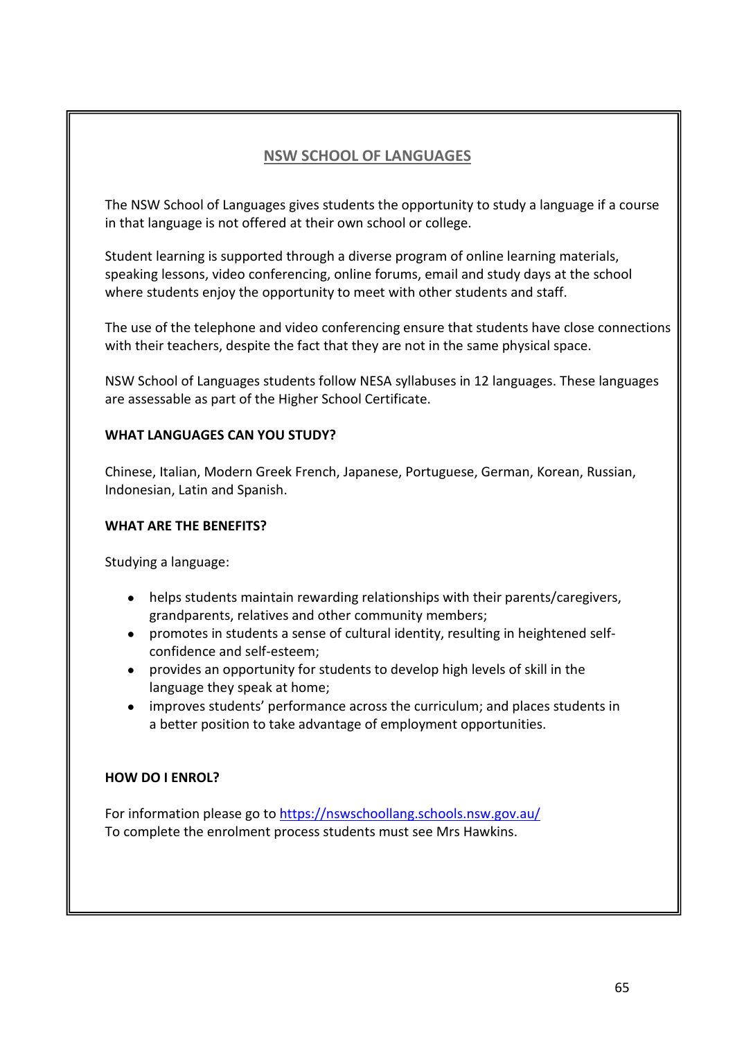## NSW SCHOOL OF LANGUAGES

The NSW School of Languages gives students the opportunity to study a language if a course in that language is not offered at their own school or college.

Student learning is supported through a diverse program of online learning materials, speaking lessons, video conferencing, online forums, email and study days at the school where students enjoy the opportunity to meet with other students and staff.

The use of the telephone and video conferencing ensure that students have close connections with their teachers, despite the fact that they are not in the same physical space.

NSW School of Languages students follow NESA syllabuses in 12 languages. These languages are assessable as part of the Higher School Certificate.

### WHAT LANGUAGES CAN YOU STUDY?

Chinese, Italian, Modern Greek French, Japanese, Portuguese, German, Korean, Russian, Indonesian, Latin and Spanish.

### WHAT ARE THE BENEFITS?

Studying a language:

- helps students maintain rewarding relationships with their parents/caregivers, grandparents, relatives and other community members;
- promotes in students a sense of cultural identity, resulting in heightened self-confidence and self-esteem;
- provides an opportunity for students to develop high levels of skill in the language they speak at home;
- improves students' performance across the curriculum; and places students in a better position to take advantage of employment opportunities.

### HOW DO I ENROL?

For information please go to https://nswschoollang.schools.nsw.gov.au/
To complete the enrolment process students must see Mrs Hawkins.